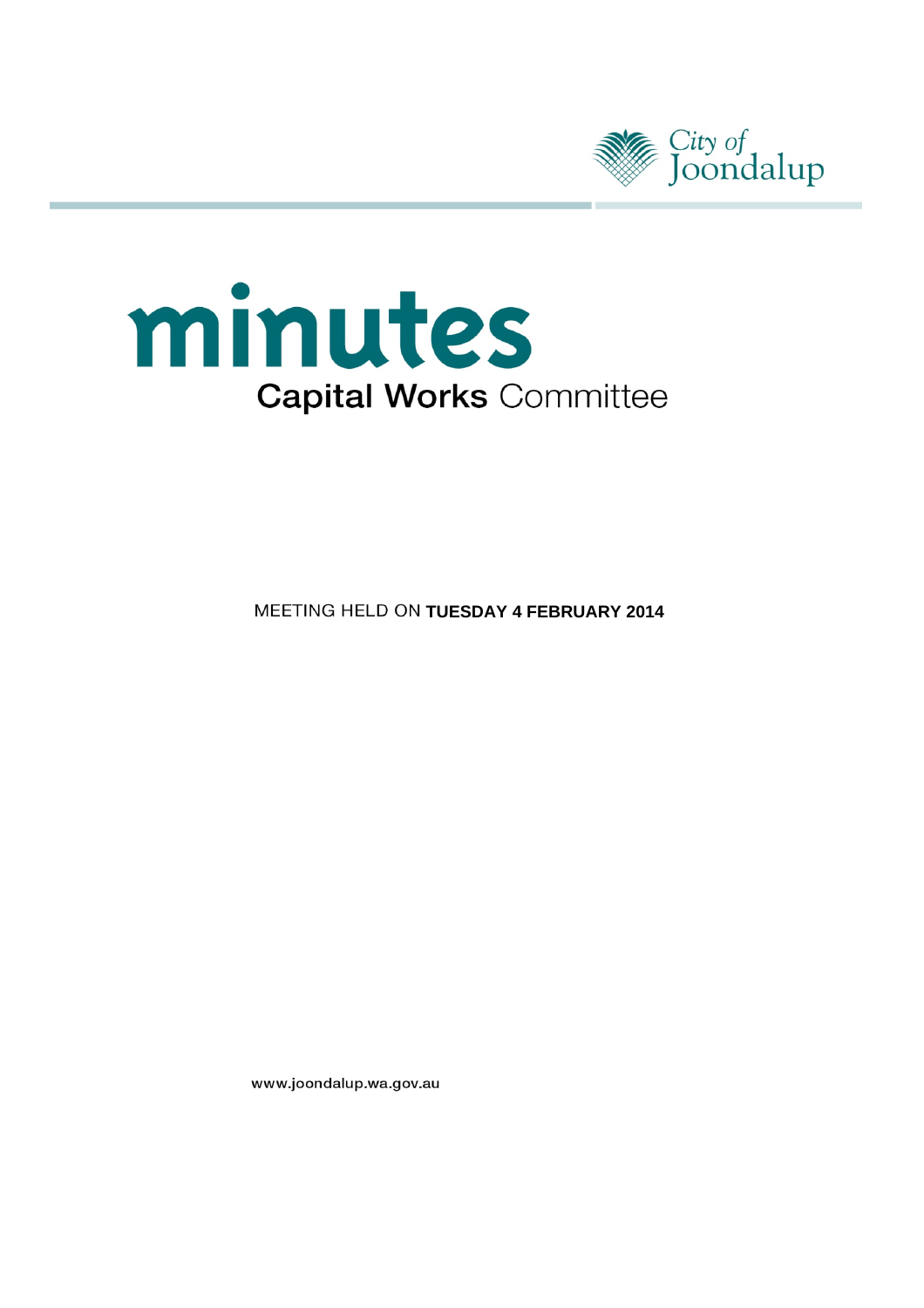City of Joondalup

# minutes

## Capital Works Committee

MEETING HELD ON **TUESDAY 4 FEBRUARY 2014**

www.joondalup.wa.gov.au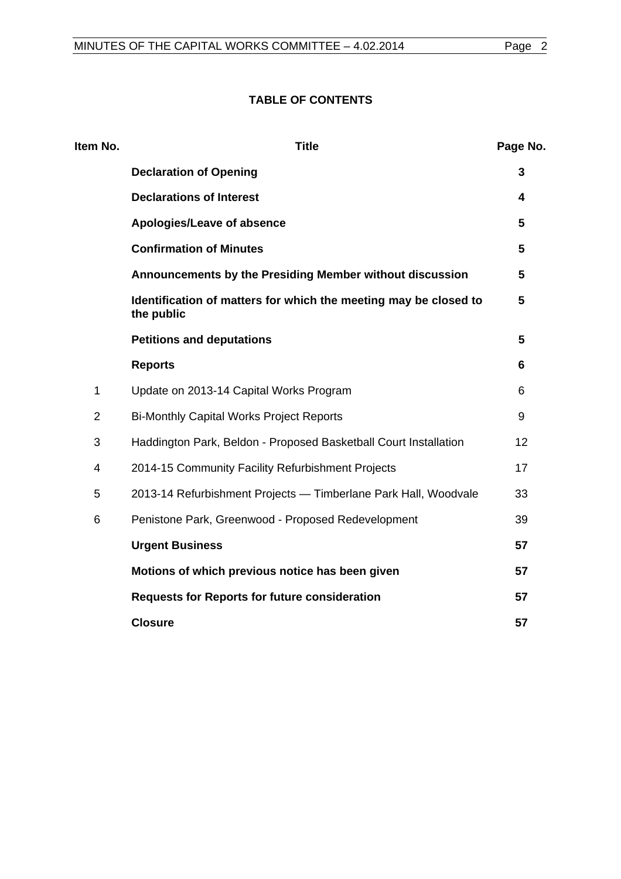## TABLE OF CONTENTS

| Item No. | Title | Page No. |
|---|---|---|
| | **Declaration of Opening** | **3** |
| | **Declarations of Interest** | **4** |
| | **Apologies/Leave of absence** | **5** |
| | **Confirmation of Minutes** | **5** |
| | **Announcements by the Presiding Member without discussion** | **5** |
| | **Identification of matters for which the meeting may be closed to the public** | **5** |
| | **Petitions and deputations** | **5** |
| | **Reports** | **6** |
| 1 | Update on 2013-14 Capital Works Program | 6 |
| 2 | Bi-Monthly Capital Works Project Reports | 9 |
| 3 | Haddington Park, Beldon - Proposed Basketball Court Installation | 12 |
| 4 | 2014-15 Community Facility Refurbishment Projects | 17 |
| 5 | 2013-14 Refurbishment Projects — Timberlane Park Hall, Woodvale | 33 |
| 6 | Penistone Park, Greenwood - Proposed Redevelopment | 39 |
| | **Urgent Business** | **57** |
| | **Motions of which previous notice has been given** | **57** |
| | **Requests for Reports for future consideration** | **57** |
| | **Closure** | **57** |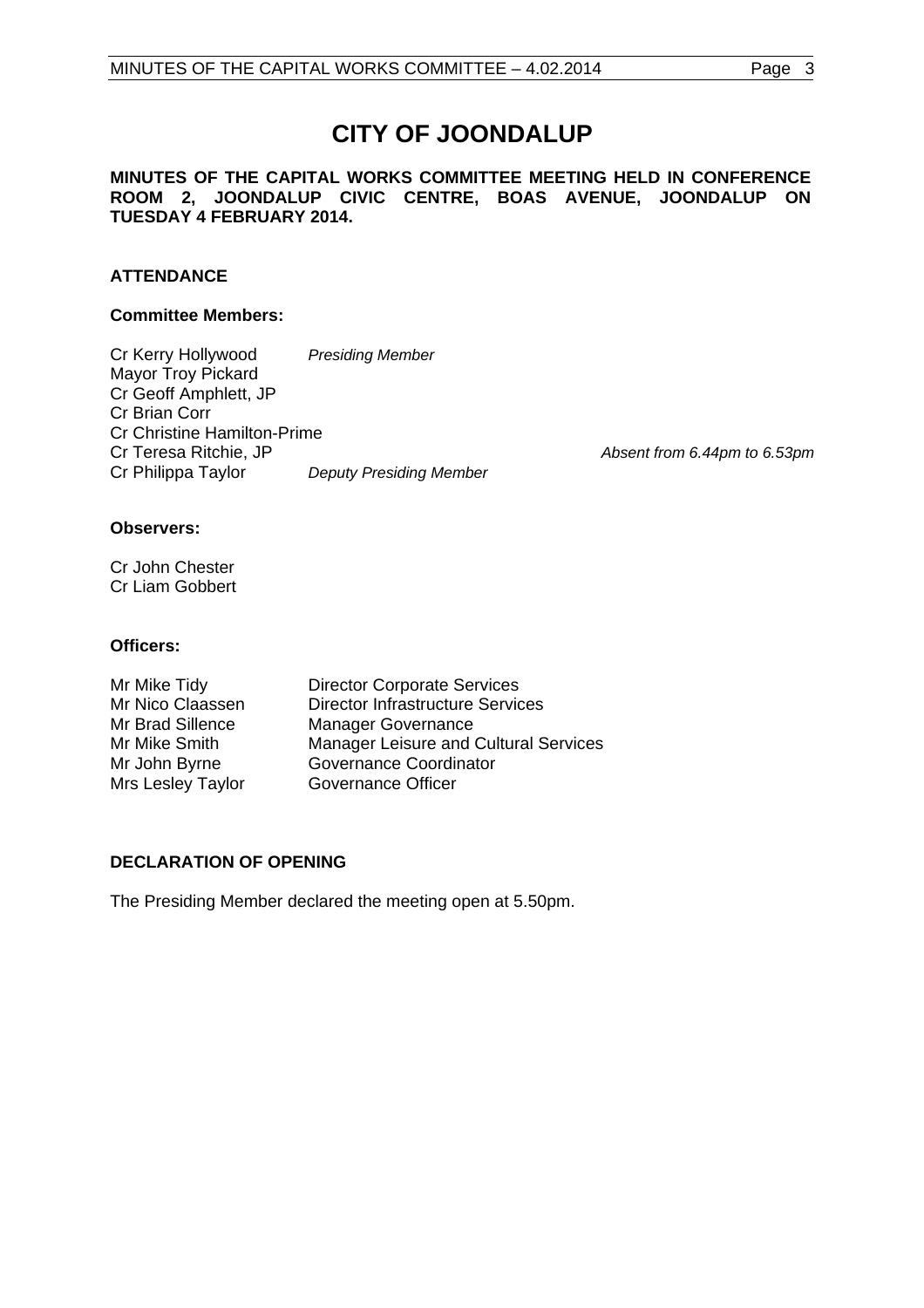# CITY OF JOONDALUP

**MINUTES OF THE CAPITAL WORKS COMMITTEE MEETING HELD IN CONFERENCE ROOM 2, JOONDALUP CIVIC CENTRE, BOAS AVENUE, JOONDALUP ON TUESDAY 4 FEBRUARY 2014.**

## ATTENDANCE

### Committee Members:

| | | |
|---|---|---|
| Cr Kerry Hollywood | *Presiding Member* | |
| Mayor Troy Pickard | | |
| Cr Geoff Amphlett, JP | | |
| Cr Brian Corr | | |
| Cr Christine Hamilton-Prime | | |
| Cr Teresa Ritchie, JP | | *Absent from 6.44pm to 6.53pm* |
| Cr Philippa Taylor | *Deputy Presiding Member* | |

### Observers:

Cr John Chester
Cr Liam Gobbert

### Officers:

| | |
|---|---|
| Mr Mike Tidy | Director Corporate Services |
| Mr Nico Claassen | Director Infrastructure Services |
| Mr Brad Sillence | Manager Governance |
| Mr Mike Smith | Manager Leisure and Cultural Services |
| Mr John Byrne | Governance Coordinator |
| Mrs Lesley Taylor | Governance Officer |

## DECLARATION OF OPENING

The Presiding Member declared the meeting open at 5.50pm.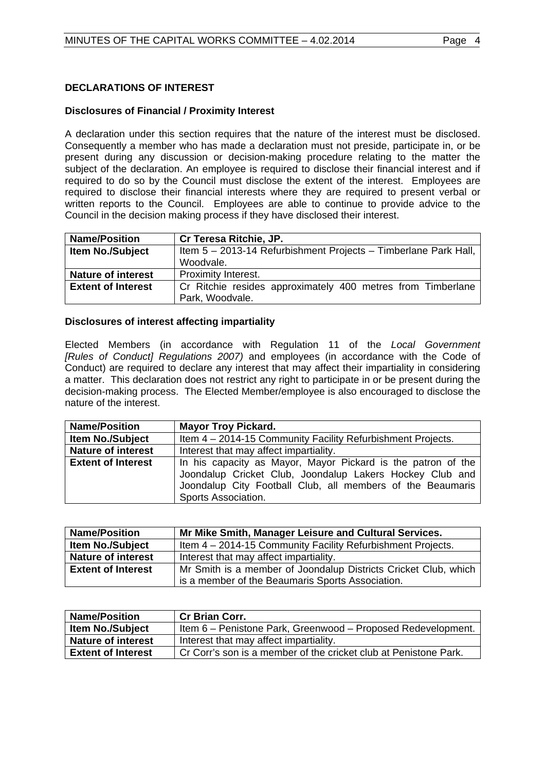## DECLARATIONS OF INTEREST

### Disclosures of Financial / Proximity Interest

A declaration under this section requires that the nature of the interest must be disclosed. Consequently a member who has made a declaration must not preside, participate in, or be present during any discussion or decision-making procedure relating to the matter the subject of the declaration. An employee is required to disclose their financial interest and if required to do so by the Council must disclose the extent of the interest. Employees are required to disclose their financial interests where they are required to present verbal or written reports to the Council. Employees are able to continue to provide advice to the Council in the decision making process if they have disclosed their interest.

| **Name/Position** | **Cr Teresa Ritchie, JP.** |
|---|---|
| **Item No./Subject** | Item 5 – 2013-14 Refurbishment Projects – Timberlane Park Hall, Woodvale. |
| **Nature of interest** | Proximity Interest. |
| **Extent of Interest** | Cr Ritchie resides approximately 400 metres from Timberlane Park, Woodvale. |

### Disclosures of interest affecting impartiality

Elected Members (in accordance with Regulation 11 of the *Local Government [Rules of Conduct] Regulations 2007)* and employees (in accordance with the Code of Conduct) are required to declare any interest that may affect their impartiality in considering a matter. This declaration does not restrict any right to participate in or be present during the decision-making process. The Elected Member/employee is also encouraged to disclose the nature of the interest.

| **Name/Position** | **Mayor Troy Pickard.** |
|---|---|
| **Item No./Subject** | Item 4 – 2014-15 Community Facility Refurbishment Projects. |
| **Nature of interest** | Interest that may affect impartiality. |
| **Extent of Interest** | In his capacity as Mayor, Mayor Pickard is the patron of the Joondalup Cricket Club, Joondalup Lakers Hockey Club and Joondalup City Football Club, all members of the Beaumaris Sports Association. |

| **Name/Position** | **Mr Mike Smith, Manager Leisure and Cultural Services.** |
|---|---|
| **Item No./Subject** | Item 4 – 2014-15 Community Facility Refurbishment Projects. |
| **Nature of interest** | Interest that may affect impartiality. |
| **Extent of Interest** | Mr Smith is a member of Joondalup Districts Cricket Club, which is a member of the Beaumaris Sports Association. |

| **Name/Position** | **Cr Brian Corr.** |
|---|---|
| **Item No./Subject** | Item 6 – Penistone Park, Greenwood – Proposed Redevelopment. |
| **Nature of interest** | Interest that may affect impartiality. |
| **Extent of Interest** | Cr Corr's son is a member of the cricket club at Penistone Park. |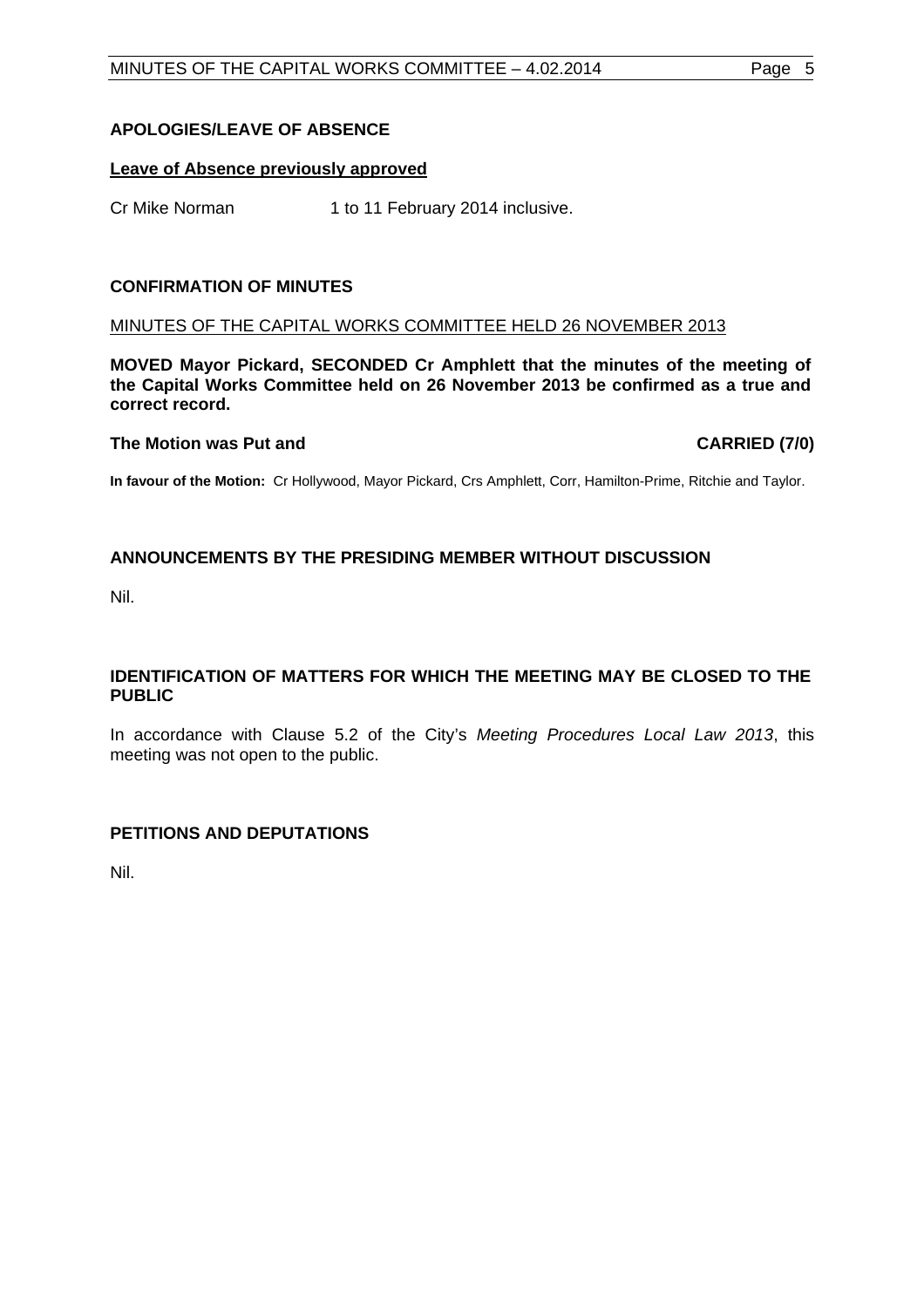## APOLOGIES/LEAVE OF ABSENCE

**Leave of Absence previously approved**

Cr Mike Norman 1 to 11 February 2014 inclusive.

## CONFIRMATION OF MINUTES

MINUTES OF THE CAPITAL WORKS COMMITTEE HELD 26 NOVEMBER 2013

**MOVED Mayor Pickard, SECONDED Cr Amphlett that the minutes of the meeting of the Capital Works Committee held on 26 November 2013 be confirmed as a true and correct record.**

**The Motion was Put and CARRIED (7/0)**

**In favour of the Motion:** Cr Hollywood, Mayor Pickard, Crs Amphlett, Corr, Hamilton-Prime, Ritchie and Taylor.

## ANNOUNCEMENTS BY THE PRESIDING MEMBER WITHOUT DISCUSSION

Nil.

## IDENTIFICATION OF MATTERS FOR WHICH THE MEETING MAY BE CLOSED TO THE PUBLIC

In accordance with Clause 5.2 of the City's *Meeting Procedures Local Law 2013*, this meeting was not open to the public.

## PETITIONS AND DEPUTATIONS

Nil.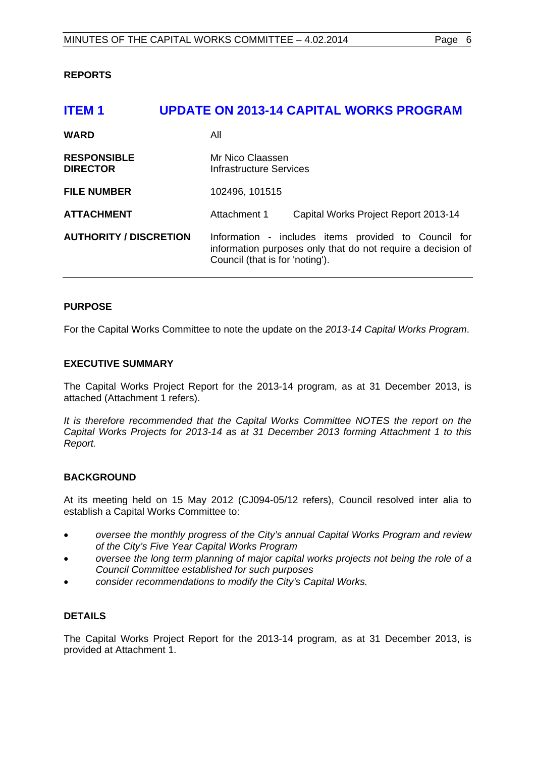**REPORTS**

# ITEM 1 UPDATE ON 2013-14 CAPITAL WORKS PROGRAM

| | | |
|---|---|---|
| **WARD** | All | |
| **RESPONSIBLE DIRECTOR** | Mr Nico Claassen<br>Infrastructure Services | |
| **FILE NUMBER** | 102496, 101515 | |
| **ATTACHMENT** | Attachment 1 | Capital Works Project Report 2013-14 |
| **AUTHORITY / DISCRETION** | Information - includes items provided to Council for information purposes only that do not require a decision of Council (that is for 'noting'). | |

## PURPOSE

For the Capital Works Committee to note the update on the *2013-14 Capital Works Program*.

## EXECUTIVE SUMMARY

The Capital Works Project Report for the 2013-14 program, as at 31 December 2013, is attached (Attachment 1 refers).

*It is therefore recommended that the Capital Works Committee NOTES the report on the Capital Works Projects for 2013-14 as at 31 December 2013 forming Attachment 1 to this Report.*

## BACKGROUND

At its meeting held on 15 May 2012 (CJ094-05/12 refers), Council resolved inter alia to establish a Capital Works Committee to:

- *oversee the monthly progress of the City's annual Capital Works Program and review of the City's Five Year Capital Works Program*
- *oversee the long term planning of major capital works projects not being the role of a Council Committee established for such purposes*
- *consider recommendations to modify the City's Capital Works.*

## DETAILS

The Capital Works Project Report for the 2013-14 program, as at 31 December 2013, is provided at Attachment 1.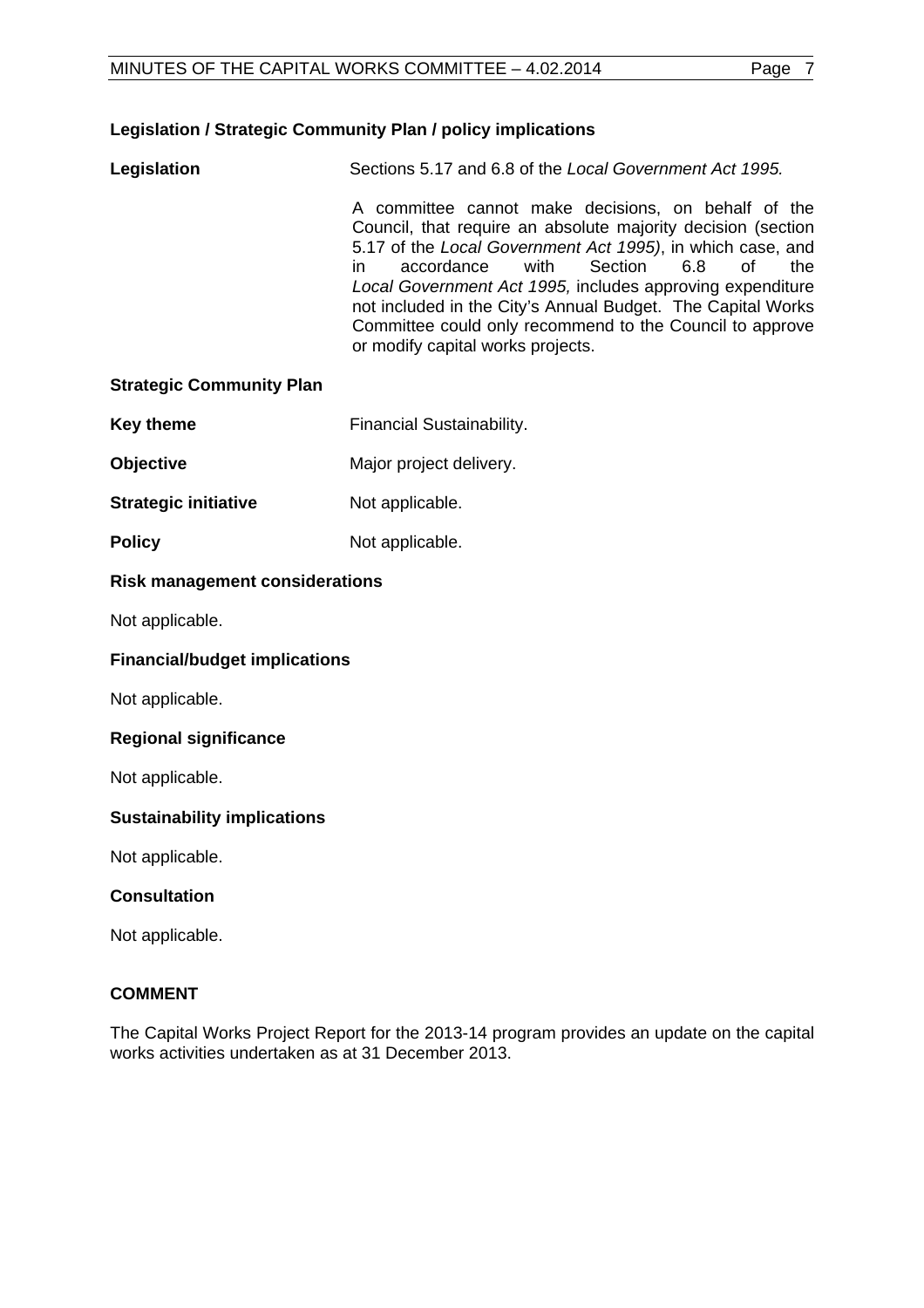**Legislation / Strategic Community Plan / policy implications**

**Legislation** Sections 5.17 and 6.8 of the *Local Government Act 1995.*

A committee cannot make decisions, on behalf of the Council, that require an absolute majority decision (section 5.17 of the *Local Government Act 1995)*, in which case, and in accordance with Section 6.8 of the *Local Government Act 1995,* includes approving expenditure not included in the City's Annual Budget. The Capital Works Committee could only recommend to the Council to approve or modify capital works projects.

**Strategic Community Plan**

**Key theme** Financial Sustainability.

**Objective** Major project delivery.

**Strategic initiative** Not applicable.

**Policy** Not applicable.

**Risk management considerations**

Not applicable.

**Financial/budget implications**

Not applicable.

**Regional significance**

Not applicable.

**Sustainability implications**

Not applicable.

**Consultation**

Not applicable.

**COMMENT**

The Capital Works Project Report for the 2013-14 program provides an update on the capital works activities undertaken as at 31 December 2013.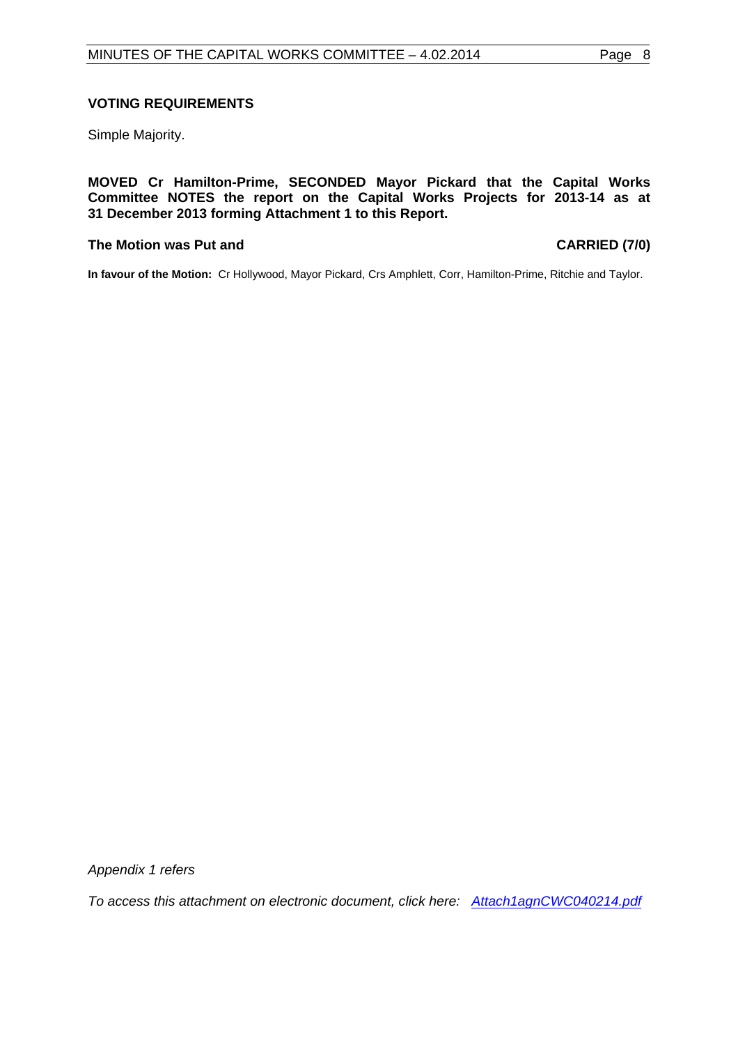**VOTING REQUIREMENTS**

Simple Majority.

**MOVED Cr Hamilton-Prime, SECONDED Mayor Pickard that the Capital Works Committee NOTES the report on the Capital Works Projects for 2013-14 as at 31 December 2013 forming Attachment 1 to this Report.**

**The Motion was Put and CARRIED (7/0)**

**In favour of the Motion:** Cr Hollywood, Mayor Pickard, Crs Amphlett, Corr, Hamilton-Prime, Ritchie and Taylor.

*Appendix 1 refers*

*To access this attachment on electronic document, click here: Attach1agnCWC040214.pdf*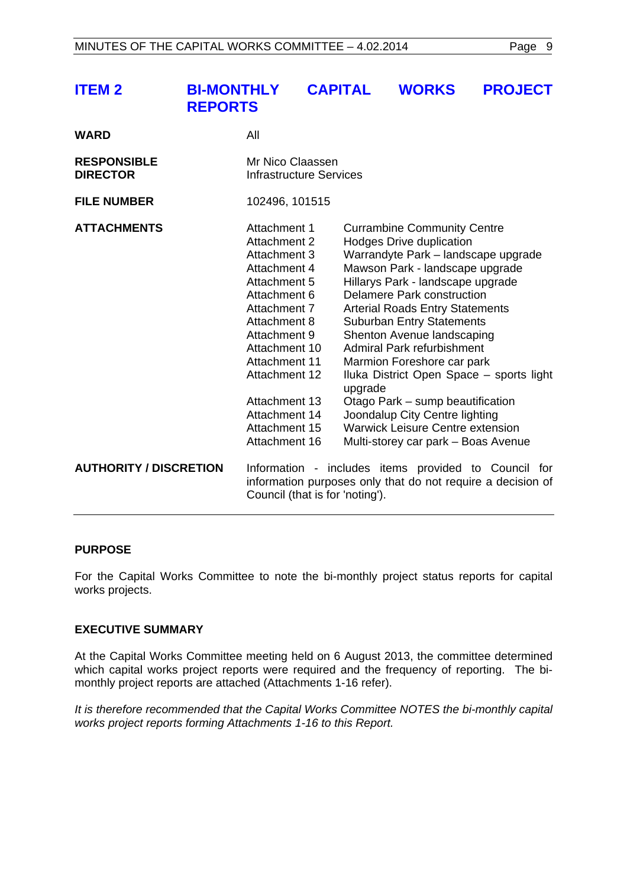## ITEM 2 BI-MONTHLY CAPITAL WORKS PROJECT REPORTS

| | | |
|---|---|---|
| **WARD** | All | |
| **RESPONSIBLE DIRECTOR** | Mr Nico Claassen<br>Infrastructure Services | |
| **FILE NUMBER** | 102496, 101515 | |
| **ATTACHMENTS** | Attachment 1 | Currambine Community Centre |
| | Attachment 2 | Hodges Drive duplication |
| | Attachment 3 | Warrandyte Park – landscape upgrade |
| | Attachment 4 | Mawson Park - landscape upgrade |
| | Attachment 5 | Hillarys Park - landscape upgrade |
| | Attachment 6 | Delamere Park construction |
| | Attachment 7 | Arterial Roads Entry Statements |
| | Attachment 8 | Suburban Entry Statements |
| | Attachment 9 | Shenton Avenue landscaping |
| | Attachment 10 | Admiral Park refurbishment |
| | Attachment 11 | Marmion Foreshore car park |
| | Attachment 12 | Iluka District Open Space – sports light upgrade |
| | Attachment 13 | Otago Park – sump beautification |
| | Attachment 14 | Joondalup City Centre lighting |
| | Attachment 15 | Warwick Leisure Centre extension |
| | Attachment 16 | Multi-storey car park – Boas Avenue |
| **AUTHORITY / DISCRETION** | Information - includes items provided to Council for information purposes only that do not require a decision of Council (that is for 'noting'). | |

### PURPOSE

For the Capital Works Committee to note the bi-monthly project status reports for capital works projects.

### EXECUTIVE SUMMARY

At the Capital Works Committee meeting held on 6 August 2013, the committee determined which capital works project reports were required and the frequency of reporting. The bi-monthly project reports are attached (Attachments 1-16 refer).

*It is therefore recommended that the Capital Works Committee NOTES the bi-monthly capital works project reports forming Attachments 1-16 to this Report.*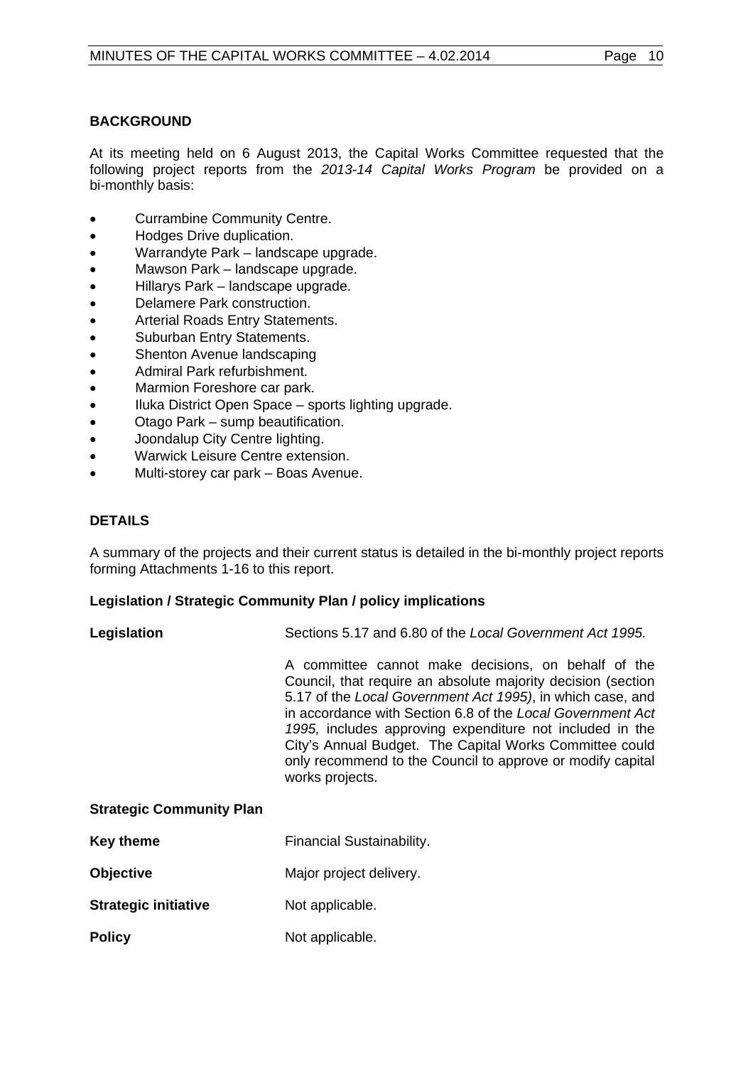## BACKGROUND

At its meeting held on 6 August 2013, the Capital Works Committee requested that the following project reports from the *2013-14 Capital Works Program* be provided on a bi-monthly basis:

- Currambine Community Centre.
- Hodges Drive duplication.
- Warrandyte Park – landscape upgrade.
- Mawson Park – landscape upgrade.
- Hillarys Park – landscape upgrade.
- Delamere Park construction.
- Arterial Roads Entry Statements.
- Suburban Entry Statements.
- Shenton Avenue landscaping
- Admiral Park refurbishment.
- Marmion Foreshore car park.
- Iluka District Open Space – sports lighting upgrade.
- Otago Park – sump beautification.
- Joondalup City Centre lighting.
- Warwick Leisure Centre extension.
- Multi-storey car park – Boas Avenue.

## DETAILS

A summary of the projects and their current status is detailed in the bi-monthly project reports forming Attachments 1-16 to this report.

### Legislation / Strategic Community Plan / policy implications

**Legislation** Sections 5.17 and 6.80 of the *Local Government Act 1995.*

A committee cannot make decisions, on behalf of the Council, that require an absolute majority decision (section 5.17 of the *Local Government Act 1995)*, in which case, and in accordance with Section 6.8 of the *Local Government Act 1995,* includes approving expenditure not included in the City's Annual Budget. The Capital Works Committee could only recommend to the Council to approve or modify capital works projects.

**Strategic Community Plan**

**Key theme** Financial Sustainability.

**Objective** Major project delivery.

**Strategic initiative** Not applicable.

**Policy** Not applicable.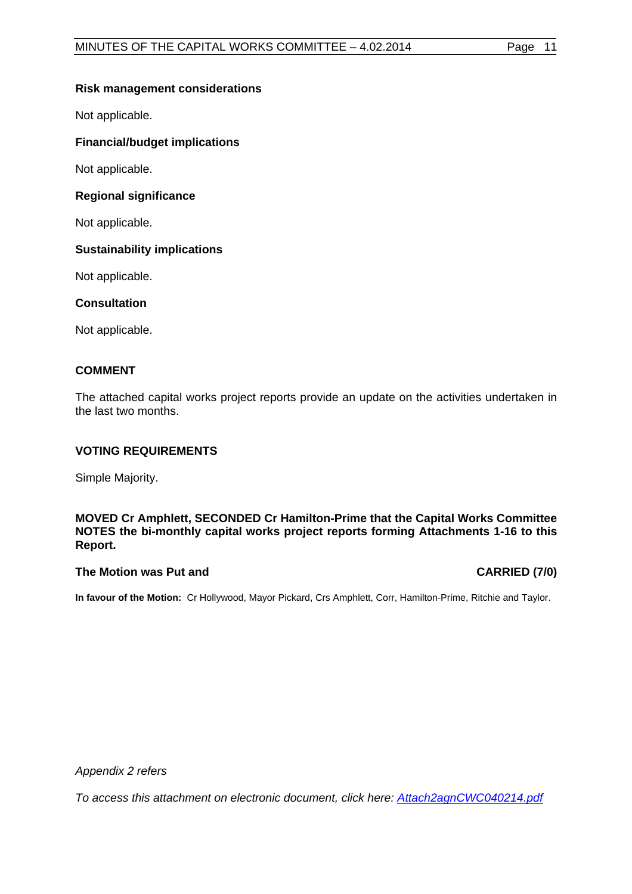**Risk management considerations**

Not applicable.

**Financial/budget implications**

Not applicable.

**Regional significance**

Not applicable.

**Sustainability implications**

Not applicable.

**Consultation**

Not applicable.

## COMMENT

The attached capital works project reports provide an update on the activities undertaken in the last two months.

## VOTING REQUIREMENTS

Simple Majority.

**MOVED Cr Amphlett, SECONDED Cr Hamilton-Prime that the Capital Works Committee NOTES the bi-monthly capital works project reports forming Attachments 1-16 to this Report.**

**The Motion was Put and CARRIED (7/0)**

**In favour of the Motion:** Cr Hollywood, Mayor Pickard, Crs Amphlett, Corr, Hamilton-Prime, Ritchie and Taylor.

*Appendix 2 refers*

*To access this attachment on electronic document, click here: Attach2agnCWC040214.pdf*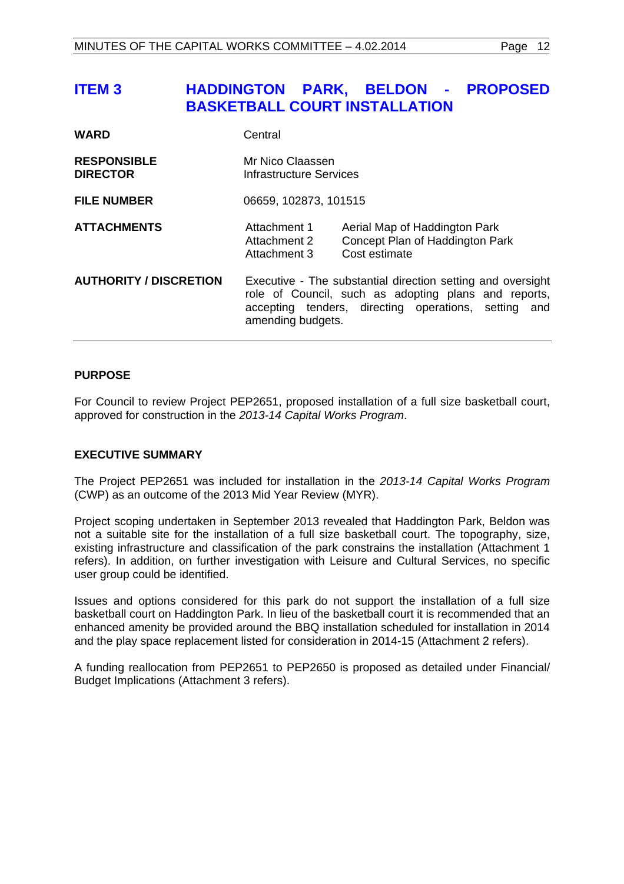# ITEM 3 HADDINGTON PARK, BELDON - PROPOSED BASKETBALL COURT INSTALLATION

| | | |
|---|---|---|
| **WARD** | Central | |
| **RESPONSIBLE DIRECTOR** | Mr Nico Claassen<br>Infrastructure Services | |
| **FILE NUMBER** | 06659, 102873, 101515 | |
| **ATTACHMENTS** | Attachment 1<br>Attachment 2<br>Attachment 3 | Aerial Map of Haddington Park<br>Concept Plan of Haddington Park<br>Cost estimate |
| **AUTHORITY / DISCRETION** | Executive - The substantial direction setting and oversight role of Council, such as adopting plans and reports, accepting tenders, directing operations, setting and amending budgets. | |

## PURPOSE

For Council to review Project PEP2651, proposed installation of a full size basketball court, approved for construction in the *2013-14 Capital Works Program*.

## EXECUTIVE SUMMARY

The Project PEP2651 was included for installation in the *2013-14 Capital Works Program* (CWP) as an outcome of the 2013 Mid Year Review (MYR).

Project scoping undertaken in September 2013 revealed that Haddington Park, Beldon was not a suitable site for the installation of a full size basketball court. The topography, size, existing infrastructure and classification of the park constrains the installation (Attachment 1 refers). In addition, on further investigation with Leisure and Cultural Services, no specific user group could be identified.

Issues and options considered for this park do not support the installation of a full size basketball court on Haddington Park. In lieu of the basketball court it is recommended that an enhanced amenity be provided around the BBQ installation scheduled for installation in 2014 and the play space replacement listed for consideration in 2014-15 (Attachment 2 refers).

A funding reallocation from PEP2651 to PEP2650 is proposed as detailed under Financial/ Budget Implications (Attachment 3 refers).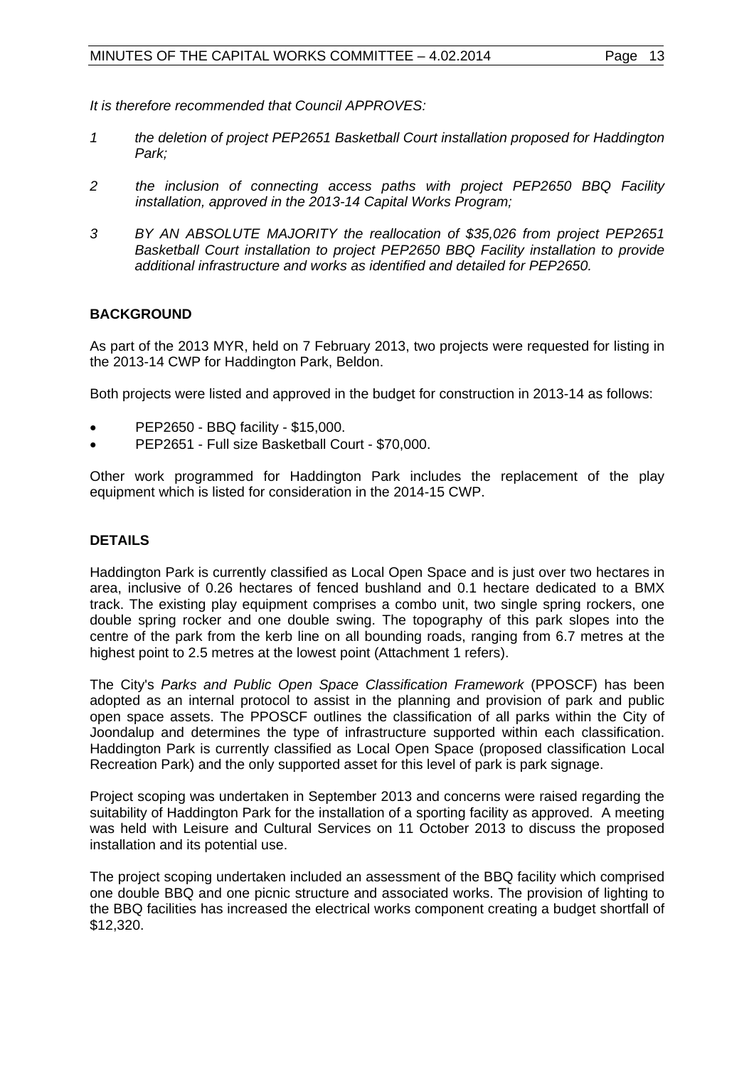*It is therefore recommended that Council APPROVES:*

*1 the deletion of project PEP2651 Basketball Court installation proposed for Haddington Park;*

*2 the inclusion of connecting access paths with project PEP2650 BBQ Facility installation, approved in the 2013-14 Capital Works Program;*

*3 BY AN ABSOLUTE MAJORITY the reallocation of $35,026 from project PEP2651 Basketball Court installation to project PEP2650 BBQ Facility installation to provide additional infrastructure and works as identified and detailed for PEP2650.*

## BACKGROUND

As part of the 2013 MYR, held on 7 February 2013, two projects were requested for listing in the 2013-14 CWP for Haddington Park, Beldon.

Both projects were listed and approved in the budget for construction in 2013-14 as follows:

- PEP2650 - BBQ facility - $15,000.
- PEP2651 - Full size Basketball Court - $70,000.

Other work programmed for Haddington Park includes the replacement of the play equipment which is listed for consideration in the 2014-15 CWP.

## DETAILS

Haddington Park is currently classified as Local Open Space and is just over two hectares in area, inclusive of 0.26 hectares of fenced bushland and 0.1 hectare dedicated to a BMX track. The existing play equipment comprises a combo unit, two single spring rockers, one double spring rocker and one double swing. The topography of this park slopes into the centre of the park from the kerb line on all bounding roads, ranging from 6.7 metres at the highest point to 2.5 metres at the lowest point (Attachment 1 refers).

The City's *Parks and Public Open Space Classification Framework* (PPOSCF) has been adopted as an internal protocol to assist in the planning and provision of park and public open space assets. The PPOSCF outlines the classification of all parks within the City of Joondalup and determines the type of infrastructure supported within each classification. Haddington Park is currently classified as Local Open Space (proposed classification Local Recreation Park) and the only supported asset for this level of park is park signage.

Project scoping was undertaken in September 2013 and concerns were raised regarding the suitability of Haddington Park for the installation of a sporting facility as approved. A meeting was held with Leisure and Cultural Services on 11 October 2013 to discuss the proposed installation and its potential use.

The project scoping undertaken included an assessment of the BBQ facility which comprised one double BBQ and one picnic structure and associated works. The provision of lighting to the BBQ facilities has increased the electrical works component creating a budget shortfall of $12,320.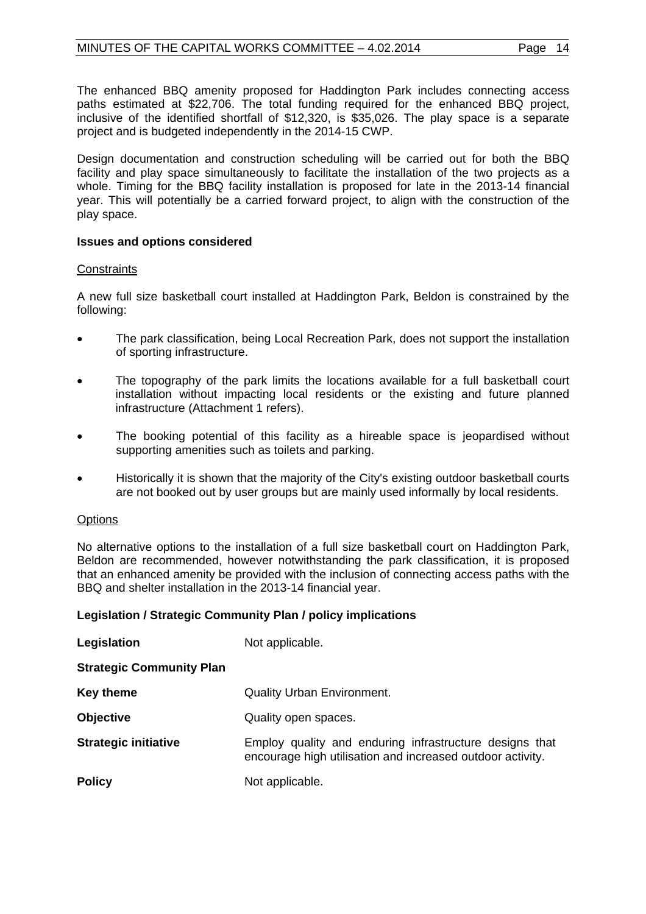The enhanced BBQ amenity proposed for Haddington Park includes connecting access paths estimated at $22,706. The total funding required for the enhanced BBQ project, inclusive of the identified shortfall of $12,320, is $35,026. The play space is a separate project and is budgeted independently in the 2014-15 CWP.

Design documentation and construction scheduling will be carried out for both the BBQ facility and play space simultaneously to facilitate the installation of the two projects as a whole. Timing for the BBQ facility installation is proposed for late in the 2013-14 financial year. This will potentially be a carried forward project, to align with the construction of the play space.

**Issues and options considered**

Constraints

A new full size basketball court installed at Haddington Park, Beldon is constrained by the following:

- The park classification, being Local Recreation Park, does not support the installation of sporting infrastructure.
- The topography of the park limits the locations available for a full basketball court installation without impacting local residents or the existing and future planned infrastructure (Attachment 1 refers).
- The booking potential of this facility as a hireable space is jeopardised without supporting amenities such as toilets and parking.
- Historically it is shown that the majority of the City's existing outdoor basketball courts are not booked out by user groups but are mainly used informally by local residents.

Options

No alternative options to the installation of a full size basketball court on Haddington Park, Beldon are recommended, however notwithstanding the park classification, it is proposed that an enhanced amenity be provided with the inclusion of connecting access paths with the BBQ and shelter installation in the 2013-14 financial year.

**Legislation / Strategic Community Plan / policy implications**

| | |
|---|---|
| **Legislation** | Not applicable. |
| **Strategic Community Plan** | |
| **Key theme** | Quality Urban Environment. |
| **Objective** | Quality open spaces. |
| **Strategic initiative** | Employ quality and enduring infrastructure designs that encourage high utilisation and increased outdoor activity. |
| **Policy** | Not applicable. |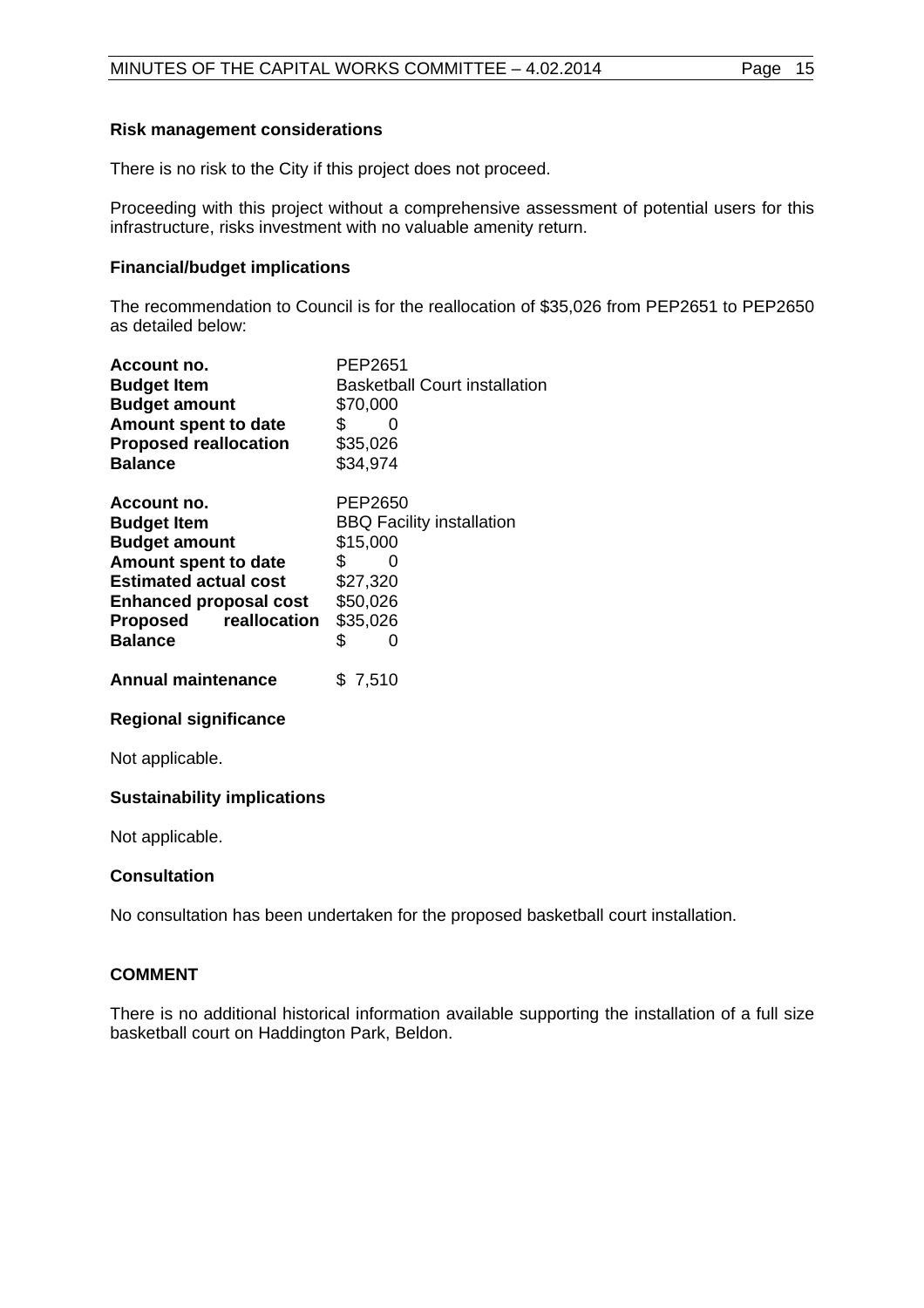**Risk management considerations**

There is no risk to the City if this project does not proceed.

Proceeding with this project without a comprehensive assessment of potential users for this infrastructure, risks investment with no valuable amenity return.

**Financial/budget implications**

The recommendation to Council is for the reallocation of $35,026 from PEP2651 to PEP2650 as detailed below:

| | |
|---|---|
| **Account no.** | PEP2651 |
| **Budget Item** | Basketball Court installation |
| **Budget amount** | $70,000 |
| **Amount spent to date** | $ 0 |
| **Proposed reallocation** | $35,026 |
| **Balance** | $34,974 |

| | |
|---|---|
| **Account no.** | PEP2650 |
| **Budget Item** | BBQ Facility installation |
| **Budget amount** | $15,000 |
| **Amount spent to date** | $ 0 |
| **Estimated actual cost** | $27,320 |
| **Enhanced proposal cost** | $50,026 |
| **Proposed reallocation** | $35,026 |
| **Balance** | $ 0 |

**Annual maintenance** $ 7,510

**Regional significance**

Not applicable.

**Sustainability implications**

Not applicable.

**Consultation**

No consultation has been undertaken for the proposed basketball court installation.

## COMMENT

There is no additional historical information available supporting the installation of a full size basketball court on Haddington Park, Beldon.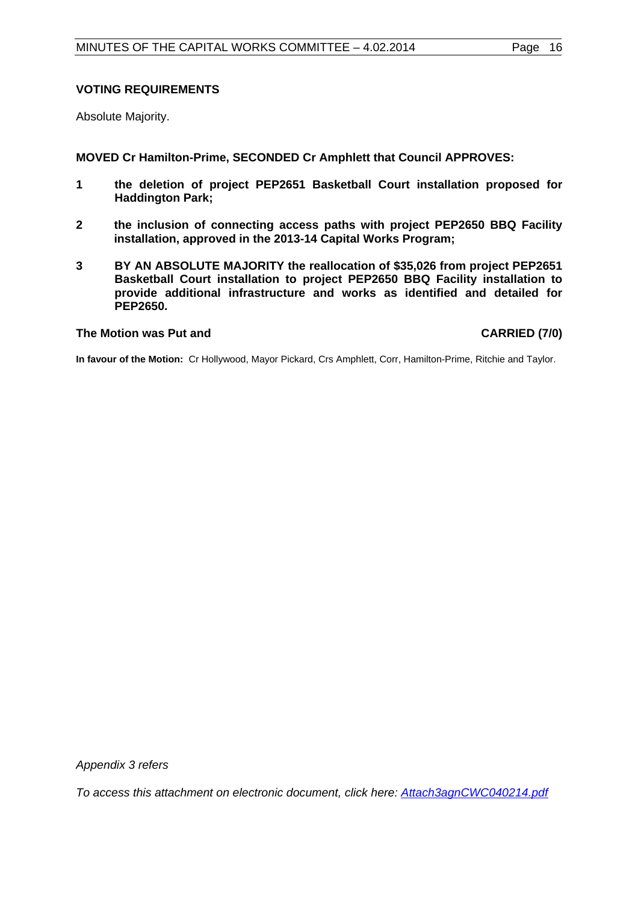**VOTING REQUIREMENTS**

Absolute Majority.

**MOVED Cr Hamilton-Prime, SECONDED Cr Amphlett that Council APPROVES:**

1. **the deletion of project PEP2651 Basketball Court installation proposed for Haddington Park;**
2. **the inclusion of connecting access paths with project PEP2650 BBQ Facility installation, approved in the 2013-14 Capital Works Program;**
3. **BY AN ABSOLUTE MAJORITY the reallocation of $35,026 from project PEP2651 Basketball Court installation to project PEP2650 BBQ Facility installation to provide additional infrastructure and works as identified and detailed for PEP2650.**

**The Motion was Put and** **CARRIED (7/0)**

**In favour of the Motion:** Cr Hollywood, Mayor Pickard, Crs Amphlett, Corr, Hamilton-Prime, Ritchie and Taylor.

*Appendix 3 refers*

*To access this attachment on electronic document, click here: Attach3agnCWC040214.pdf*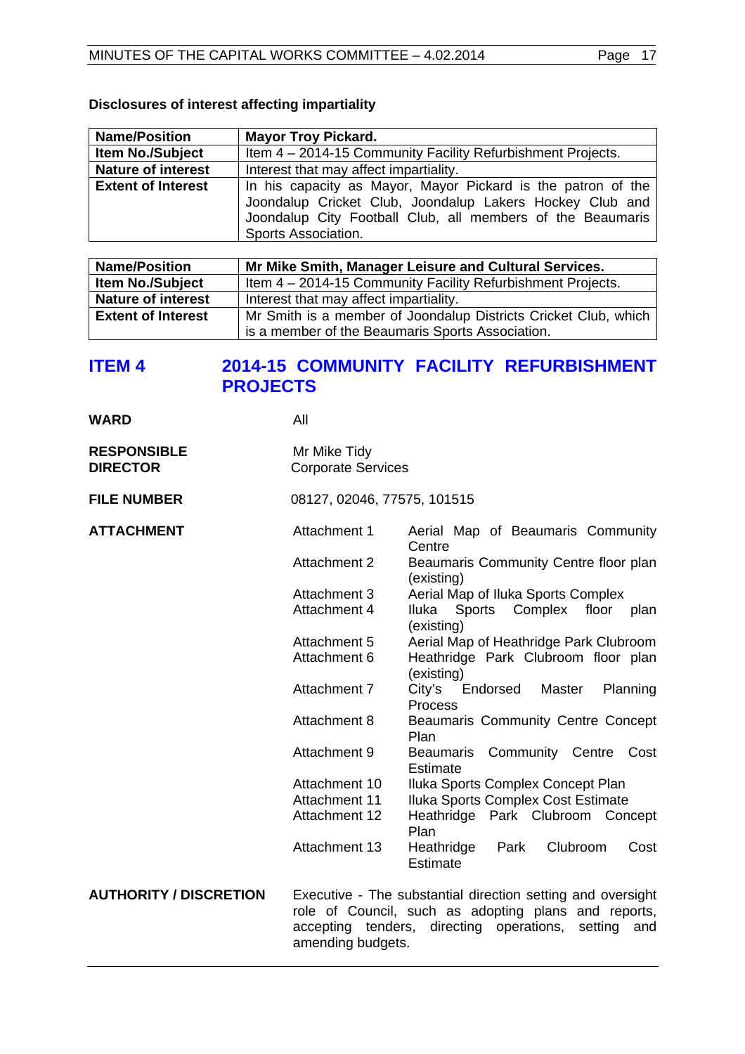### Disclosures of interest affecting impartiality

| **Name/Position** | **Mayor Troy Pickard.** |
|---|---|
| **Item No./Subject** | Item 4 – 2014-15 Community Facility Refurbishment Projects. |
| **Nature of interest** | Interest that may affect impartiality. |
| **Extent of Interest** | In his capacity as Mayor, Mayor Pickard is the patron of the Joondalup Cricket Club, Joondalup Lakers Hockey Club and Joondalup City Football Club, all members of the Beaumaris Sports Association. |

| **Name/Position** | **Mr Mike Smith, Manager Leisure and Cultural Services.** |
|---|---|
| **Item No./Subject** | Item 4 – 2014-15 Community Facility Refurbishment Projects. |
| **Nature of interest** | Interest that may affect impartiality. |
| **Extent of Interest** | Mr Smith is a member of Joondalup Districts Cricket Club, which is a member of the Beaumaris Sports Association. |

## ITEM 4 2014-15 COMMUNITY FACILITY REFURBISHMENT PROJECTS

**WARD** All

**RESPONSIBLE DIRECTOR** Mr Mike Tidy
Corporate Services

**FILE NUMBER** 08127, 02046, 77575, 101515

**ATTACHMENT**

| | |
|---|---|
| Attachment 1 | Aerial Map of Beaumaris Community Centre |
| Attachment 2 | Beaumaris Community Centre floor plan (existing) |
| Attachment 3 | Aerial Map of Iluka Sports Complex |
| Attachment 4 | Iluka Sports Complex floor plan (existing) |
| Attachment 5 | Aerial Map of Heathridge Park Clubroom |
| Attachment 6 | Heathridge Park Clubroom floor plan (existing) |
| Attachment 7 | City's Endorsed Master Planning Process |
| Attachment 8 | Beaumaris Community Centre Concept Plan |
| Attachment 9 | Beaumaris Community Centre Cost Estimate |
| Attachment 10 | Iluka Sports Complex Concept Plan |
| Attachment 11 | Iluka Sports Complex Cost Estimate |
| Attachment 12 | Heathridge Park Clubroom Concept Plan |
| Attachment 13 | Heathridge Park Clubroom Cost Estimate |

**AUTHORITY / DISCRETION** Executive - The substantial direction setting and oversight role of Council, such as adopting plans and reports, accepting tenders, directing operations, setting and amending budgets.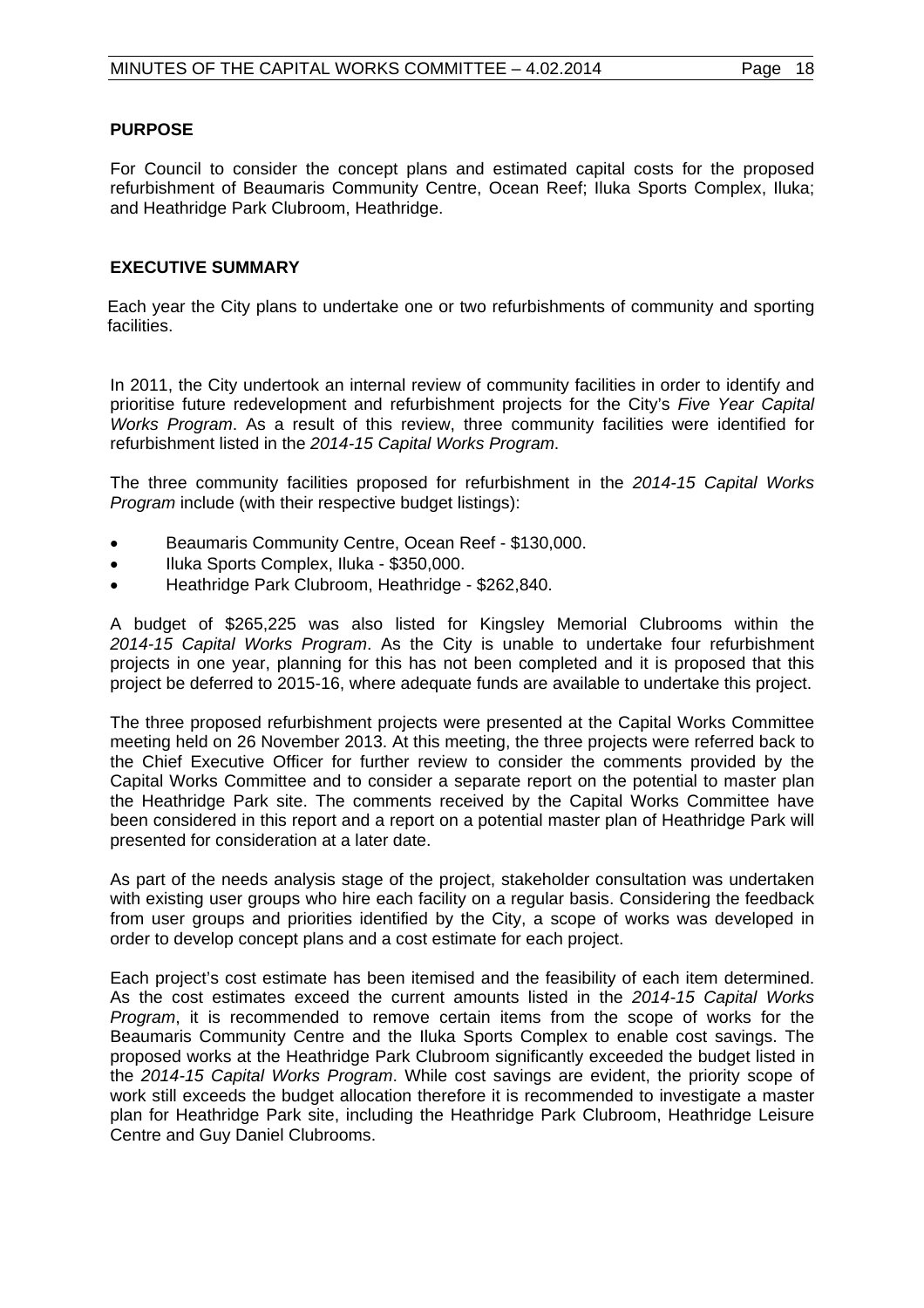## PURPOSE

For Council to consider the concept plans and estimated capital costs for the proposed refurbishment of Beaumaris Community Centre, Ocean Reef; Iluka Sports Complex, Iluka; and Heathridge Park Clubroom, Heathridge.

## EXECUTIVE SUMMARY

Each year the City plans to undertake one or two refurbishments of community and sporting facilities.

In 2011, the City undertook an internal review of community facilities in order to identify and prioritise future redevelopment and refurbishment projects for the City's *Five Year Capital Works Program*. As a result of this review, three community facilities were identified for refurbishment listed in the *2014-15 Capital Works Program*.

The three community facilities proposed for refurbishment in the *2014-15 Capital Works Program* include (with their respective budget listings):

- Beaumaris Community Centre, Ocean Reef - $130,000.
- Iluka Sports Complex, Iluka - $350,000.
- Heathridge Park Clubroom, Heathridge - $262,840.

A budget of $265,225 was also listed for Kingsley Memorial Clubrooms within the *2014-15 Capital Works Program*. As the City is unable to undertake four refurbishment projects in one year, planning for this has not been completed and it is proposed that this project be deferred to 2015-16, where adequate funds are available to undertake this project.

The three proposed refurbishment projects were presented at the Capital Works Committee meeting held on 26 November 2013. At this meeting, the three projects were referred back to the Chief Executive Officer for further review to consider the comments provided by the Capital Works Committee and to consider a separate report on the potential to master plan the Heathridge Park site. The comments received by the Capital Works Committee have been considered in this report and a report on a potential master plan of Heathridge Park will presented for consideration at a later date.

As part of the needs analysis stage of the project, stakeholder consultation was undertaken with existing user groups who hire each facility on a regular basis. Considering the feedback from user groups and priorities identified by the City, a scope of works was developed in order to develop concept plans and a cost estimate for each project.

Each project's cost estimate has been itemised and the feasibility of each item determined. As the cost estimates exceed the current amounts listed in the *2014-15 Capital Works Program*, it is recommended to remove certain items from the scope of works for the Beaumaris Community Centre and the Iluka Sports Complex to enable cost savings. The proposed works at the Heathridge Park Clubroom significantly exceeded the budget listed in the *2014-15 Capital Works Program*. While cost savings are evident, the priority scope of work still exceeds the budget allocation therefore it is recommended to investigate a master plan for Heathridge Park site, including the Heathridge Park Clubroom, Heathridge Leisure Centre and Guy Daniel Clubrooms.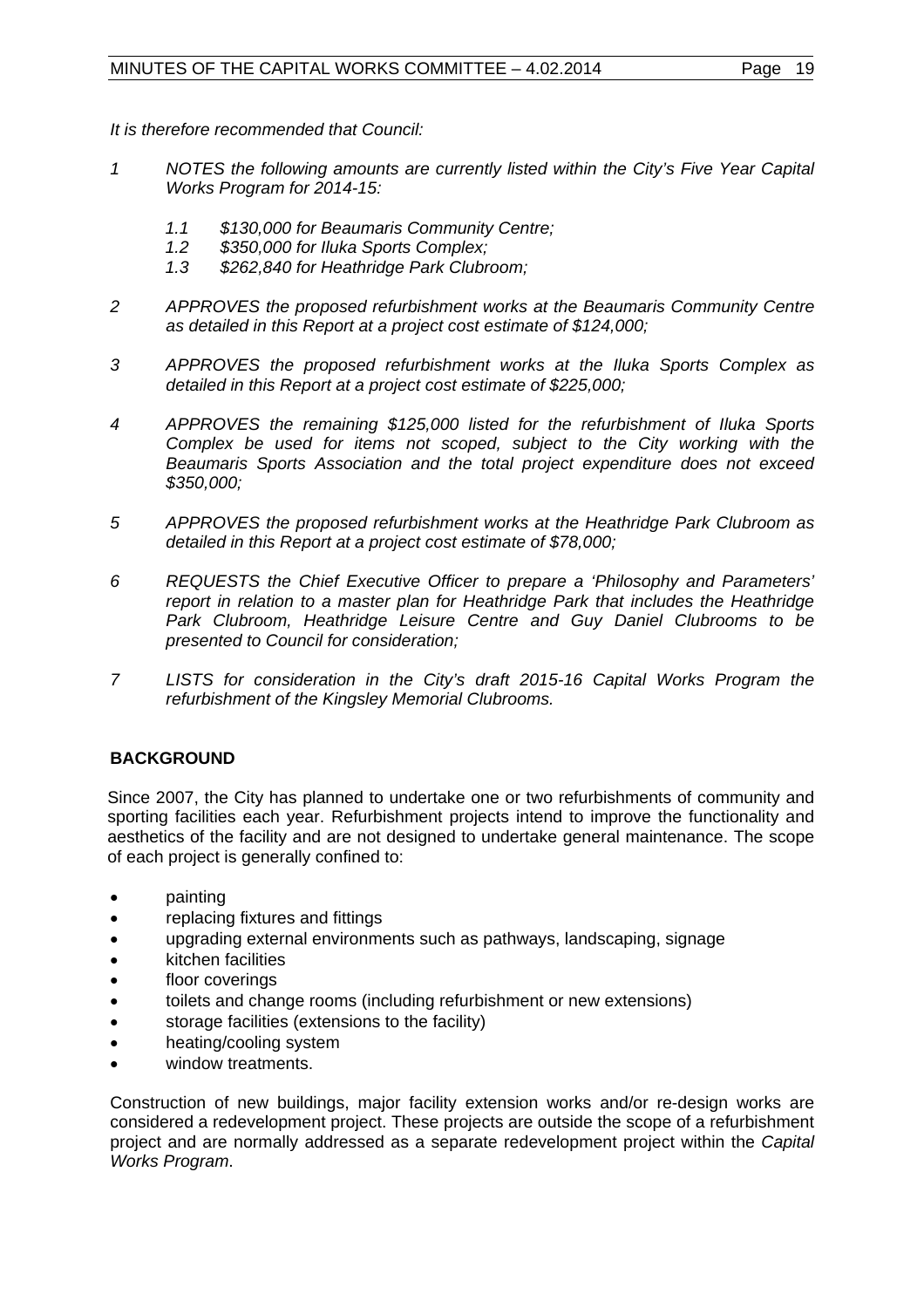*It is therefore recommended that Council:*

1. *NOTES the following amounts are currently listed within the City's Five Year Capital Works Program for 2014-15:*

    1.1 *$130,000 for Beaumaris Community Centre;*
    1.2 *$350,000 for Iluka Sports Complex;*
    1.3 *$262,840 for Heathridge Park Clubroom;*

2. *APPROVES the proposed refurbishment works at the Beaumaris Community Centre as detailed in this Report at a project cost estimate of $124,000;*

3. *APPROVES the proposed refurbishment works at the Iluka Sports Complex as detailed in this Report at a project cost estimate of $225,000;*

4. *APPROVES the remaining $125,000 listed for the refurbishment of Iluka Sports Complex be used for items not scoped, subject to the City working with the Beaumaris Sports Association and the total project expenditure does not exceed $350,000;*

5. *APPROVES the proposed refurbishment works at the Heathridge Park Clubroom as detailed in this Report at a project cost estimate of $78,000;*

6. *REQUESTS the Chief Executive Officer to prepare a 'Philosophy and Parameters' report in relation to a master plan for Heathridge Park that includes the Heathridge Park Clubroom, Heathridge Leisure Centre and Guy Daniel Clubrooms to be presented to Council for consideration;*

7. *LISTS for consideration in the City's draft 2015-16 Capital Works Program the refurbishment of the Kingsley Memorial Clubrooms.*

## BACKGROUND

Since 2007, the City has planned to undertake one or two refurbishments of community and sporting facilities each year. Refurbishment projects intend to improve the functionality and aesthetics of the facility and are not designed to undertake general maintenance. The scope of each project is generally confined to:

- painting
- replacing fixtures and fittings
- upgrading external environments such as pathways, landscaping, signage
- kitchen facilities
- floor coverings
- toilets and change rooms (including refurbishment or new extensions)
- storage facilities (extensions to the facility)
- heating/cooling system
- window treatments.

Construction of new buildings, major facility extension works and/or re-design works are considered a redevelopment project. These projects are outside the scope of a refurbishment project and are normally addressed as a separate redevelopment project within the *Capital Works Program*.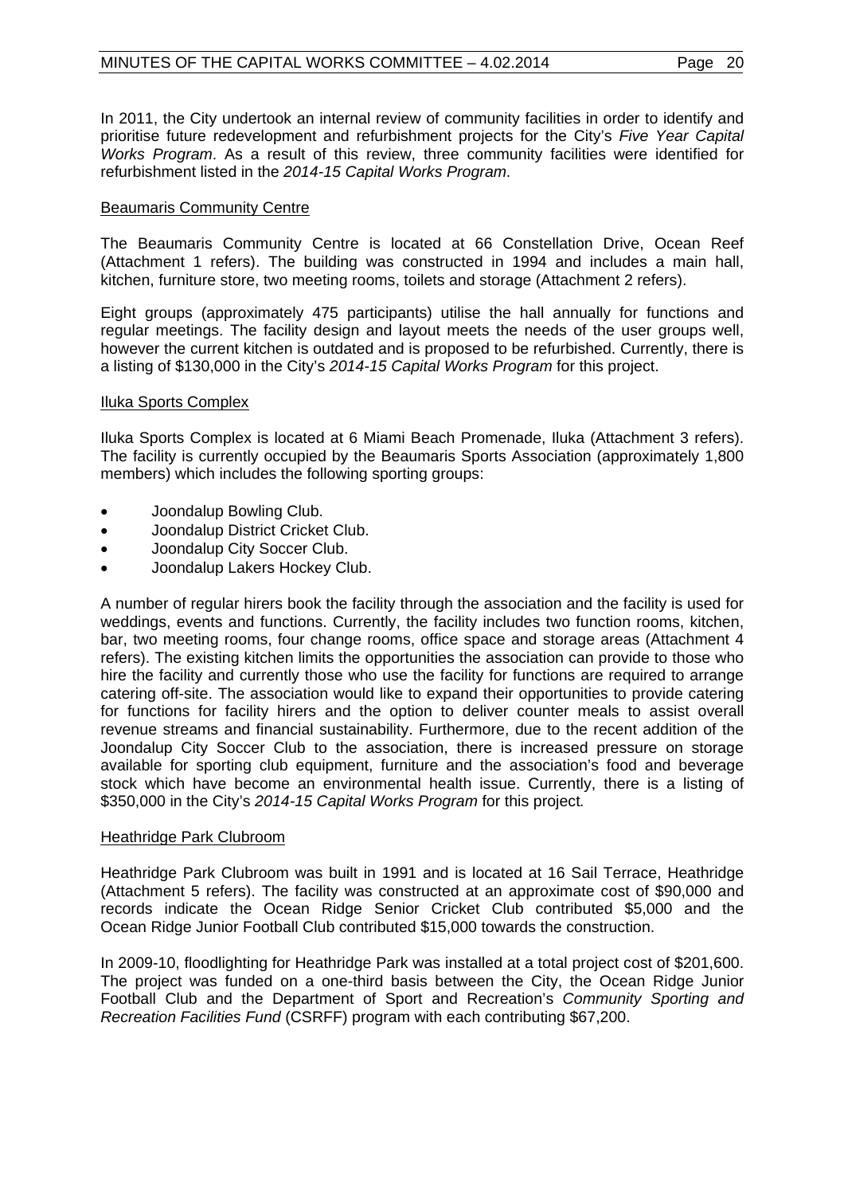In 2011, the City undertook an internal review of community facilities in order to identify and prioritise future redevelopment and refurbishment projects for the City's *Five Year Capital Works Program*. As a result of this review, three community facilities were identified for refurbishment listed in the *2014-15 Capital Works Program*.

<u>Beaumaris Community Centre</u>

The Beaumaris Community Centre is located at 66 Constellation Drive, Ocean Reef (Attachment 1 refers). The building was constructed in 1994 and includes a main hall, kitchen, furniture store, two meeting rooms, toilets and storage (Attachment 2 refers).

Eight groups (approximately 475 participants) utilise the hall annually for functions and regular meetings. The facility design and layout meets the needs of the user groups well, however the current kitchen is outdated and is proposed to be refurbished. Currently, there is a listing of $130,000 in the City's *2014-15 Capital Works Program* for this project.

<u>Iluka Sports Complex</u>

Iluka Sports Complex is located at 6 Miami Beach Promenade, Iluka (Attachment 3 refers). The facility is currently occupied by the Beaumaris Sports Association (approximately 1,800 members) which includes the following sporting groups:

- Joondalup Bowling Club.
- Joondalup District Cricket Club.
- Joondalup City Soccer Club.
- Joondalup Lakers Hockey Club.

A number of regular hirers book the facility through the association and the facility is used for weddings, events and functions. Currently, the facility includes two function rooms, kitchen, bar, two meeting rooms, four change rooms, office space and storage areas (Attachment 4 refers). The existing kitchen limits the opportunities the association can provide to those who hire the facility and currently those who use the facility for functions are required to arrange catering off-site. The association would like to expand their opportunities to provide catering for functions for facility hirers and the option to deliver counter meals to assist overall revenue streams and financial sustainability. Furthermore, due to the recent addition of the Joondalup City Soccer Club to the association, there is increased pressure on storage available for sporting club equipment, furniture and the association's food and beverage stock which have become an environmental health issue. Currently, there is a listing of $350,000 in the City's *2014-15 Capital Works Program* for this project.

<u>Heathridge Park Clubroom</u>

Heathridge Park Clubroom was built in 1991 and is located at 16 Sail Terrace, Heathridge (Attachment 5 refers). The facility was constructed at an approximate cost of $90,000 and records indicate the Ocean Ridge Senior Cricket Club contributed $5,000 and the Ocean Ridge Junior Football Club contributed $15,000 towards the construction.

In 2009-10, floodlighting for Heathridge Park was installed at a total project cost of $201,600. The project was funded on a one-third basis between the City, the Ocean Ridge Junior Football Club and the Department of Sport and Recreation's *Community Sporting and Recreation Facilities Fund* (CSRFF) program with each contributing $67,200.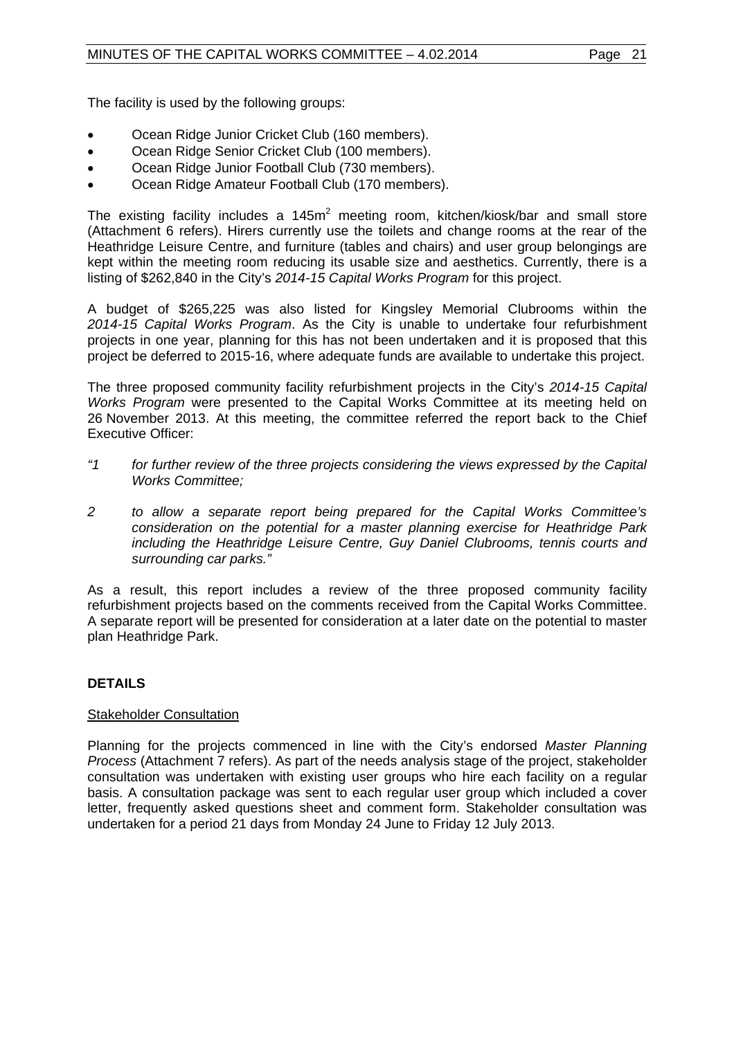The facility is used by the following groups:

- Ocean Ridge Junior Cricket Club (160 members).
- Ocean Ridge Senior Cricket Club (100 members).
- Ocean Ridge Junior Football Club (730 members).
- Ocean Ridge Amateur Football Club (170 members).

The existing facility includes a $145m^2$ meeting room, kitchen/kiosk/bar and small store (Attachment 6 refers). Hirers currently use the toilets and change rooms at the rear of the Heathridge Leisure Centre, and furniture (tables and chairs) and user group belongings are kept within the meeting room reducing its usable size and aesthetics. Currently, there is a listing of $262,840 in the City's *2014-15 Capital Works Program* for this project.

A budget of $265,225 was also listed for Kingsley Memorial Clubrooms within the *2014-15 Capital Works Program*. As the City is unable to undertake four refurbishment projects in one year, planning for this has not been undertaken and it is proposed that this project be deferred to 2015-16, where adequate funds are available to undertake this project.

The three proposed community facility refurbishment projects in the City's *2014-15 Capital Works Program* were presented to the Capital Works Committee at its meeting held on 26 November 2013. At this meeting, the committee referred the report back to the Chief Executive Officer:

*"1 for further review of the three projects considering the views expressed by the Capital Works Committee;*

*2 to allow a separate report being prepared for the Capital Works Committee's consideration on the potential for a master planning exercise for Heathridge Park including the Heathridge Leisure Centre, Guy Daniel Clubrooms, tennis courts and surrounding car parks."*

As a result, this report includes a review of the three proposed community facility refurbishment projects based on the comments received from the Capital Works Committee. A separate report will be presented for consideration at a later date on the potential to master plan Heathridge Park.

## DETAILS

Stakeholder Consultation

Planning for the projects commenced in line with the City's endorsed *Master Planning Process* (Attachment 7 refers). As part of the needs analysis stage of the project, stakeholder consultation was undertaken with existing user groups who hire each facility on a regular basis. A consultation package was sent to each regular user group which included a cover letter, frequently asked questions sheet and comment form. Stakeholder consultation was undertaken for a period 21 days from Monday 24 June to Friday 12 July 2013.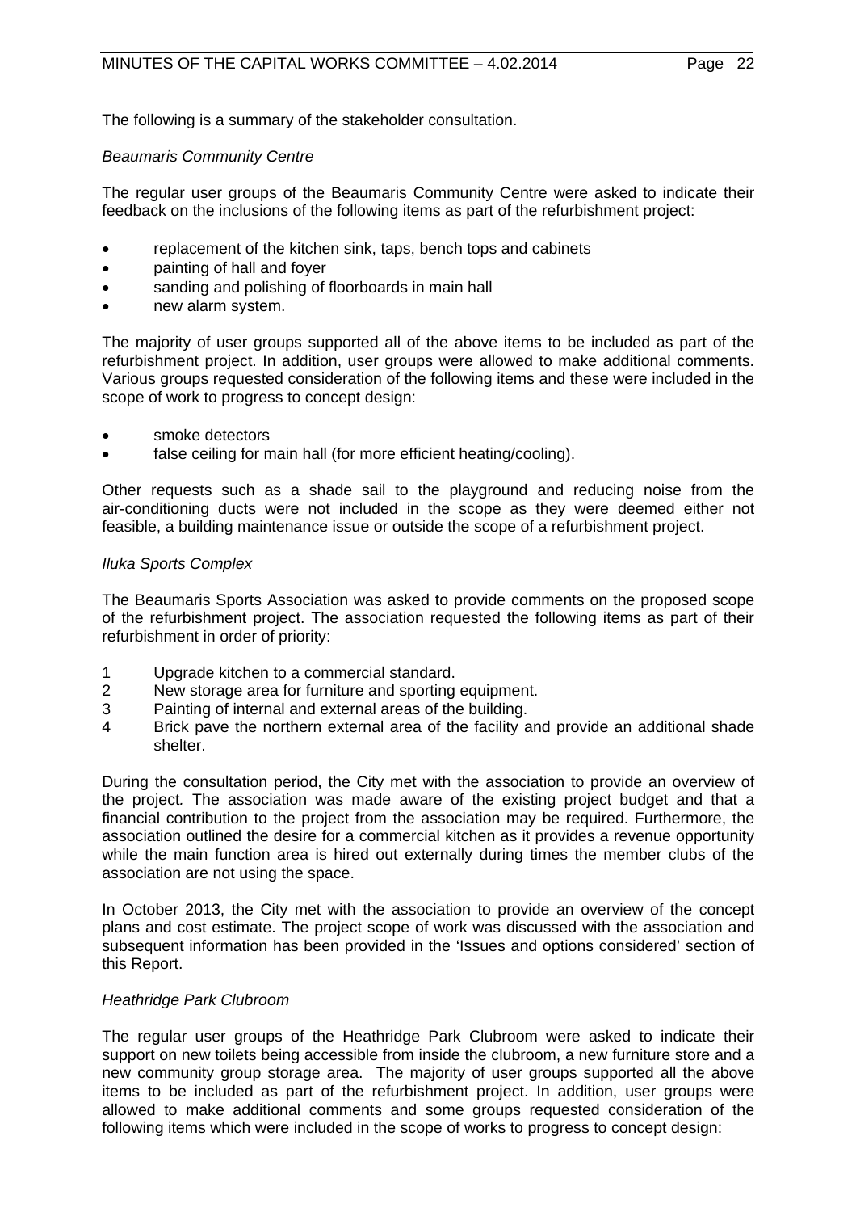The following is a summary of the stakeholder consultation.

*Beaumaris Community Centre*

The regular user groups of the Beaumaris Community Centre were asked to indicate their feedback on the inclusions of the following items as part of the refurbishment project:

- replacement of the kitchen sink, taps, bench tops and cabinets
- painting of hall and foyer
- sanding and polishing of floorboards in main hall
- new alarm system.

The majority of user groups supported all of the above items to be included as part of the refurbishment project. In addition, user groups were allowed to make additional comments. Various groups requested consideration of the following items and these were included in the scope of work to progress to concept design:

- smoke detectors
- false ceiling for main hall (for more efficient heating/cooling).

Other requests such as a shade sail to the playground and reducing noise from the air-conditioning ducts were not included in the scope as they were deemed either not feasible, a building maintenance issue or outside the scope of a refurbishment project.

*Iluka Sports Complex*

The Beaumaris Sports Association was asked to provide comments on the proposed scope of the refurbishment project. The association requested the following items as part of their refurbishment in order of priority:

1. Upgrade kitchen to a commercial standard.
2. New storage area for furniture and sporting equipment.
3. Painting of internal and external areas of the building.
4. Brick pave the northern external area of the facility and provide an additional shade shelter.

During the consultation period, the City met with the association to provide an overview of the project. The association was made aware of the existing project budget and that a financial contribution to the project from the association may be required. Furthermore, the association outlined the desire for a commercial kitchen as it provides a revenue opportunity while the main function area is hired out externally during times the member clubs of the association are not using the space.

In October 2013, the City met with the association to provide an overview of the concept plans and cost estimate. The project scope of work was discussed with the association and subsequent information has been provided in the 'Issues and options considered' section of this Report.

*Heathridge Park Clubroom*

The regular user groups of the Heathridge Park Clubroom were asked to indicate their support on new toilets being accessible from inside the clubroom, a new furniture store and a new community group storage area. The majority of user groups supported all the above items to be included as part of the refurbishment project. In addition, user groups were allowed to make additional comments and some groups requested consideration of the following items which were included in the scope of works to progress to concept design: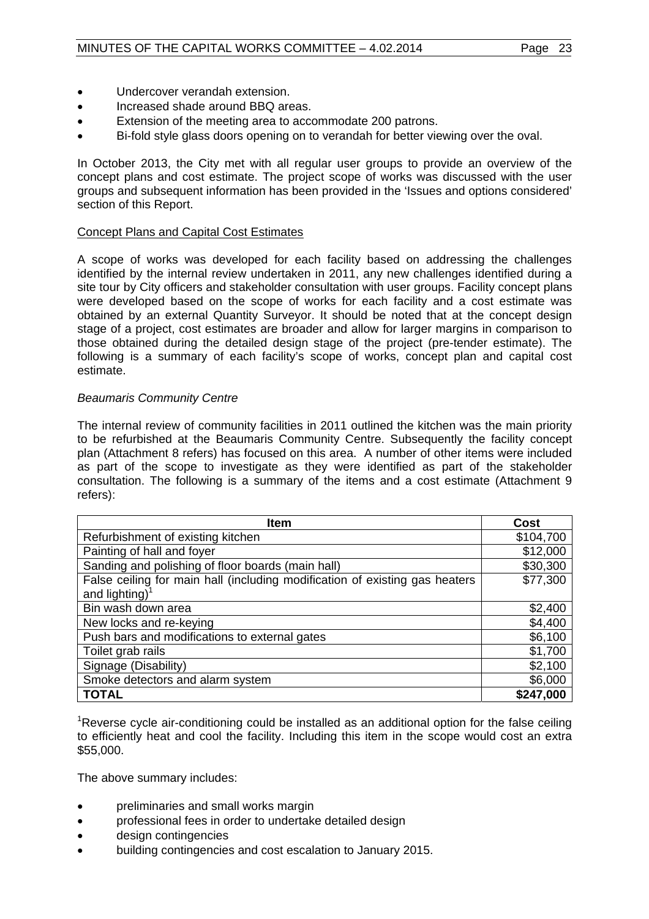- Undercover verandah extension.
- Increased shade around BBQ areas.
- Extension of the meeting area to accommodate 200 patrons.
- Bi-fold style glass doors opening on to verandah for better viewing over the oval.

In October 2013, the City met with all regular user groups to provide an overview of the concept plans and cost estimate. The project scope of works was discussed with the user groups and subsequent information has been provided in the 'Issues and options considered' section of this Report.

Concept Plans and Capital Cost Estimates

A scope of works was developed for each facility based on addressing the challenges identified by the internal review undertaken in 2011, any new challenges identified during a site tour by City officers and stakeholder consultation with user groups. Facility concept plans were developed based on the scope of works for each facility and a cost estimate was obtained by an external Quantity Surveyor. It should be noted that at the concept design stage of a project, cost estimates are broader and allow for larger margins in comparison to those obtained during the detailed design stage of the project (pre-tender estimate). The following is a summary of each facility's scope of works, concept plan and capital cost estimate.

*Beaumaris Community Centre*

The internal review of community facilities in 2011 outlined the kitchen was the main priority to be refurbished at the Beaumaris Community Centre. Subsequently the facility concept plan (Attachment 8 refers) has focused on this area. A number of other items were included as part of the scope to investigate as they were identified as part of the stakeholder consultation. The following is a summary of the items and a cost estimate (Attachment 9 refers):

| Item | Cost |
|---|---|
| Refurbishment of existing kitchen | \$104,700 |
| Painting of hall and foyer | \$12,000 |
| Sanding and polishing of floor boards (main hall) | \$30,300 |
| False ceiling for main hall (including modification of existing gas heaters and lighting)[1] | \$77,300 |
| Bin wash down area | \$2,400 |
| New locks and re-keying | \$4,400 |
| Push bars and modifications to external gates | \$6,100 |
| Toilet grab rails | \$1,700 |
| Signage (Disability) | \$2,100 |
| Smoke detectors and alarm system | \$6,000 |
| **TOTAL** | **\$247,000** |

[1]Reverse cycle air-conditioning could be installed as an additional option for the false ceiling to efficiently heat and cool the facility. Including this item in the scope would cost an extra \$55,000.

The above summary includes:

- preliminaries and small works margin
- professional fees in order to undertake detailed design
- design contingencies
- building contingencies and cost escalation to January 2015.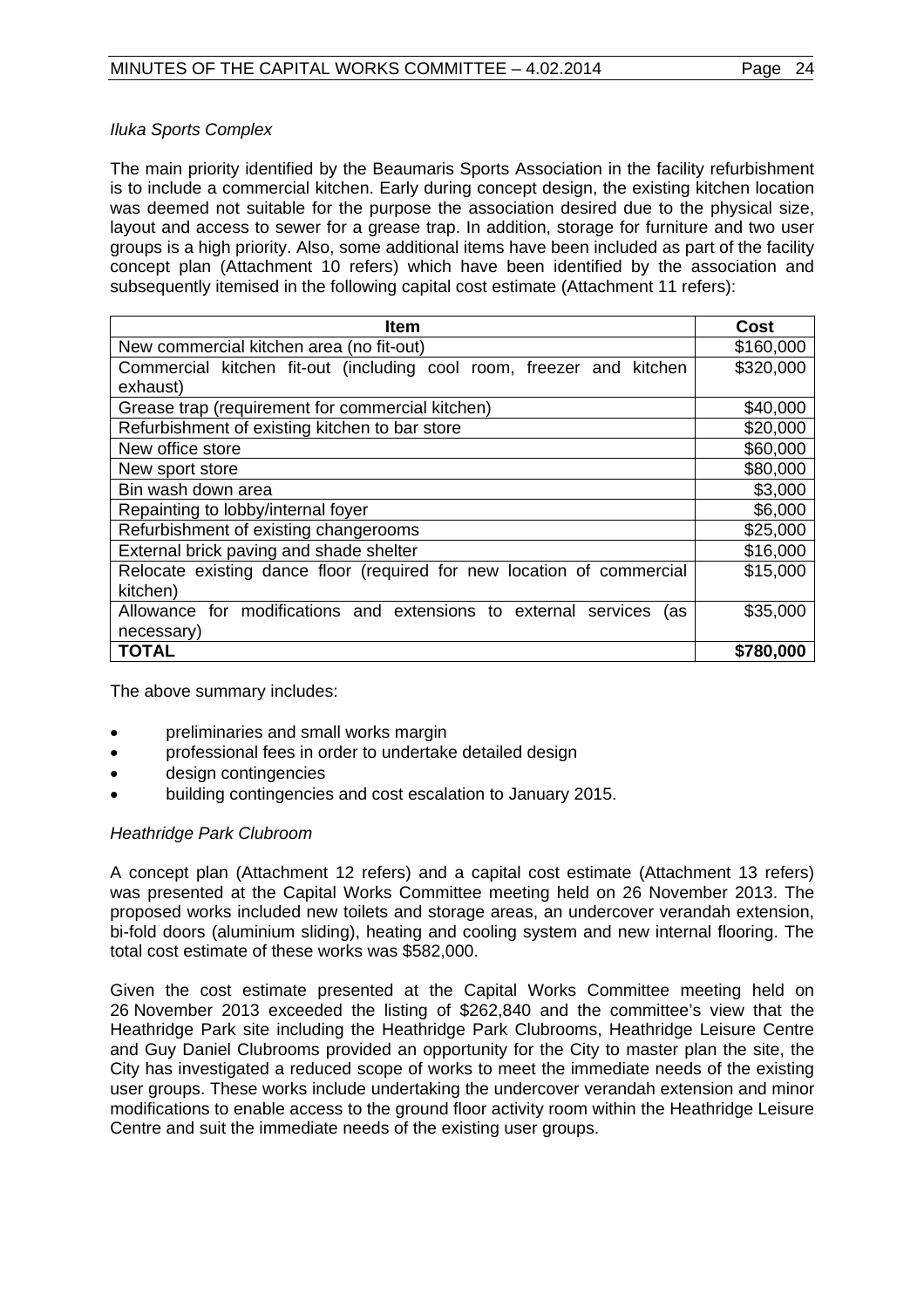*Iluka Sports Complex*

The main priority identified by the Beaumaris Sports Association in the facility refurbishment is to include a commercial kitchen. Early during concept design, the existing kitchen location was deemed not suitable for the purpose the association desired due to the physical size, layout and access to sewer for a grease trap. In addition, storage for furniture and two user groups is a high priority. Also, some additional items have been included as part of the facility concept plan (Attachment 10 refers) which have been identified by the association and subsequently itemised in the following capital cost estimate (Attachment 11 refers):

| Item | Cost |
|---|---:|
| New commercial kitchen area (no fit-out) | $160,000 |
| Commercial kitchen fit-out (including cool room, freezer and kitchen exhaust) | $320,000 |
| Grease trap (requirement for commercial kitchen) | $40,000 |
| Refurbishment of existing kitchen to bar store | $20,000 |
| New office store | $60,000 |
| New sport store | $80,000 |
| Bin wash down area | $3,000 |
| Repainting to lobby/internal foyer | $6,000 |
| Refurbishment of existing changerooms | $25,000 |
| External brick paving and shade shelter | $16,000 |
| Relocate existing dance floor (required for new location of commercial kitchen) | $15,000 |
| Allowance for modifications and extensions to external services (as necessary) | $35,000 |
| **TOTAL** | **$780,000** |

The above summary includes:

- preliminaries and small works margin
- professional fees in order to undertake detailed design
- design contingencies
- building contingencies and cost escalation to January 2015.

*Heathridge Park Clubroom*

A concept plan (Attachment 12 refers) and a capital cost estimate (Attachment 13 refers) was presented at the Capital Works Committee meeting held on 26 November 2013. The proposed works included new toilets and storage areas, an undercover verandah extension, bi-fold doors (aluminium sliding), heating and cooling system and new internal flooring. The total cost estimate of these works was $582,000.

Given the cost estimate presented at the Capital Works Committee meeting held on 26 November 2013 exceeded the listing of $262,840 and the committee's view that the Heathridge Park site including the Heathridge Park Clubrooms, Heathridge Leisure Centre and Guy Daniel Clubrooms provided an opportunity for the City to master plan the site, the City has investigated a reduced scope of works to meet the immediate needs of the existing user groups. These works include undertaking the undercover verandah extension and minor modifications to enable access to the ground floor activity room within the Heathridge Leisure Centre and suit the immediate needs of the existing user groups.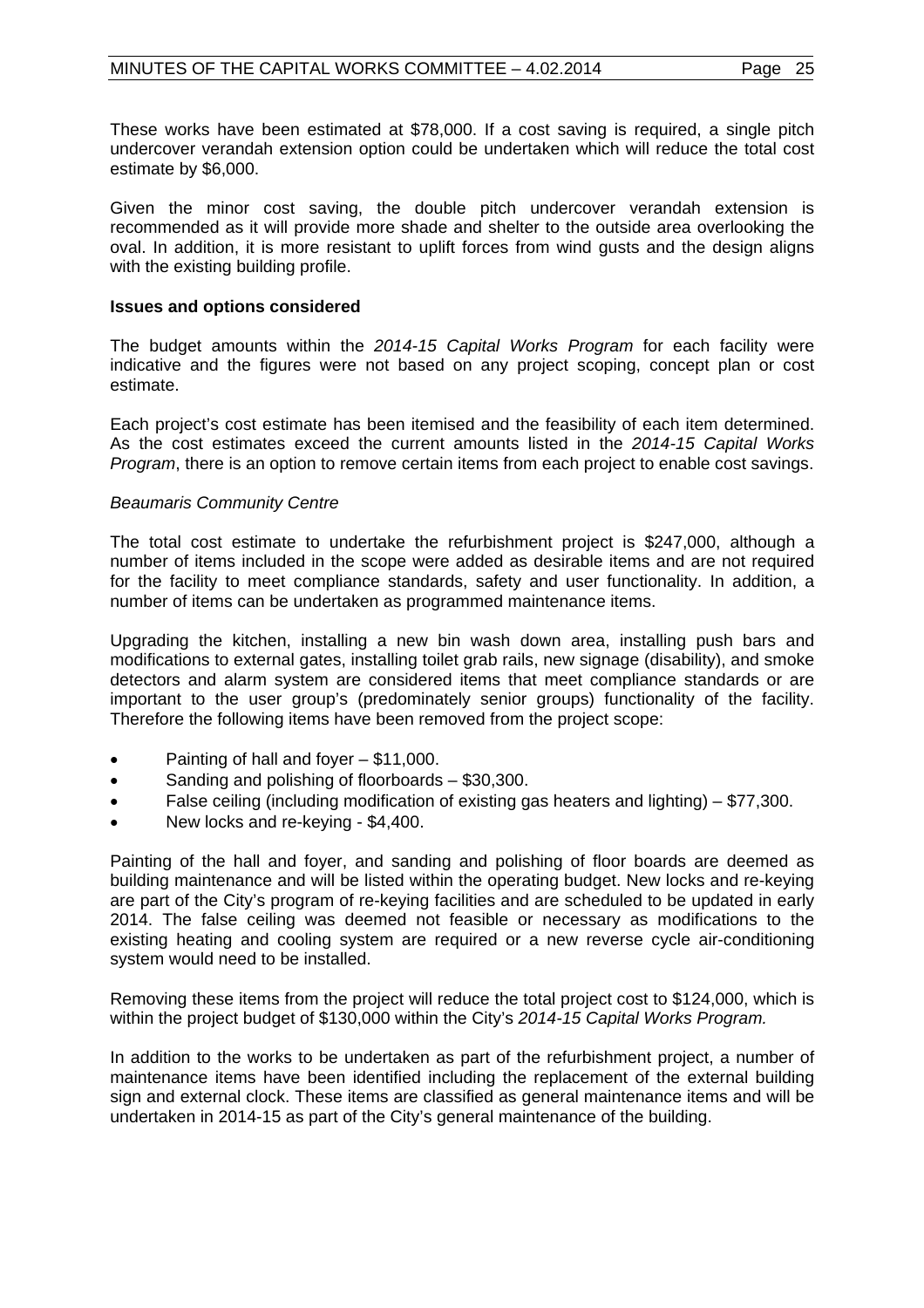These works have been estimated at $78,000. If a cost saving is required, a single pitch undercover verandah extension option could be undertaken which will reduce the total cost estimate by $6,000.

Given the minor cost saving, the double pitch undercover verandah extension is recommended as it will provide more shade and shelter to the outside area overlooking the oval. In addition, it is more resistant to uplift forces from wind gusts and the design aligns with the existing building profile.

**Issues and options considered**

The budget amounts within the *2014-15 Capital Works Program* for each facility were indicative and the figures were not based on any project scoping, concept plan or cost estimate.

Each project's cost estimate has been itemised and the feasibility of each item determined. As the cost estimates exceed the current amounts listed in the *2014-15 Capital Works Program*, there is an option to remove certain items from each project to enable cost savings.

*Beaumaris Community Centre*

The total cost estimate to undertake the refurbishment project is $247,000, although a number of items included in the scope were added as desirable items and are not required for the facility to meet compliance standards, safety and user functionality. In addition, a number of items can be undertaken as programmed maintenance items.

Upgrading the kitchen, installing a new bin wash down area, installing push bars and modifications to external gates, installing toilet grab rails, new signage (disability), and smoke detectors and alarm system are considered items that meet compliance standards or are important to the user group's (predominately senior groups) functionality of the facility. Therefore the following items have been removed from the project scope:

- Painting of hall and foyer – $11,000.
- Sanding and polishing of floorboards – $30,300.
- False ceiling (including modification of existing gas heaters and lighting) – $77,300.
- New locks and re-keying - $4,400.

Painting of the hall and foyer, and sanding and polishing of floor boards are deemed as building maintenance and will be listed within the operating budget. New locks and re-keying are part of the City's program of re-keying facilities and are scheduled to be updated in early 2014. The false ceiling was deemed not feasible or necessary as modifications to the existing heating and cooling system are required or a new reverse cycle air-conditioning system would need to be installed.

Removing these items from the project will reduce the total project cost to $124,000, which is within the project budget of $130,000 within the City's *2014-15 Capital Works Program.*

In addition to the works to be undertaken as part of the refurbishment project, a number of maintenance items have been identified including the replacement of the external building sign and external clock. These items are classified as general maintenance items and will be undertaken in 2014-15 as part of the City's general maintenance of the building.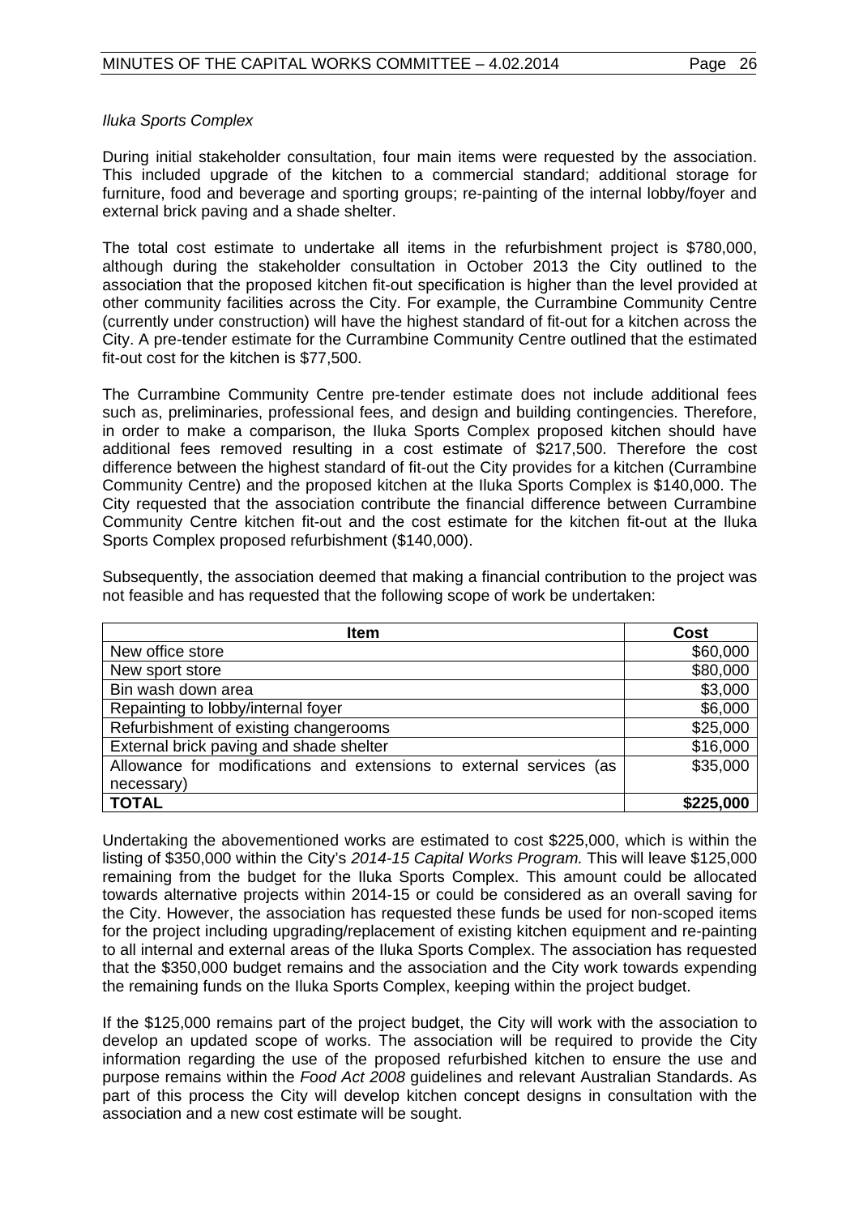*Iluka Sports Complex*

During initial stakeholder consultation, four main items were requested by the association. This included upgrade of the kitchen to a commercial standard; additional storage for furniture, food and beverage and sporting groups; re-painting of the internal lobby/foyer and external brick paving and a shade shelter.

The total cost estimate to undertake all items in the refurbishment project is $780,000, although during the stakeholder consultation in October 2013 the City outlined to the association that the proposed kitchen fit-out specification is higher than the level provided at other community facilities across the City. For example, the Currambine Community Centre (currently under construction) will have the highest standard of fit-out for a kitchen across the City. A pre-tender estimate for the Currambine Community Centre outlined that the estimated fit-out cost for the kitchen is $77,500.

The Currambine Community Centre pre-tender estimate does not include additional fees such as, preliminaries, professional fees, and design and building contingencies. Therefore, in order to make a comparison, the Iluka Sports Complex proposed kitchen should have additional fees removed resulting in a cost estimate of $217,500. Therefore the cost difference between the highest standard of fit-out the City provides for a kitchen (Currambine Community Centre) and the proposed kitchen at the Iluka Sports Complex is $140,000. The City requested that the association contribute the financial difference between Currambine Community Centre kitchen fit-out and the cost estimate for the kitchen fit-out at the Iluka Sports Complex proposed refurbishment ($140,000).

Subsequently, the association deemed that making a financial contribution to the project was not feasible and has requested that the following scope of work be undertaken:

| Item | Cost |
|---|---|
| New office store | $60,000 |
| New sport store | $80,000 |
| Bin wash down area | $3,000 |
| Repainting to lobby/internal foyer | $6,000 |
| Refurbishment of existing changerooms | $25,000 |
| External brick paving and shade shelter | $16,000 |
| Allowance for modifications and extensions to external services (as necessary) | $35,000 |
| **TOTAL** | **$225,000** |

Undertaking the abovementioned works are estimated to cost $225,000, which is within the listing of $350,000 within the City's *2014-15 Capital Works Program.* This will leave $125,000 remaining from the budget for the Iluka Sports Complex. This amount could be allocated towards alternative projects within 2014-15 or could be considered as an overall saving for the City. However, the association has requested these funds be used for non-scoped items for the project including upgrading/replacement of existing kitchen equipment and re-painting to all internal and external areas of the Iluka Sports Complex. The association has requested that the $350,000 budget remains and the association and the City work towards expending the remaining funds on the Iluka Sports Complex, keeping within the project budget.

If the $125,000 remains part of the project budget, the City will work with the association to develop an updated scope of works. The association will be required to provide the City information regarding the use of the proposed refurbished kitchen to ensure the use and purpose remains within the *Food Act 2008* guidelines and relevant Australian Standards. As part of this process the City will develop kitchen concept designs in consultation with the association and a new cost estimate will be sought.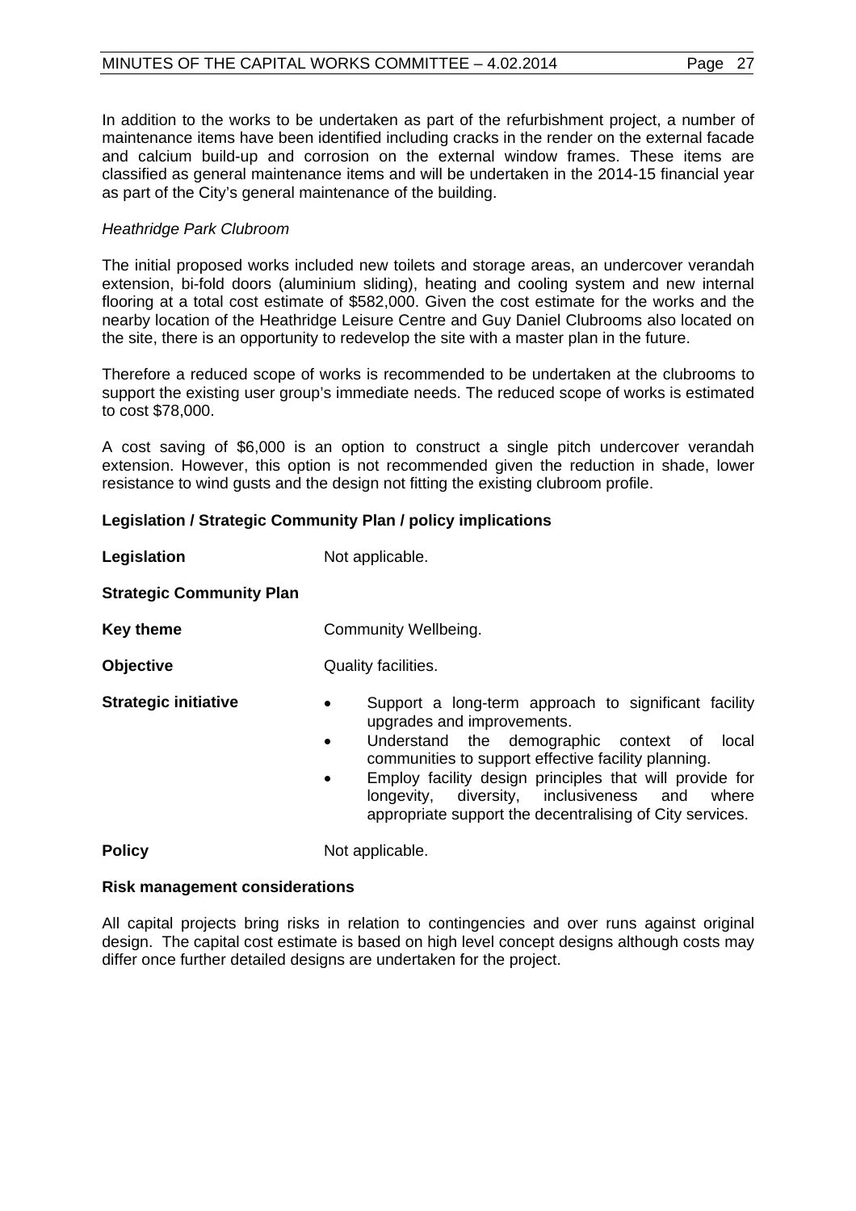In addition to the works to be undertaken as part of the refurbishment project, a number of maintenance items have been identified including cracks in the render on the external facade and calcium build-up and corrosion on the external window frames. These items are classified as general maintenance items and will be undertaken in the 2014-15 financial year as part of the City's general maintenance of the building.

*Heathridge Park Clubroom*

The initial proposed works included new toilets and storage areas, an undercover verandah extension, bi-fold doors (aluminium sliding), heating and cooling system and new internal flooring at a total cost estimate of $582,000. Given the cost estimate for the works and the nearby location of the Heathridge Leisure Centre and Guy Daniel Clubrooms also located on the site, there is an opportunity to redevelop the site with a master plan in the future.

Therefore a reduced scope of works is recommended to be undertaken at the clubrooms to support the existing user group's immediate needs. The reduced scope of works is estimated to cost $78,000.

A cost saving of $6,000 is an option to construct a single pitch undercover verandah extension. However, this option is not recommended given the reduction in shade, lower resistance to wind gusts and the design not fitting the existing clubroom profile.

**Legislation / Strategic Community Plan / policy implications**

**Legislation** Not applicable.

**Strategic Community Plan**

**Key theme** Community Wellbeing.

**Objective** Quality facilities.

**Strategic initiative**

- Support a long-term approach to significant facility upgrades and improvements.
- Understand the demographic context of local communities to support effective facility planning.
- Employ facility design principles that will provide for longevity, diversity, inclusiveness and where appropriate support the decentralising of City services.

**Policy** Not applicable.

**Risk management considerations**

All capital projects bring risks in relation to contingencies and over runs against original design. The capital cost estimate is based on high level concept designs although costs may differ once further detailed designs are undertaken for the project.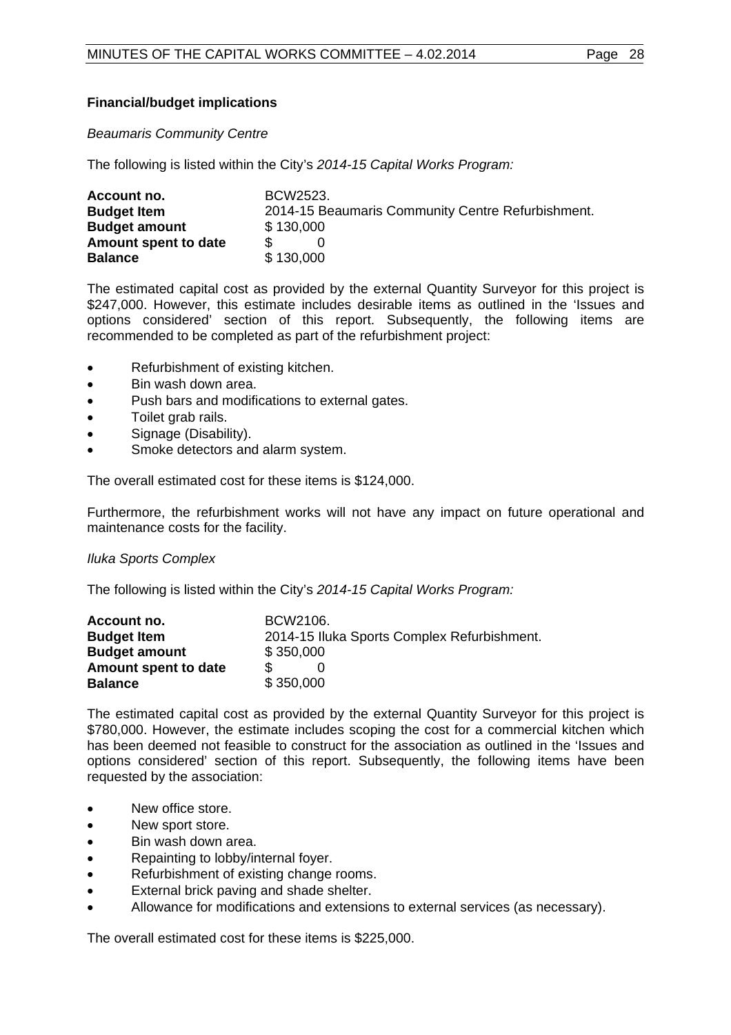### Financial/budget implications

*Beaumaris Community Centre*

The following is listed within the City's *2014-15 Capital Works Program:*

| | |
|---|---|
| **Account no.** | BCW2523. |
| **Budget Item** | 2014-15 Beaumaris Community Centre Refurbishment. |
| **Budget amount** | $ 130,000 |
| **Amount spent to date** | $ 0 |
| **Balance** | $ 130,000 |

The estimated capital cost as provided by the external Quantity Surveyor for this project is $247,000. However, this estimate includes desirable items as outlined in the 'Issues and options considered' section of this report. Subsequently, the following items are recommended to be completed as part of the refurbishment project:

- Refurbishment of existing kitchen.
- Bin wash down area.
- Push bars and modifications to external gates.
- Toilet grab rails.
- Signage (Disability).
- Smoke detectors and alarm system.

The overall estimated cost for these items is $124,000.

Furthermore, the refurbishment works will not have any impact on future operational and maintenance costs for the facility.

*Iluka Sports Complex*

The following is listed within the City's *2014-15 Capital Works Program:*

| | |
|---|---|
| **Account no.** | BCW2106. |
| **Budget Item** | 2014-15 Iluka Sports Complex Refurbishment. |
| **Budget amount** | $ 350,000 |
| **Amount spent to date** | $ 0 |
| **Balance** | $ 350,000 |

The estimated capital cost as provided by the external Quantity Surveyor for this project is $780,000. However, the estimate includes scoping the cost for a commercial kitchen which has been deemed not feasible to construct for the association as outlined in the 'Issues and options considered' section of this report. Subsequently, the following items have been requested by the association:

- New office store.
- New sport store.
- Bin wash down area.
- Repainting to lobby/internal foyer.
- Refurbishment of existing change rooms.
- External brick paving and shade shelter.
- Allowance for modifications and extensions to external services (as necessary).

The overall estimated cost for these items is $225,000.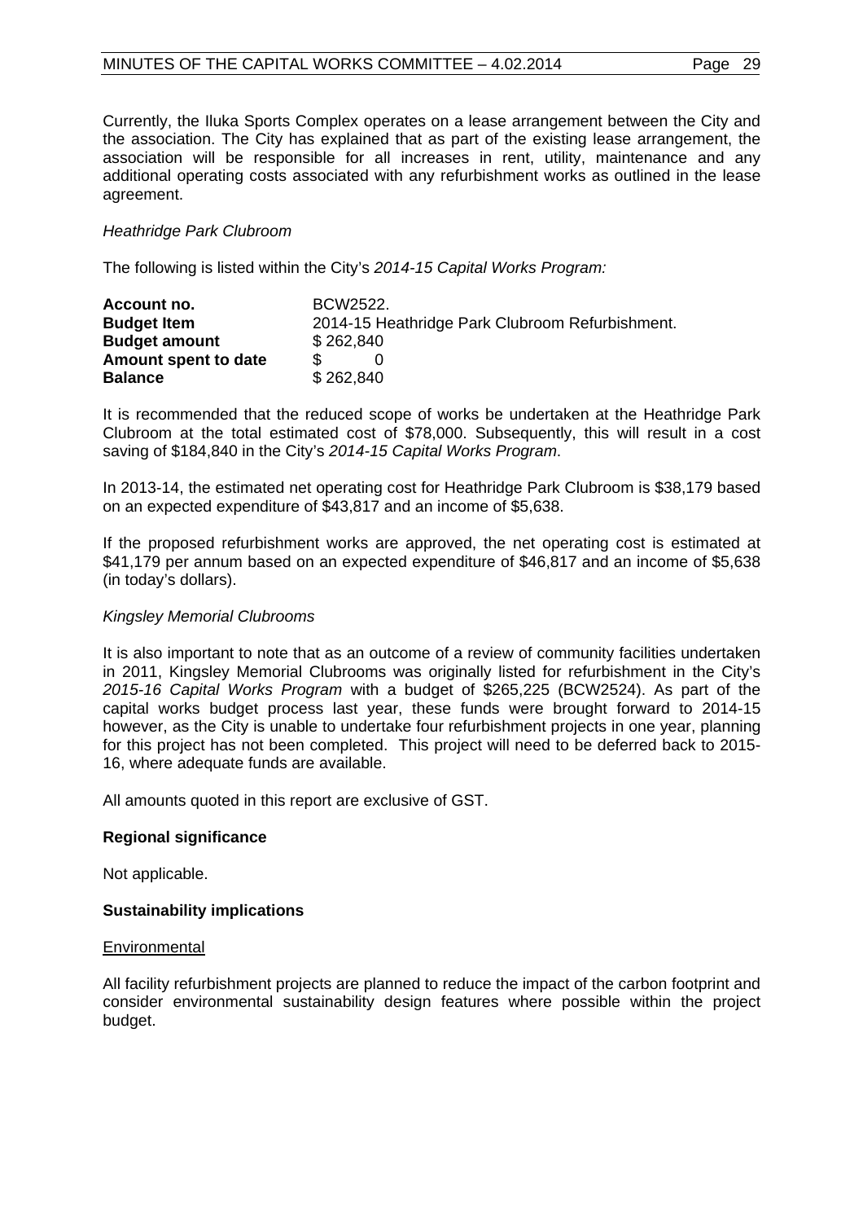Currently, the Iluka Sports Complex operates on a lease arrangement between the City and the association. The City has explained that as part of the existing lease arrangement, the association will be responsible for all increases in rent, utility, maintenance and any additional operating costs associated with any refurbishment works as outlined in the lease agreement.

*Heathridge Park Clubroom*

The following is listed within the City's *2014-15 Capital Works Program:*

| | |
|---|---|
| **Account no.** | BCW2522. |
| **Budget Item** | 2014-15 Heathridge Park Clubroom Refurbishment. |
| **Budget amount** | $ 262,840 |
| **Amount spent to date** | $ 0 |
| **Balance** | $ 262,840 |

It is recommended that the reduced scope of works be undertaken at the Heathridge Park Clubroom at the total estimated cost of $78,000. Subsequently, this will result in a cost saving of $184,840 in the City's *2014-15 Capital Works Program*.

In 2013-14, the estimated net operating cost for Heathridge Park Clubroom is $38,179 based on an expected expenditure of $43,817 and an income of $5,638.

If the proposed refurbishment works are approved, the net operating cost is estimated at $41,179 per annum based on an expected expenditure of $46,817 and an income of $5,638 (in today's dollars).

*Kingsley Memorial Clubrooms*

It is also important to note that as an outcome of a review of community facilities undertaken in 2011, Kingsley Memorial Clubrooms was originally listed for refurbishment in the City's *2015-16 Capital Works Program* with a budget of $265,225 (BCW2524). As part of the capital works budget process last year, these funds were brought forward to 2014-15 however, as the City is unable to undertake four refurbishment projects in one year, planning for this project has not been completed. This project will need to be deferred back to 2015-16, where adequate funds are available.

All amounts quoted in this report are exclusive of GST.

**Regional significance**

Not applicable.

**Sustainability implications**

Environmental

All facility refurbishment projects are planned to reduce the impact of the carbon footprint and consider environmental sustainability design features where possible within the project budget.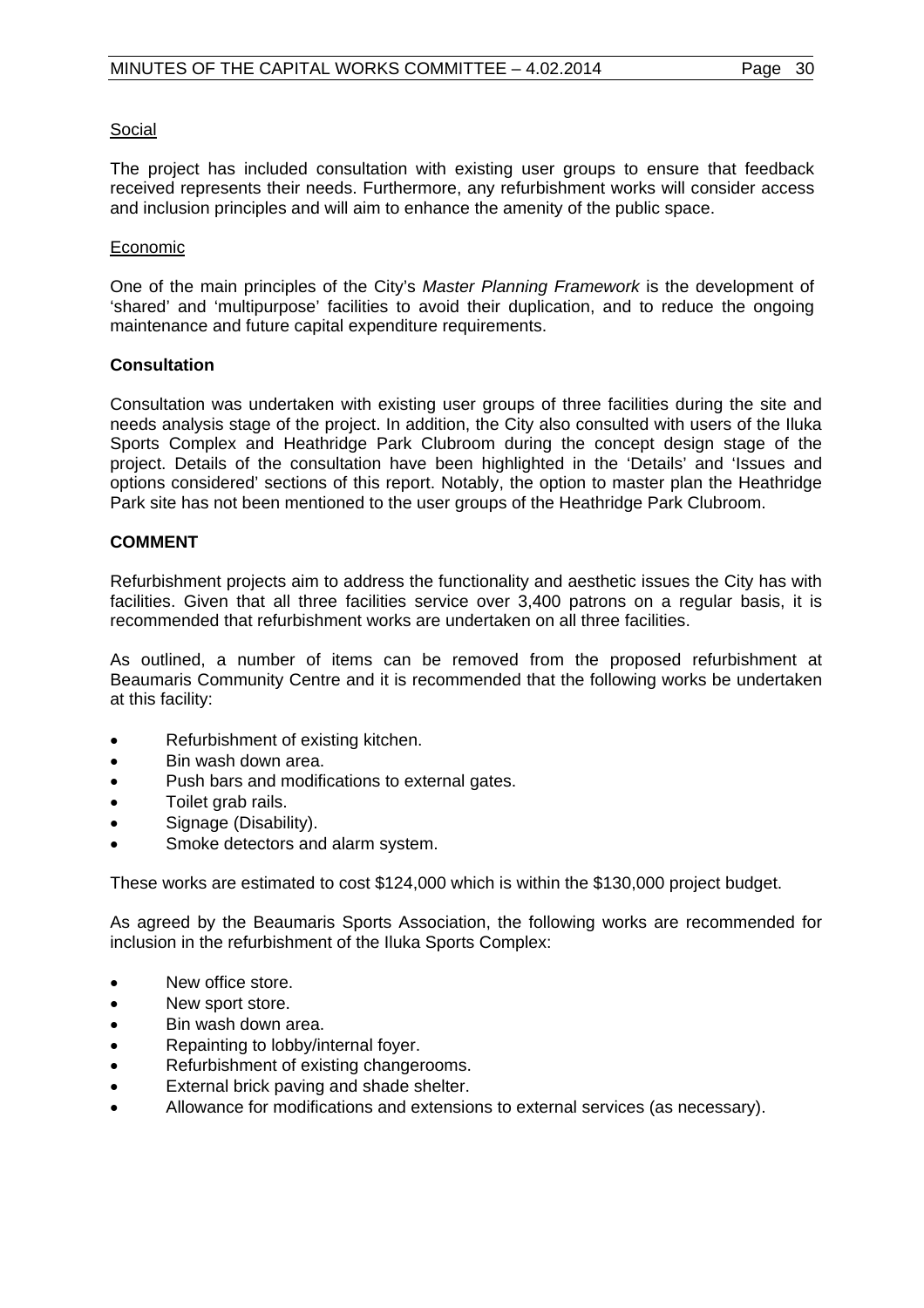<u>Social</u>

The project has included consultation with existing user groups to ensure that feedback received represents their needs. Furthermore, any refurbishment works will consider access and inclusion principles and will aim to enhance the amenity of the public space.

<u>Economic</u>

One of the main principles of the City's *Master Planning Framework* is the development of 'shared' and 'multipurpose' facilities to avoid their duplication, and to reduce the ongoing maintenance and future capital expenditure requirements.

**Consultation**

Consultation was undertaken with existing user groups of three facilities during the site and needs analysis stage of the project. In addition, the City also consulted with users of the Iluka Sports Complex and Heathridge Park Clubroom during the concept design stage of the project. Details of the consultation have been highlighted in the 'Details' and 'Issues and options considered' sections of this report. Notably, the option to master plan the Heathridge Park site has not been mentioned to the user groups of the Heathridge Park Clubroom.

**COMMENT**

Refurbishment projects aim to address the functionality and aesthetic issues the City has with facilities. Given that all three facilities service over 3,400 patrons on a regular basis, it is recommended that refurbishment works are undertaken on all three facilities.

As outlined, a number of items can be removed from the proposed refurbishment at Beaumaris Community Centre and it is recommended that the following works be undertaken at this facility:

- Refurbishment of existing kitchen.
- Bin wash down area.
- Push bars and modifications to external gates.
- Toilet grab rails.
- Signage (Disability).
- Smoke detectors and alarm system.

These works are estimated to cost $124,000 which is within the $130,000 project budget.

As agreed by the Beaumaris Sports Association, the following works are recommended for inclusion in the refurbishment of the Iluka Sports Complex:

- New office store.
- New sport store.
- Bin wash down area.
- Repainting to lobby/internal foyer.
- Refurbishment of existing changerooms.
- External brick paving and shade shelter.
- Allowance for modifications and extensions to external services (as necessary).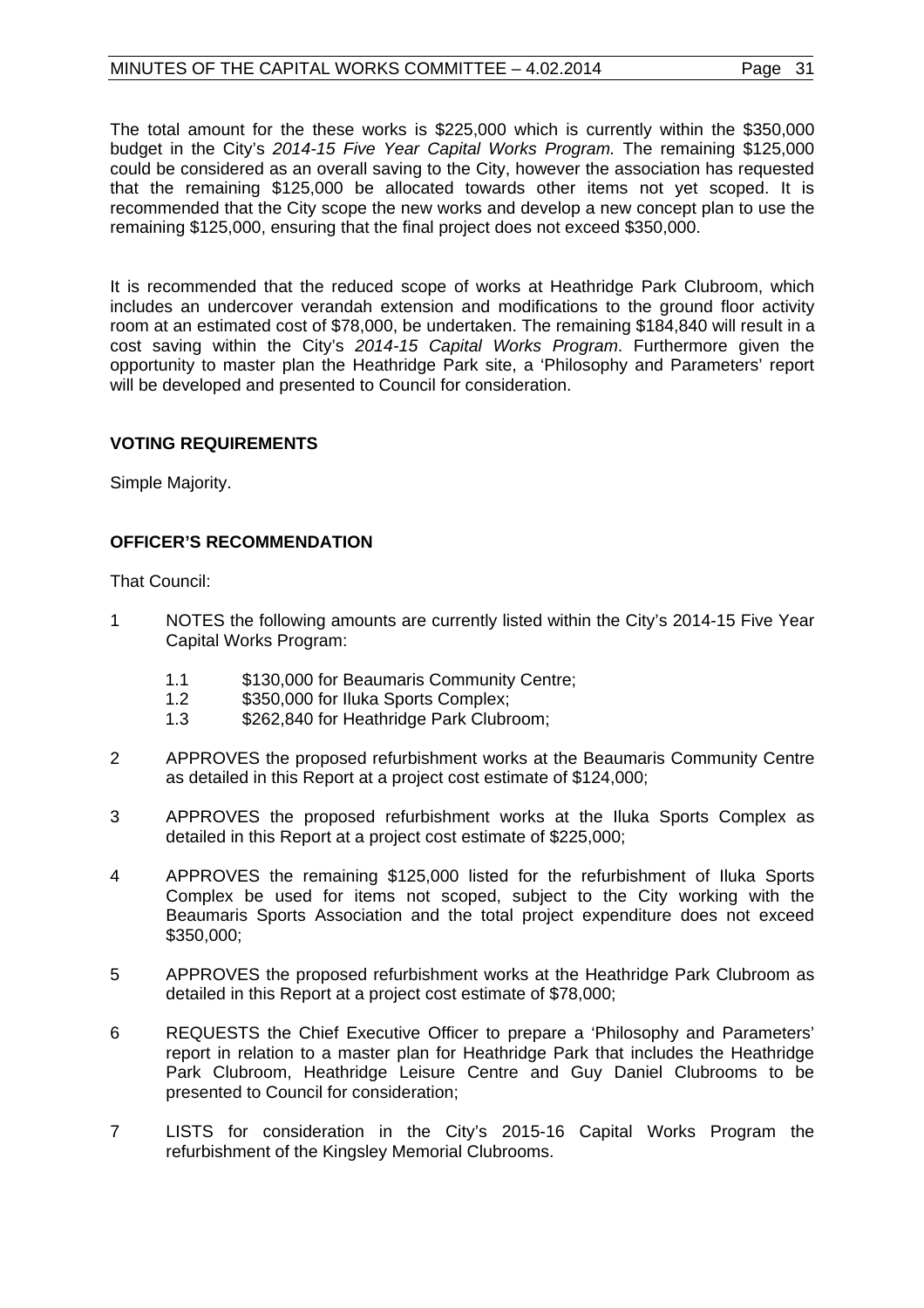The total amount for the these works is $225,000 which is currently within the $350,000 budget in the City's *2014-15 Five Year Capital Works Program.* The remaining $125,000 could be considered as an overall saving to the City, however the association has requested that the remaining $125,000 be allocated towards other items not yet scoped. It is recommended that the City scope the new works and develop a new concept plan to use the remaining $125,000, ensuring that the final project does not exceed $350,000.

It is recommended that the reduced scope of works at Heathridge Park Clubroom, which includes an undercover verandah extension and modifications to the ground floor activity room at an estimated cost of $78,000, be undertaken. The remaining $184,840 will result in a cost saving within the City's *2014-15 Capital Works Program*. Furthermore given the opportunity to master plan the Heathridge Park site, a 'Philosophy and Parameters' report will be developed and presented to Council for consideration.

**VOTING REQUIREMENTS**

Simple Majority.

**OFFICER'S RECOMMENDATION**

That Council:

1 NOTES the following amounts are currently listed within the City's 2014-15 Five Year Capital Works Program:

   1.1 $130,000 for Beaumaris Community Centre;
   1.2 $350,000 for Iluka Sports Complex;
   1.3 $262,840 for Heathridge Park Clubroom;

2 APPROVES the proposed refurbishment works at the Beaumaris Community Centre as detailed in this Report at a project cost estimate of $124,000;

3 APPROVES the proposed refurbishment works at the Iluka Sports Complex as detailed in this Report at a project cost estimate of $225,000;

4 APPROVES the remaining $125,000 listed for the refurbishment of Iluka Sports Complex be used for items not scoped, subject to the City working with the Beaumaris Sports Association and the total project expenditure does not exceed $350,000;

5 APPROVES the proposed refurbishment works at the Heathridge Park Clubroom as detailed in this Report at a project cost estimate of $78,000;

6 REQUESTS the Chief Executive Officer to prepare a 'Philosophy and Parameters' report in relation to a master plan for Heathridge Park that includes the Heathridge Park Clubroom, Heathridge Leisure Centre and Guy Daniel Clubrooms to be presented to Council for consideration;

7 LISTS for consideration in the City's 2015-16 Capital Works Program the refurbishment of the Kingsley Memorial Clubrooms.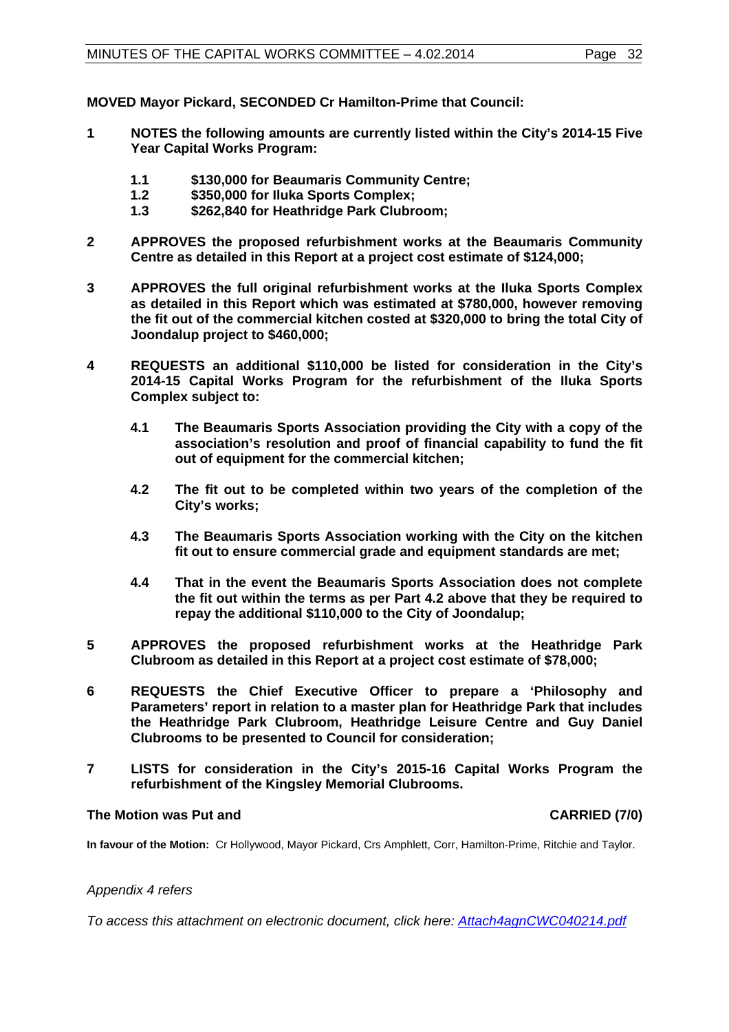**MOVED Mayor Pickard, SECONDED Cr Hamilton-Prime that Council:**

**1 NOTES the following amounts are currently listed within the City's 2014-15 Five Year Capital Works Program:**

**1.1 $130,000 for Beaumaris Community Centre;**
**1.2 $350,000 for Iluka Sports Complex;**
**1.3 $262,840 for Heathridge Park Clubroom;**

**2 APPROVES the proposed refurbishment works at the Beaumaris Community Centre as detailed in this Report at a project cost estimate of $124,000;**

**3 APPROVES the full original refurbishment works at the Iluka Sports Complex as detailed in this Report which was estimated at $780,000, however removing the fit out of the commercial kitchen costed at $320,000 to bring the total City of Joondalup project to $460,000;**

**4 REQUESTS an additional $110,000 be listed for consideration in the City's 2014-15 Capital Works Program for the refurbishment of the Iluka Sports Complex subject to:**

**4.1 The Beaumaris Sports Association providing the City with a copy of the association's resolution and proof of financial capability to fund the fit out of equipment for the commercial kitchen;**

**4.2 The fit out to be completed within two years of the completion of the City's works;**

**4.3 The Beaumaris Sports Association working with the City on the kitchen fit out to ensure commercial grade and equipment standards are met;**

**4.4 That in the event the Beaumaris Sports Association does not complete the fit out within the terms as per Part 4.2 above that they be required to repay the additional $110,000 to the City of Joondalup;**

**5 APPROVES the proposed refurbishment works at the Heathridge Park Clubroom as detailed in this Report at a project cost estimate of $78,000;**

**6 REQUESTS the Chief Executive Officer to prepare a 'Philosophy and Parameters' report in relation to a master plan for Heathridge Park that includes the Heathridge Park Clubroom, Heathridge Leisure Centre and Guy Daniel Clubrooms to be presented to Council for consideration;**

**7 LISTS for consideration in the City's 2015-16 Capital Works Program the refurbishment of the Kingsley Memorial Clubrooms.**

**The Motion was Put and CARRIED (7/0)**

**In favour of the Motion:** Cr Hollywood, Mayor Pickard, Crs Amphlett, Corr, Hamilton-Prime, Ritchie and Taylor.

*Appendix 4 refers*

*To access this attachment on electronic document, click here: Attach4agnCWC040214.pdf*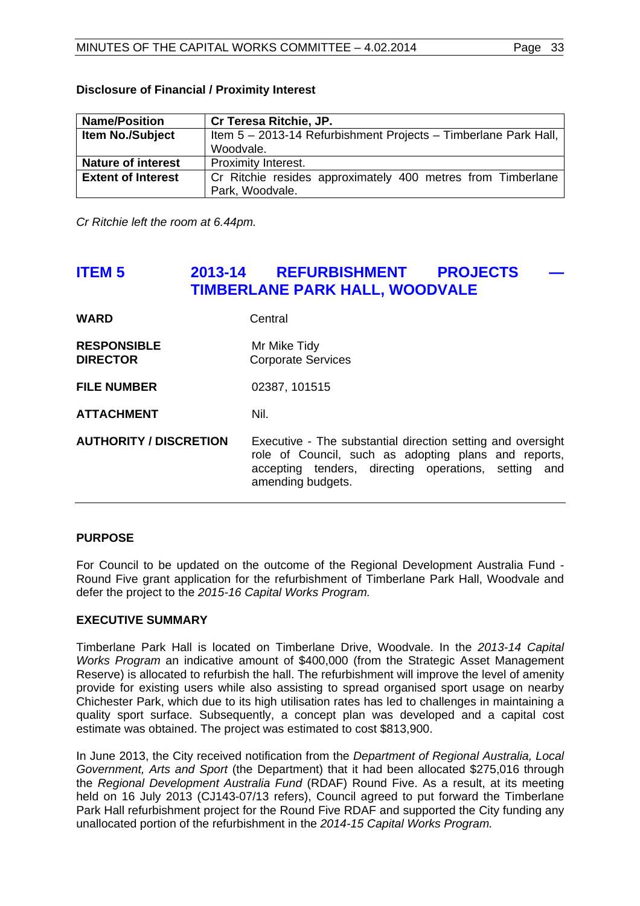**Disclosure of Financial / Proximity Interest**

| **Name/Position** | **Cr Teresa Ritchie, JP.** |
|---|---|
| **Item No./Subject** | Item 5 – 2013-14 Refurbishment Projects – Timberlane Park Hall, Woodvale. |
| **Nature of interest** | Proximity Interest. |
| **Extent of Interest** | Cr Ritchie resides approximately 400 metres from Timberlane Park, Woodvale. |

*Cr Ritchie left the room at 6.44pm.*

## ITEM 5 2013-14 REFURBISHMENT PROJECTS — TIMBERLANE PARK HALL, WOODVALE

**WARD** Central

**RESPONSIBLE DIRECTOR** Mr Mike Tidy
Corporate Services

**FILE NUMBER** 02387, 101515

**ATTACHMENT** Nil.

**AUTHORITY / DISCRETION** Executive - The substantial direction setting and oversight role of Council, such as adopting plans and reports, accepting tenders, directing operations, setting and amending budgets.

---

**PURPOSE**

For Council to be updated on the outcome of the Regional Development Australia Fund - Round Five grant application for the refurbishment of Timberlane Park Hall, Woodvale and defer the project to the *2015-16 Capital Works Program.*

**EXECUTIVE SUMMARY**

Timberlane Park Hall is located on Timberlane Drive, Woodvale. In the *2013-14 Capital Works Program* an indicative amount of $400,000 (from the Strategic Asset Management Reserve) is allocated to refurbish the hall. The refurbishment will improve the level of amenity provide for existing users while also assisting to spread organised sport usage on nearby Chichester Park, which due to its high utilisation rates has led to challenges in maintaining a quality sport surface. Subsequently, a concept plan was developed and a capital cost estimate was obtained. The project was estimated to cost $813,900.

In June 2013, the City received notification from the *Department of Regional Australia, Local Government, Arts and Sport* (the Department) that it had been allocated $275,016 through the *Regional Development Australia Fund* (RDAF) Round Five. As a result, at its meeting held on 16 July 2013 (CJ143-07/13 refers), Council agreed to put forward the Timberlane Park Hall refurbishment project for the Round Five RDAF and supported the City funding any unallocated portion of the refurbishment in the *2014-15 Capital Works Program.*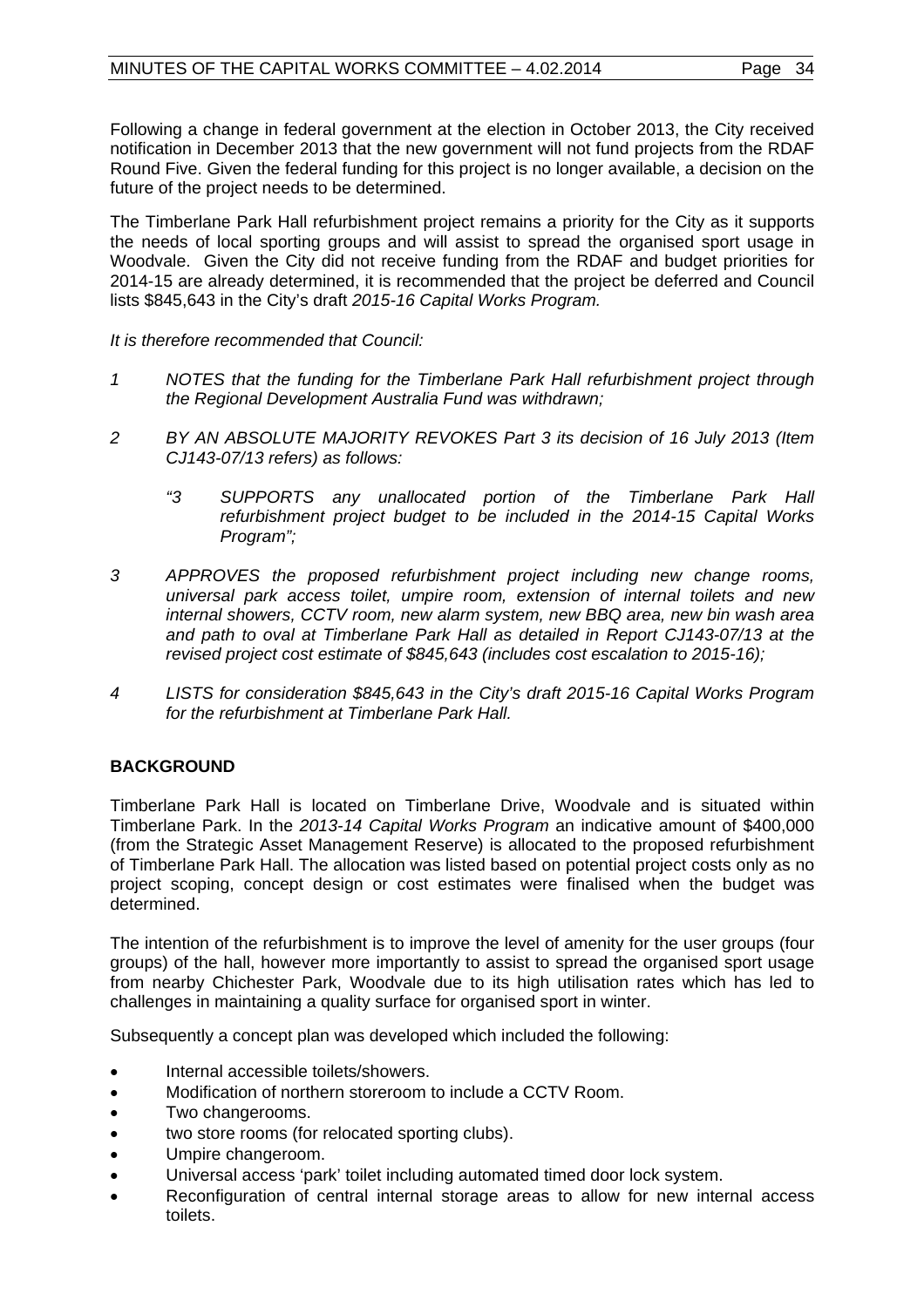Following a change in federal government at the election in October 2013, the City received notification in December 2013 that the new government will not fund projects from the RDAF Round Five. Given the federal funding for this project is no longer available, a decision on the future of the project needs to be determined.

The Timberlane Park Hall refurbishment project remains a priority for the City as it supports the needs of local sporting groups and will assist to spread the organised sport usage in Woodvale. Given the City did not receive funding from the RDAF and budget priorities for 2014-15 are already determined, it is recommended that the project be deferred and Council lists $845,643 in the City's draft *2015-16 Capital Works Program.*

*It is therefore recommended that Council:*

*1 NOTES that the funding for the Timberlane Park Hall refurbishment project through the Regional Development Australia Fund was withdrawn;*

*2 BY AN ABSOLUTE MAJORITY REVOKES Part 3 its decision of 16 July 2013 (Item CJ143-07/13 refers) as follows:*

> *"3 SUPPORTS any unallocated portion of the Timberlane Park Hall refurbishment project budget to be included in the 2014-15 Capital Works Program";*

*3 APPROVES the proposed refurbishment project including new change rooms, universal park access toilet, umpire room, extension of internal toilets and new internal showers, CCTV room, new alarm system, new BBQ area, new bin wash area and path to oval at Timberlane Park Hall as detailed in Report CJ143-07/13 at the revised project cost estimate of $845,643 (includes cost escalation to 2015-16);*

*4 LISTS for consideration $845,643 in the City's draft 2015-16 Capital Works Program for the refurbishment at Timberlane Park Hall.*

## BACKGROUND

Timberlane Park Hall is located on Timberlane Drive, Woodvale and is situated within Timberlane Park. In the *2013-14 Capital Works Program* an indicative amount of $400,000 (from the Strategic Asset Management Reserve) is allocated to the proposed refurbishment of Timberlane Park Hall. The allocation was listed based on potential project costs only as no project scoping, concept design or cost estimates were finalised when the budget was determined.

The intention of the refurbishment is to improve the level of amenity for the user groups (four groups) of the hall, however more importantly to assist to spread the organised sport usage from nearby Chichester Park, Woodvale due to its high utilisation rates which has led to challenges in maintaining a quality surface for organised sport in winter.

Subsequently a concept plan was developed which included the following:

- Internal accessible toilets/showers.
- Modification of northern storeroom to include a CCTV Room.
- Two changerooms.
- two store rooms (for relocated sporting clubs).
- Umpire changeroom.
- Universal access 'park' toilet including automated timed door lock system.
- Reconfiguration of central internal storage areas to allow for new internal access toilets.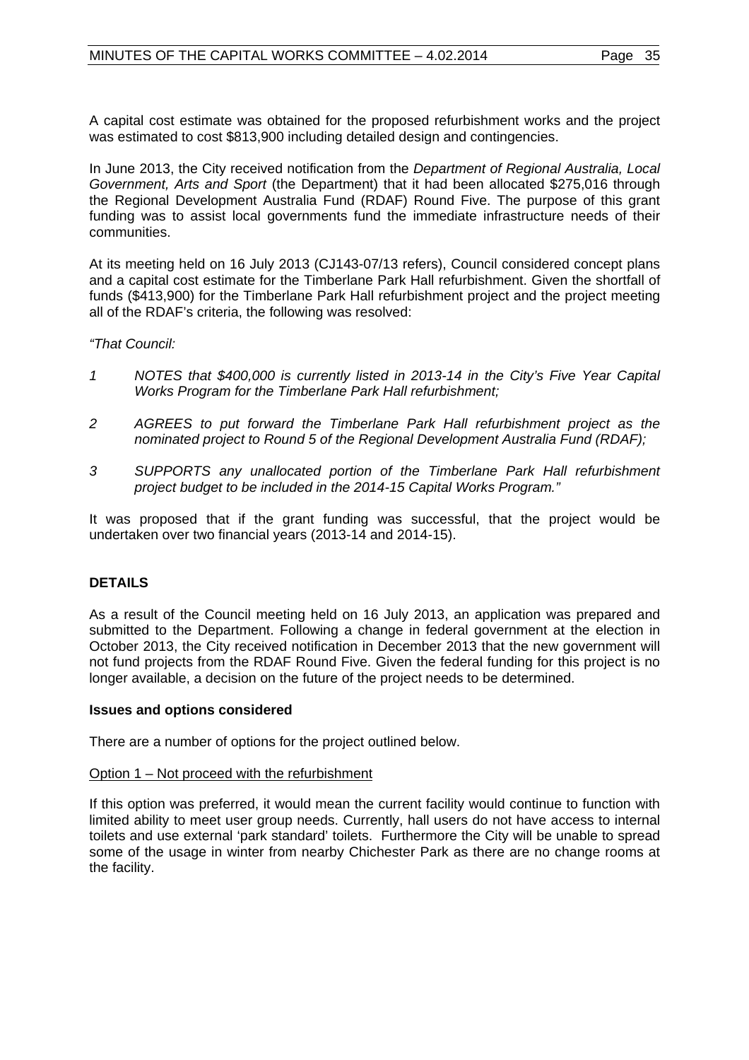A capital cost estimate was obtained for the proposed refurbishment works and the project was estimated to cost $813,900 including detailed design and contingencies.

In June 2013, the City received notification from the *Department of Regional Australia, Local Government, Arts and Sport* (the Department) that it had been allocated $275,016 through the Regional Development Australia Fund (RDAF) Round Five. The purpose of this grant funding was to assist local governments fund the immediate infrastructure needs of their communities.

At its meeting held on 16 July 2013 (CJ143-07/13 refers), Council considered concept plans and a capital cost estimate for the Timberlane Park Hall refurbishment. Given the shortfall of funds ($413,900) for the Timberlane Park Hall refurbishment project and the project meeting all of the RDAF's criteria, the following was resolved:

*"That Council:*

1. *NOTES that $400,000 is currently listed in 2013-14 in the City's Five Year Capital Works Program for the Timberlane Park Hall refurbishment;*
2. *AGREES to put forward the Timberlane Park Hall refurbishment project as the nominated project to Round 5 of the Regional Development Australia Fund (RDAF);*
3. *SUPPORTS any unallocated portion of the Timberlane Park Hall refurbishment project budget to be included in the 2014-15 Capital Works Program."*

It was proposed that if the grant funding was successful, that the project would be undertaken over two financial years (2013-14 and 2014-15).

## DETAILS

As a result of the Council meeting held on 16 July 2013, an application was prepared and submitted to the Department. Following a change in federal government at the election in October 2013, the City received notification in December 2013 that the new government will not fund projects from the RDAF Round Five. Given the federal funding for this project is no longer available, a decision on the future of the project needs to be determined.

### Issues and options considered

There are a number of options for the project outlined below.

Option 1 – Not proceed with the refurbishment

If this option was preferred, it would mean the current facility would continue to function with limited ability to meet user group needs. Currently, hall users do not have access to internal toilets and use external 'park standard' toilets. Furthermore the City will be unable to spread some of the usage in winter from nearby Chichester Park as there are no change rooms at the facility.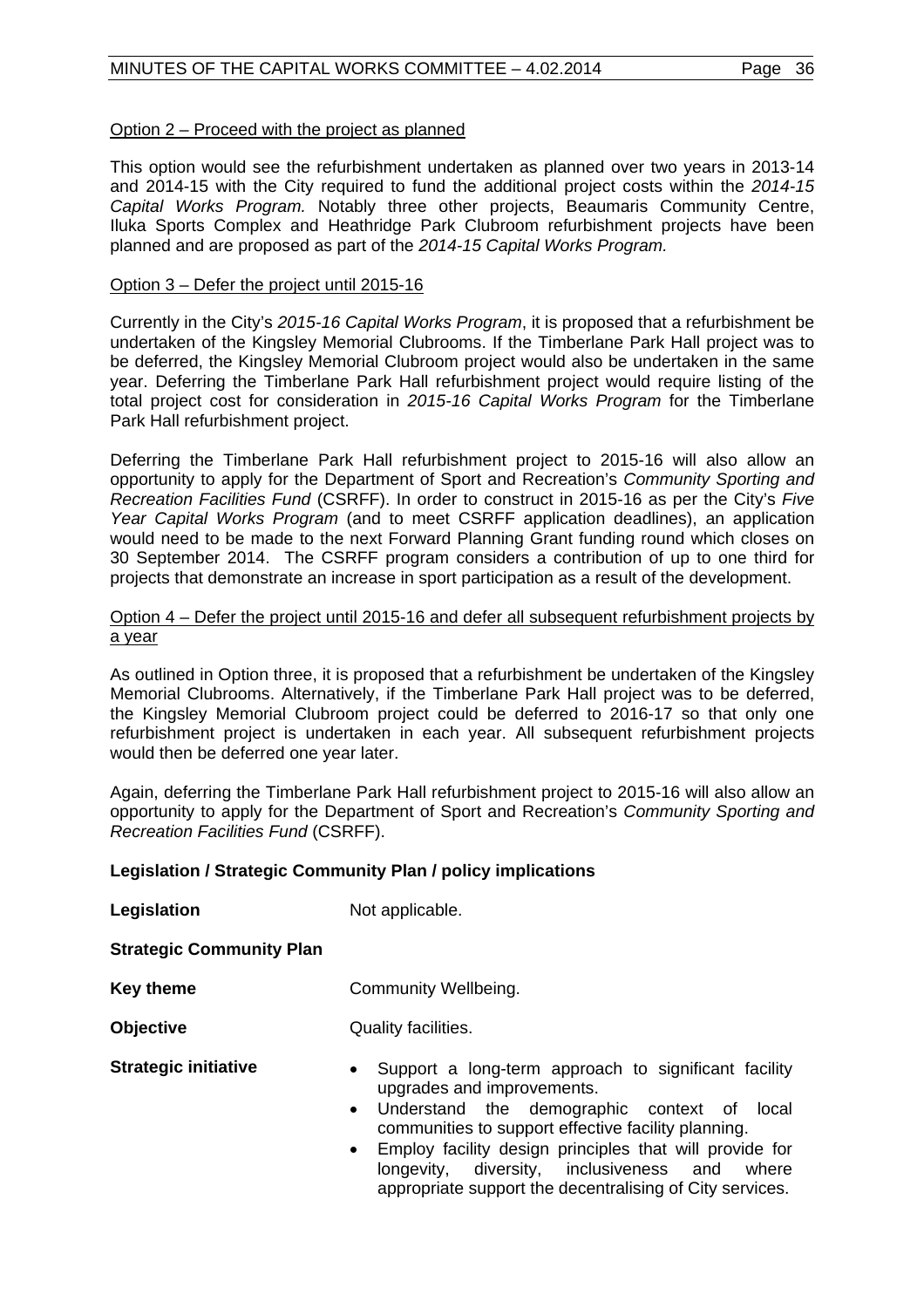Option 2 – Proceed with the project as planned

This option would see the refurbishment undertaken as planned over two years in 2013-14 and 2014-15 with the City required to fund the additional project costs within the *2014-15 Capital Works Program.* Notably three other projects, Beaumaris Community Centre, Iluka Sports Complex and Heathridge Park Clubroom refurbishment projects have been planned and are proposed as part of the *2014-15 Capital Works Program.*

Option 3 – Defer the project until 2015-16

Currently in the City's *2015-16 Capital Works Program*, it is proposed that a refurbishment be undertaken of the Kingsley Memorial Clubrooms. If the Timberlane Park Hall project was to be deferred, the Kingsley Memorial Clubroom project would also be undertaken in the same year. Deferring the Timberlane Park Hall refurbishment project would require listing of the total project cost for consideration in *2015-16 Capital Works Program* for the Timberlane Park Hall refurbishment project.

Deferring the Timberlane Park Hall refurbishment project to 2015-16 will also allow an opportunity to apply for the Department of Sport and Recreation's *Community Sporting and Recreation Facilities Fund* (CSRFF). In order to construct in 2015-16 as per the City's *Five Year Capital Works Program* (and to meet CSRFF application deadlines), an application would need to be made to the next Forward Planning Grant funding round which closes on 30 September 2014. The CSRFF program considers a contribution of up to one third for projects that demonstrate an increase in sport participation as a result of the development.

Option 4 – Defer the project until 2015-16 and defer all subsequent refurbishment projects by a year

As outlined in Option three, it is proposed that a refurbishment be undertaken of the Kingsley Memorial Clubrooms. Alternatively, if the Timberlane Park Hall project was to be deferred, the Kingsley Memorial Clubroom project could be deferred to 2016-17 so that only one refurbishment project is undertaken in each year. All subsequent refurbishment projects would then be deferred one year later.

Again, deferring the Timberlane Park Hall refurbishment project to 2015-16 will also allow an opportunity to apply for the Department of Sport and Recreation's *Community Sporting and Recreation Facilities Fund* (CSRFF).

**Legislation / Strategic Community Plan / policy implications**

**Legislation** Not applicable.

**Strategic Community Plan**

**Key theme** Community Wellbeing.

**Objective** Quality facilities.

**Strategic initiative**

- Support a long-term approach to significant facility upgrades and improvements.
- Understand the demographic context of local communities to support effective facility planning.
- Employ facility design principles that will provide for longevity, diversity, inclusiveness and where appropriate support the decentralising of City services.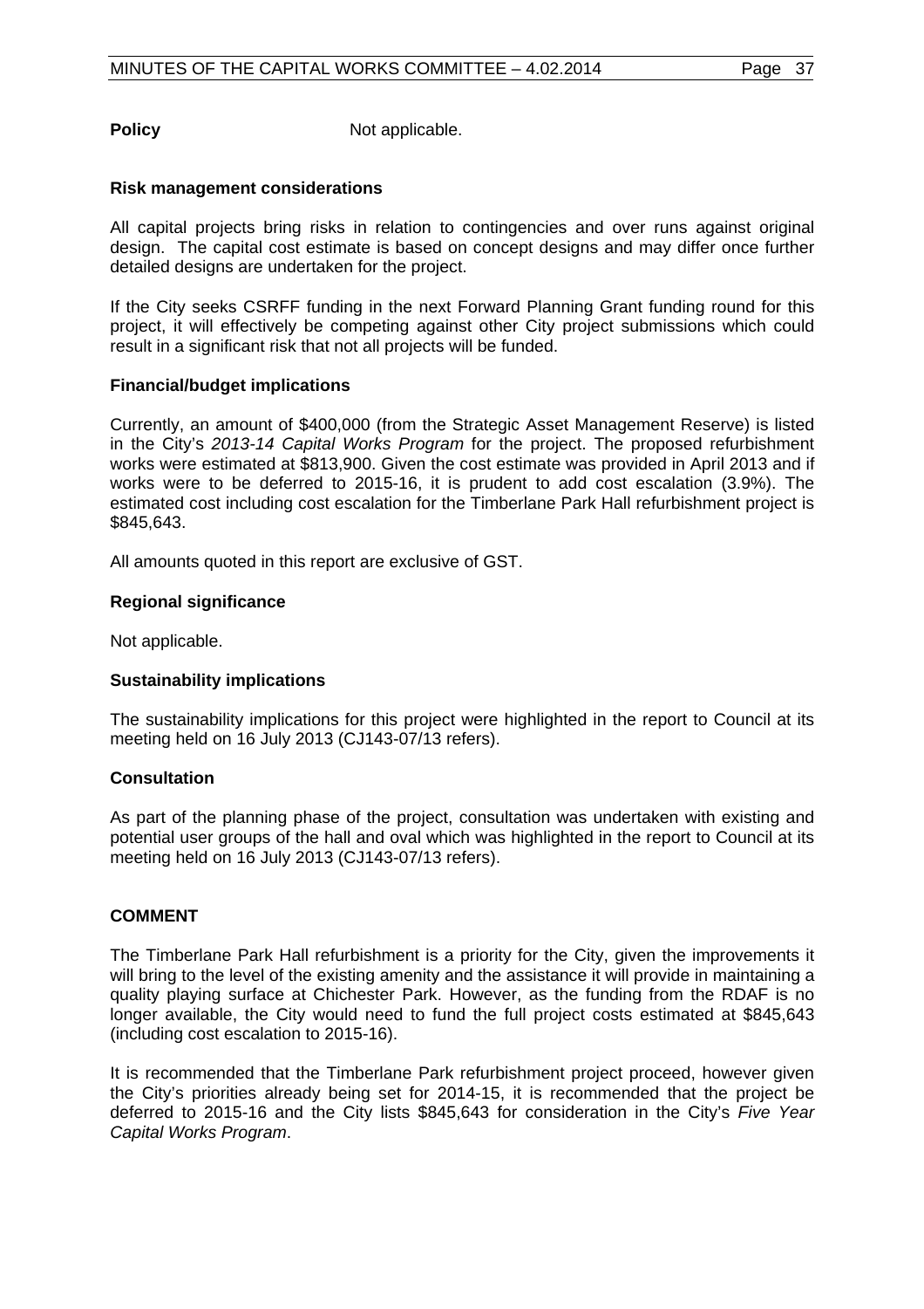**Policy** Not applicable.

**Risk management considerations**

All capital projects bring risks in relation to contingencies and over runs against original design. The capital cost estimate is based on concept designs and may differ once further detailed designs are undertaken for the project.

If the City seeks CSRFF funding in the next Forward Planning Grant funding round for this project, it will effectively be competing against other City project submissions which could result in a significant risk that not all projects will be funded.

**Financial/budget implications**

Currently, an amount of $400,000 (from the Strategic Asset Management Reserve) is listed in the City's *2013-14 Capital Works Program* for the project. The proposed refurbishment works were estimated at $813,900. Given the cost estimate was provided in April 2013 and if works were to be deferred to 2015-16, it is prudent to add cost escalation (3.9%). The estimated cost including cost escalation for the Timberlane Park Hall refurbishment project is $845,643.

All amounts quoted in this report are exclusive of GST.

**Regional significance**

Not applicable.

**Sustainability implications**

The sustainability implications for this project were highlighted in the report to Council at its meeting held on 16 July 2013 (CJ143-07/13 refers).

**Consultation**

As part of the planning phase of the project, consultation was undertaken with existing and potential user groups of the hall and oval which was highlighted in the report to Council at its meeting held on 16 July 2013 (CJ143-07/13 refers).

**COMMENT**

The Timberlane Park Hall refurbishment is a priority for the City, given the improvements it will bring to the level of the existing amenity and the assistance it will provide in maintaining a quality playing surface at Chichester Park. However, as the funding from the RDAF is no longer available, the City would need to fund the full project costs estimated at $845,643 (including cost escalation to 2015-16).

It is recommended that the Timberlane Park refurbishment project proceed, however given the City's priorities already being set for 2014-15, it is recommended that the project be deferred to 2015-16 and the City lists $845,643 for consideration in the City's *Five Year Capital Works Program*.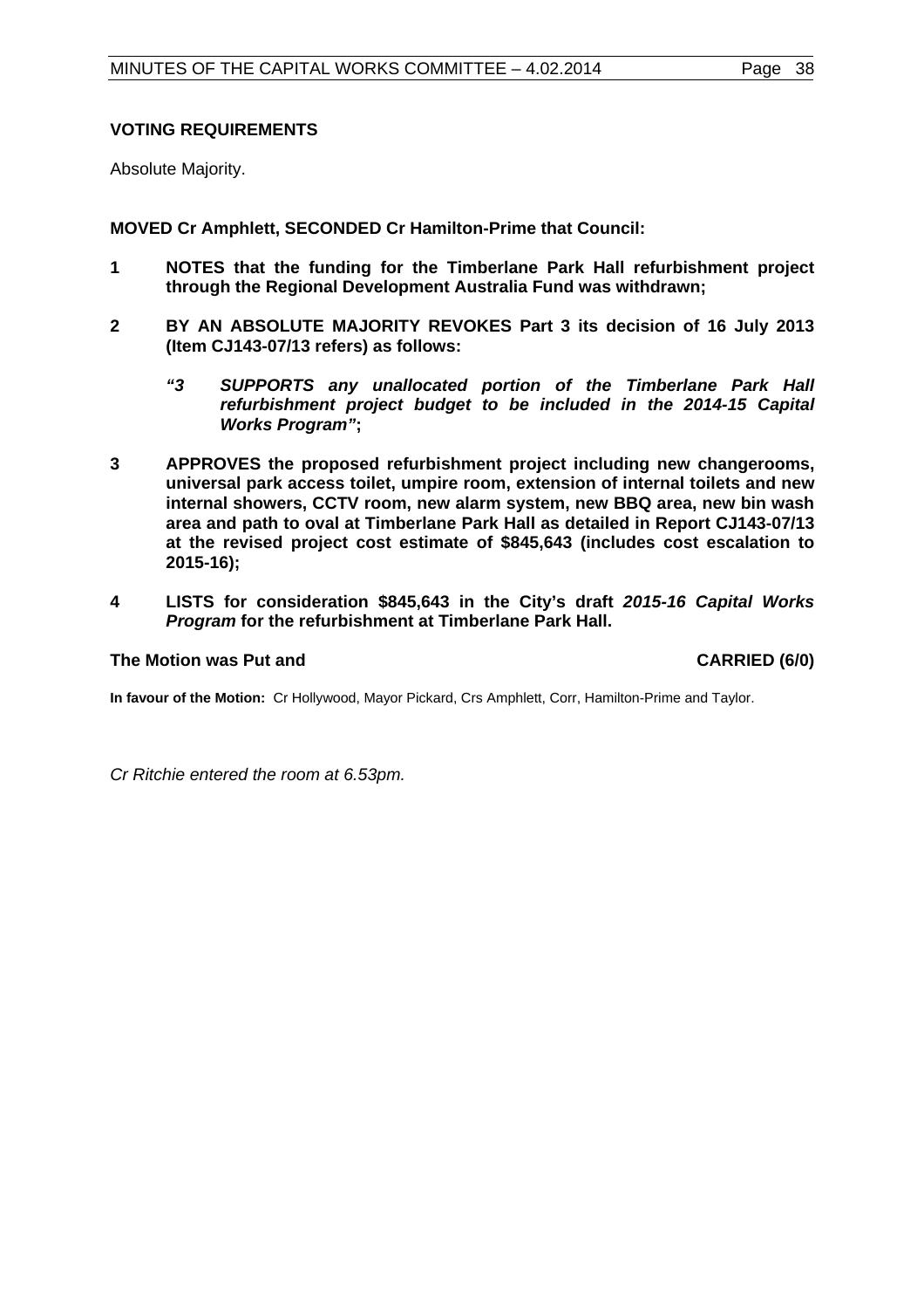**VOTING REQUIREMENTS**

Absolute Majority.

**MOVED Cr Amphlett, SECONDED Cr Hamilton-Prime that Council:**

**1 NOTES that the funding for the Timberlane Park Hall refurbishment project through the Regional Development Australia Fund was withdrawn;**

**2 BY AN ABSOLUTE MAJORITY REVOKES Part 3 its decision of 16 July 2013 (Item CJ143-07/13 refers) as follows:**

> ***"3 SUPPORTS any unallocated portion of the Timberlane Park Hall refurbishment project budget to be included in the 2014-15 Capital Works Program"*;**

**3 APPROVES the proposed refurbishment project including new changerooms, universal park access toilet, umpire room, extension of internal toilets and new internal showers, CCTV room, new alarm system, new BBQ area, new bin wash area and path to oval at Timberlane Park Hall as detailed in Report CJ143-07/13 at the revised project cost estimate of $845,643 (includes cost escalation to 2015-16);**

**4 LISTS for consideration $845,643 in the City's draft *2015-16 Capital Works Program* for the refurbishment at Timberlane Park Hall.**

**The Motion was Put and CARRIED (6/0)**

**In favour of the Motion:** Cr Hollywood, Mayor Pickard, Crs Amphlett, Corr, Hamilton-Prime and Taylor.

*Cr Ritchie entered the room at 6.53pm.*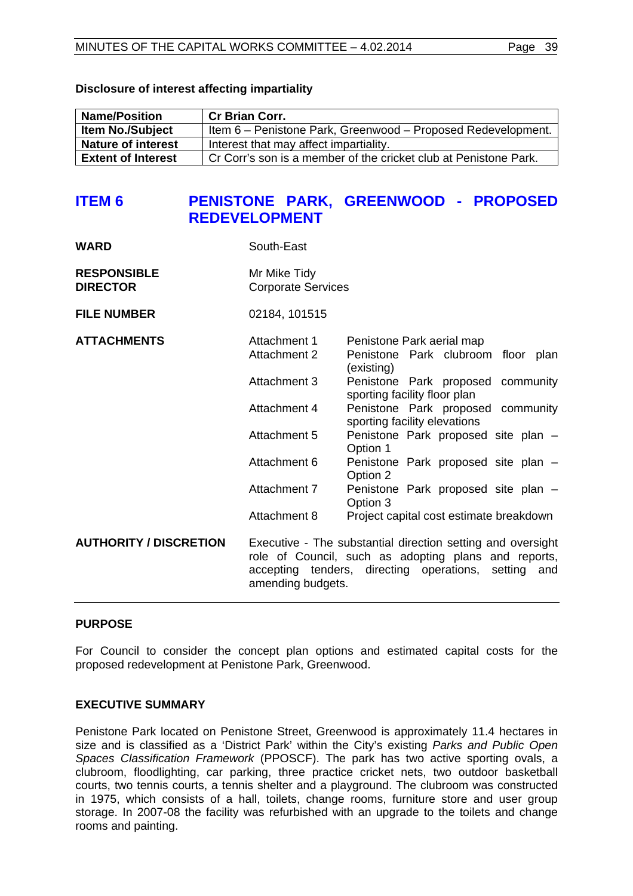**Disclosure of interest affecting impartiality**

| **Name/Position** | **Cr Brian Corr.** |
|---|---|
| **Item No./Subject** | Item 6 – Penistone Park, Greenwood – Proposed Redevelopment. |
| **Nature of interest** | Interest that may affect impartiality. |
| **Extent of Interest** | Cr Corr's son is a member of the cricket club at Penistone Park. |

# ITEM 6 PENISTONE PARK, GREENWOOD - PROPOSED REDEVELOPMENT

| | | |
|---|---|---|
| **WARD** | South-East | |
| **RESPONSIBLE DIRECTOR** | Mr Mike Tidy<br>Corporate Services | |
| **FILE NUMBER** | 02184, 101515 | |
| **ATTACHMENTS** | Attachment 1 | Penistone Park aerial map |
| | Attachment 2 | Penistone Park clubroom floor plan (existing) |
| | Attachment 3 | Penistone Park proposed community sporting facility floor plan |
| | Attachment 4 | Penistone Park proposed community sporting facility elevations |
| | Attachment 5 | Penistone Park proposed site plan – Option 1 |
| | Attachment 6 | Penistone Park proposed site plan – Option 2 |
| | Attachment 7 | Penistone Park proposed site plan – Option 3 |
| | Attachment 8 | Project capital cost estimate breakdown |
| **AUTHORITY / DISCRETION** | Executive - The substantial direction setting and oversight role of Council, such as adopting plans and reports, accepting tenders, directing operations, setting and amending budgets. | |

## PURPOSE

For Council to consider the concept plan options and estimated capital costs for the proposed redevelopment at Penistone Park, Greenwood.

## EXECUTIVE SUMMARY

Penistone Park located on Penistone Street, Greenwood is approximately 11.4 hectares in size and is classified as a 'District Park' within the City's existing *Parks and Public Open Spaces Classification Framework* (PPOSCF). The park has two active sporting ovals, a clubroom, floodlighting, car parking, three practice cricket nets, two outdoor basketball courts, two tennis courts, a tennis shelter and a playground. The clubroom was constructed in 1975, which consists of a hall, toilets, change rooms, furniture store and user group storage. In 2007-08 the facility was refurbished with an upgrade to the toilets and change rooms and painting.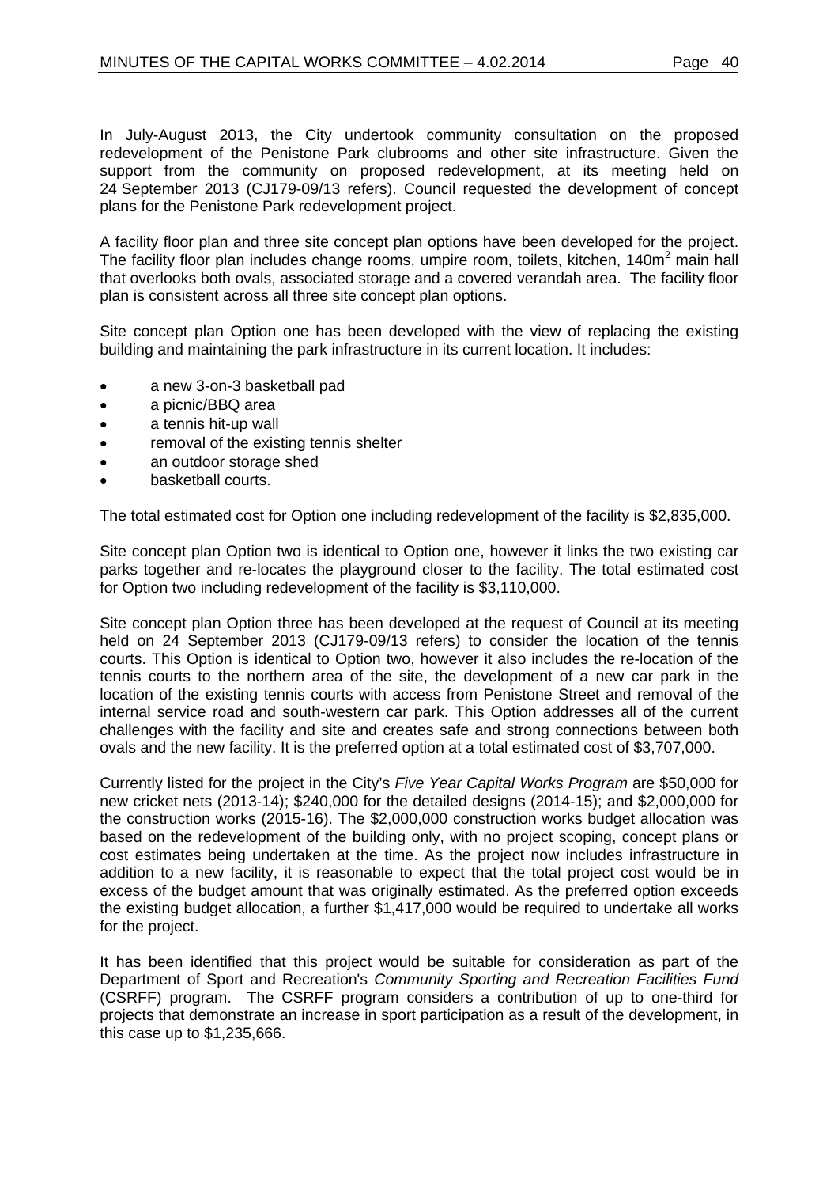In July-August 2013, the City undertook community consultation on the proposed redevelopment of the Penistone Park clubrooms and other site infrastructure. Given the support from the community on proposed redevelopment, at its meeting held on 24 September 2013 (CJ179-09/13 refers). Council requested the development of concept plans for the Penistone Park redevelopment project.

A facility floor plan and three site concept plan options have been developed for the project. The facility floor plan includes change rooms, umpire room, toilets, kitchen, 140m$^2$ main hall that overlooks both ovals, associated storage and a covered verandah area. The facility floor plan is consistent across all three site concept plan options.

Site concept plan Option one has been developed with the view of replacing the existing building and maintaining the park infrastructure in its current location. It includes:

- a new 3-on-3 basketball pad
- a picnic/BBQ area
- a tennis hit-up wall
- removal of the existing tennis shelter
- an outdoor storage shed
- basketball courts.

The total estimated cost for Option one including redevelopment of the facility is $2,835,000.

Site concept plan Option two is identical to Option one, however it links the two existing car parks together and re-locates the playground closer to the facility. The total estimated cost for Option two including redevelopment of the facility is $3,110,000.

Site concept plan Option three has been developed at the request of Council at its meeting held on 24 September 2013 (CJ179-09/13 refers) to consider the location of the tennis courts. This Option is identical to Option two, however it also includes the re-location of the tennis courts to the northern area of the site, the development of a new car park in the location of the existing tennis courts with access from Penistone Street and removal of the internal service road and south-western car park. This Option addresses all of the current challenges with the facility and site and creates safe and strong connections between both ovals and the new facility. It is the preferred option at a total estimated cost of $3,707,000.

Currently listed for the project in the City's *Five Year Capital Works Program* are $50,000 for new cricket nets (2013-14); $240,000 for the detailed designs (2014-15); and $2,000,000 for the construction works (2015-16). The $2,000,000 construction works budget allocation was based on the redevelopment of the building only, with no project scoping, concept plans or cost estimates being undertaken at the time. As the project now includes infrastructure in addition to a new facility, it is reasonable to expect that the total project cost would be in excess of the budget amount that was originally estimated. As the preferred option exceeds the existing budget allocation, a further $1,417,000 would be required to undertake all works for the project.

It has been identified that this project would be suitable for consideration as part of the Department of Sport and Recreation's *Community Sporting and Recreation Facilities Fund* (CSRFF) program. The CSRFF program considers a contribution of up to one-third for projects that demonstrate an increase in sport participation as a result of the development, in this case up to $1,235,666.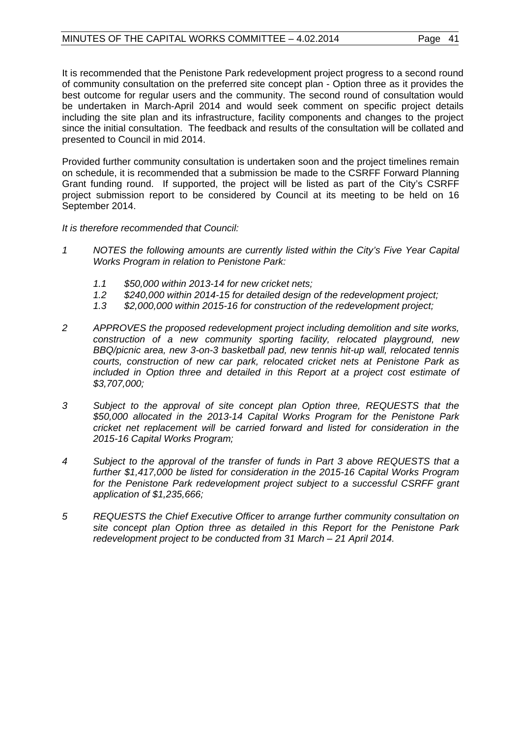It is recommended that the Penistone Park redevelopment project progress to a second round of community consultation on the preferred site concept plan - Option three as it provides the best outcome for regular users and the community. The second round of consultation would be undertaken in March-April 2014 and would seek comment on specific project details including the site plan and its infrastructure, facility components and changes to the project since the initial consultation. The feedback and results of the consultation will be collated and presented to Council in mid 2014.

Provided further community consultation is undertaken soon and the project timelines remain on schedule, it is recommended that a submission be made to the CSRFF Forward Planning Grant funding round. If supported, the project will be listed as part of the City's CSRFF project submission report to be considered by Council at its meeting to be held on 16 September 2014.

*It is therefore recommended that Council:*

*1 NOTES the following amounts are currently listed within the City's Five Year Capital Works Program in relation to Penistone Park:*

*1.1 $50,000 within 2013-14 for new cricket nets;*

*1.2 $240,000 within 2014-15 for detailed design of the redevelopment project;*

*1.3 $2,000,000 within 2015-16 for construction of the redevelopment project;*

*2 APPROVES the proposed redevelopment project including demolition and site works, construction of a new community sporting facility, relocated playground, new BBQ/picnic area, new 3-on-3 basketball pad, new tennis hit-up wall, relocated tennis courts, construction of new car park, relocated cricket nets at Penistone Park as included in Option three and detailed in this Report at a project cost estimate of $3,707,000;*

*3 Subject to the approval of site concept plan Option three, REQUESTS that the $50,000 allocated in the 2013-14 Capital Works Program for the Penistone Park cricket net replacement will be carried forward and listed for consideration in the 2015-16 Capital Works Program;*

*4 Subject to the approval of the transfer of funds in Part 3 above REQUESTS that a further $1,417,000 be listed for consideration in the 2015-16 Capital Works Program for the Penistone Park redevelopment project subject to a successful CSRFF grant application of $1,235,666;*

*5 REQUESTS the Chief Executive Officer to arrange further community consultation on site concept plan Option three as detailed in this Report for the Penistone Park redevelopment project to be conducted from 31 March – 21 April 2014.*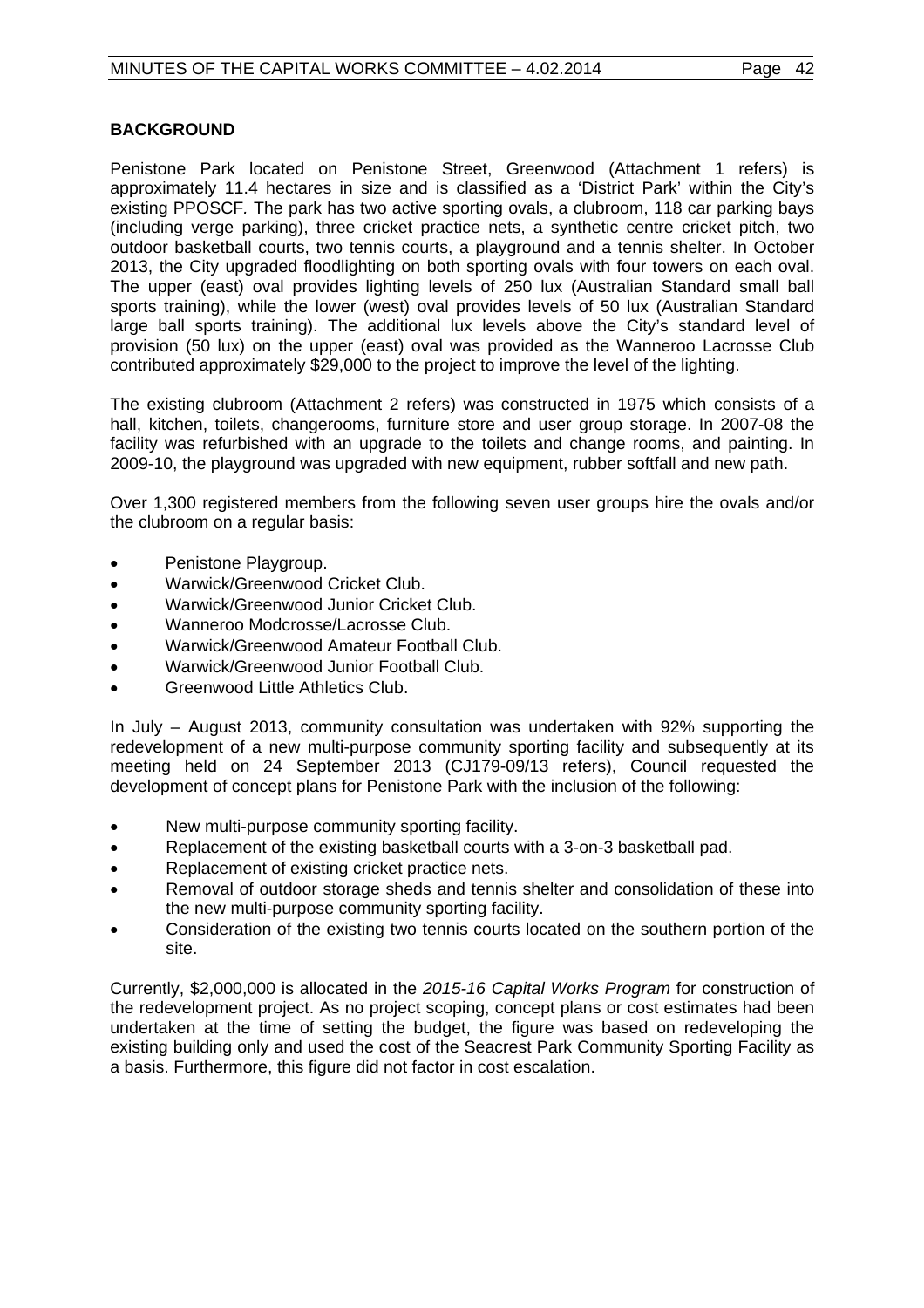## BACKGROUND

Penistone Park located on Penistone Street, Greenwood (Attachment 1 refers) is approximately 11.4 hectares in size and is classified as a 'District Park' within the City's existing PPOSCF. The park has two active sporting ovals, a clubroom, 118 car parking bays (including verge parking), three cricket practice nets, a synthetic centre cricket pitch, two outdoor basketball courts, two tennis courts, a playground and a tennis shelter. In October 2013, the City upgraded floodlighting on both sporting ovals with four towers on each oval. The upper (east) oval provides lighting levels of 250 lux (Australian Standard small ball sports training), while the lower (west) oval provides levels of 50 lux (Australian Standard large ball sports training). The additional lux levels above the City's standard level of provision (50 lux) on the upper (east) oval was provided as the Wanneroo Lacrosse Club contributed approximately $29,000 to the project to improve the level of the lighting.

The existing clubroom (Attachment 2 refers) was constructed in 1975 which consists of a hall, kitchen, toilets, changerooms, furniture store and user group storage. In 2007-08 the facility was refurbished with an upgrade to the toilets and change rooms, and painting. In 2009-10, the playground was upgraded with new equipment, rubber softfall and new path.

Over 1,300 registered members from the following seven user groups hire the ovals and/or the clubroom on a regular basis:

- Penistone Playgroup.
- Warwick/Greenwood Cricket Club.
- Warwick/Greenwood Junior Cricket Club.
- Wanneroo Modcrosse/Lacrosse Club.
- Warwick/Greenwood Amateur Football Club.
- Warwick/Greenwood Junior Football Club.
- Greenwood Little Athletics Club.

In July – August 2013, community consultation was undertaken with 92% supporting the redevelopment of a new multi-purpose community sporting facility and subsequently at its meeting held on 24 September 2013 (CJ179-09/13 refers), Council requested the development of concept plans for Penistone Park with the inclusion of the following:

- New multi-purpose community sporting facility.
- Replacement of the existing basketball courts with a 3-on-3 basketball pad.
- Replacement of existing cricket practice nets.
- Removal of outdoor storage sheds and tennis shelter and consolidation of these into the new multi-purpose community sporting facility.
- Consideration of the existing two tennis courts located on the southern portion of the site.

Currently, $2,000,000 is allocated in the *2015-16 Capital Works Program* for construction of the redevelopment project. As no project scoping, concept plans or cost estimates had been undertaken at the time of setting the budget, the figure was based on redeveloping the existing building only and used the cost of the Seacrest Park Community Sporting Facility as a basis. Furthermore, this figure did not factor in cost escalation.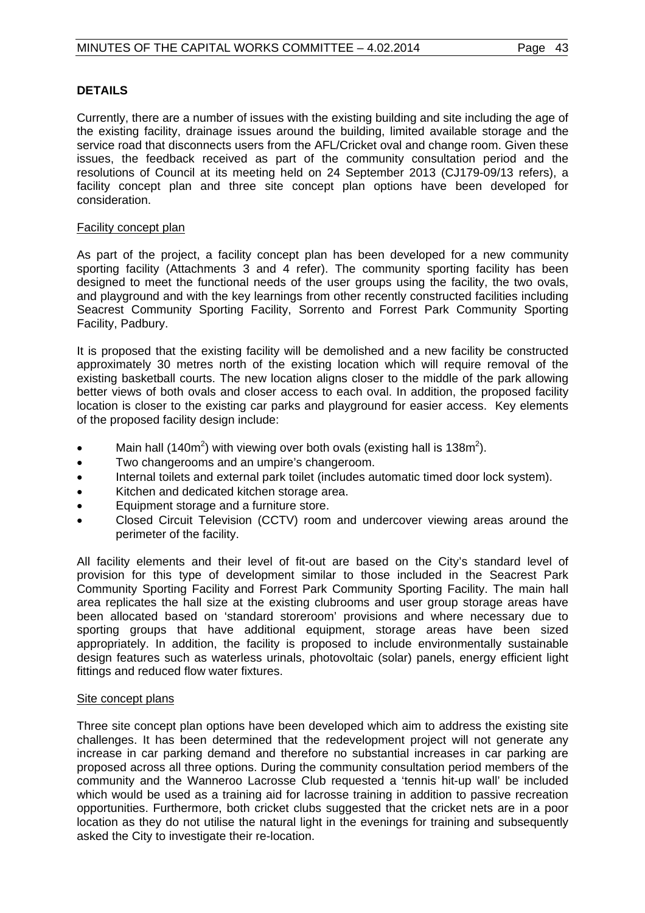## DETAILS

Currently, there are a number of issues with the existing building and site including the age of the existing facility, drainage issues around the building, limited available storage and the service road that disconnects users from the AFL/Cricket oval and change room. Given these issues, the feedback received as part of the community consultation period and the resolutions of Council at its meeting held on 24 September 2013 (CJ179-09/13 refers), a facility concept plan and three site concept plan options have been developed for consideration.

### Facility concept plan

As part of the project, a facility concept plan has been developed for a new community sporting facility (Attachments 3 and 4 refer). The community sporting facility has been designed to meet the functional needs of the user groups using the facility, the two ovals, and playground and with the key learnings from other recently constructed facilities including Seacrest Community Sporting Facility, Sorrento and Forrest Park Community Sporting Facility, Padbury.

It is proposed that the existing facility will be demolished and a new facility be constructed approximately 30 metres north of the existing location which will require removal of the existing basketball courts. The new location aligns closer to the middle of the park allowing better views of both ovals and closer access to each oval. In addition, the proposed facility location is closer to the existing car parks and playground for easier access. Key elements of the proposed facility design include:

- Main hall (140m$^2$) with viewing over both ovals (existing hall is 138m$^2$).
- Two changerooms and an umpire's changeroom.
- Internal toilets and external park toilet (includes automatic timed door lock system).
- Kitchen and dedicated kitchen storage area.
- Equipment storage and a furniture store.
- Closed Circuit Television (CCTV) room and undercover viewing areas around the perimeter of the facility.

All facility elements and their level of fit-out are based on the City's standard level of provision for this type of development similar to those included in the Seacrest Park Community Sporting Facility and Forrest Park Community Sporting Facility. The main hall area replicates the hall size at the existing clubrooms and user group storage areas have been allocated based on 'standard storeroom' provisions and where necessary due to sporting groups that have additional equipment, storage areas have been sized appropriately. In addition, the facility is proposed to include environmentally sustainable design features such as waterless urinals, photovoltaic (solar) panels, energy efficient light fittings and reduced flow water fixtures.

### Site concept plans

Three site concept plan options have been developed which aim to address the existing site challenges. It has been determined that the redevelopment project will not generate any increase in car parking demand and therefore no substantial increases in car parking are proposed across all three options. During the community consultation period members of the community and the Wanneroo Lacrosse Club requested a 'tennis hit-up wall' be included which would be used as a training aid for lacrosse training in addition to passive recreation opportunities. Furthermore, both cricket clubs suggested that the cricket nets are in a poor location as they do not utilise the natural light in the evenings for training and subsequently asked the City to investigate their re-location.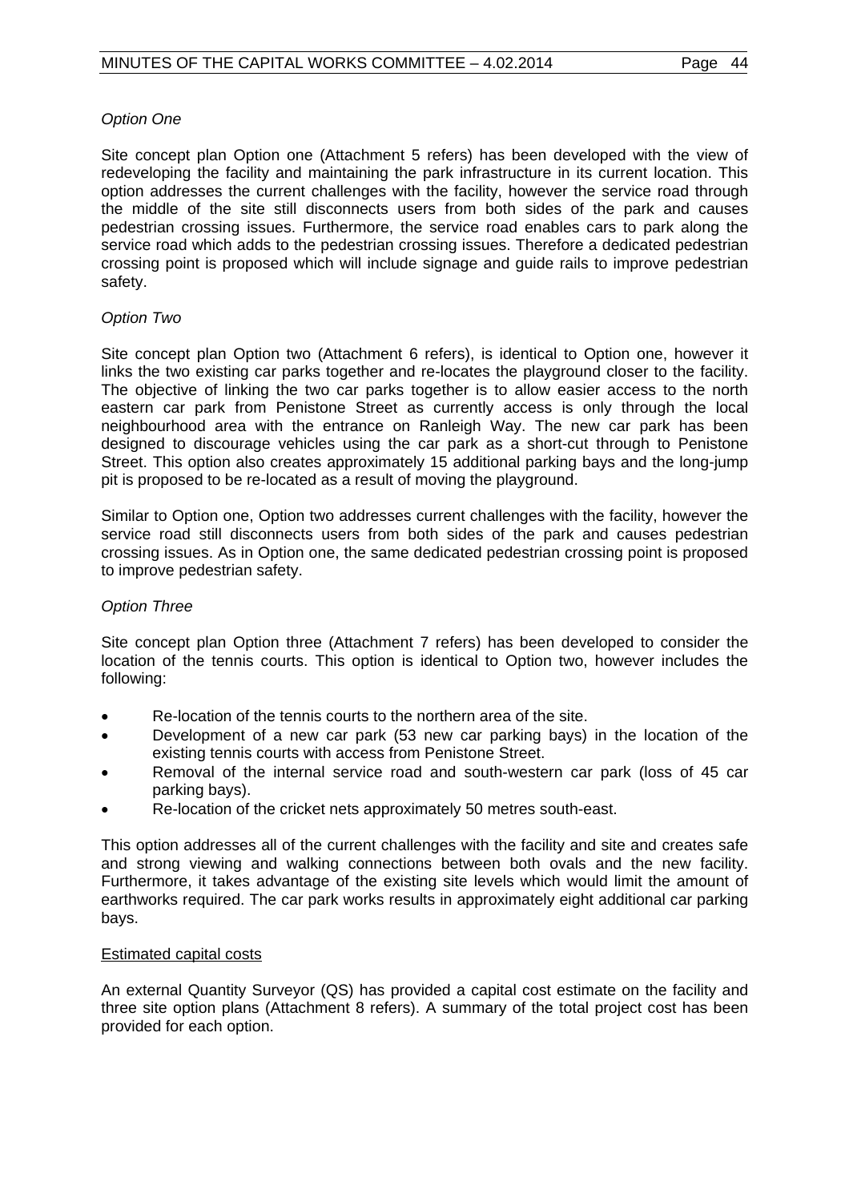*Option One*

Site concept plan Option one (Attachment 5 refers) has been developed with the view of redeveloping the facility and maintaining the park infrastructure in its current location. This option addresses the current challenges with the facility, however the service road through the middle of the site still disconnects users from both sides of the park and causes pedestrian crossing issues. Furthermore, the service road enables cars to park along the service road which adds to the pedestrian crossing issues. Therefore a dedicated pedestrian crossing point is proposed which will include signage and guide rails to improve pedestrian safety.

*Option Two*

Site concept plan Option two (Attachment 6 refers), is identical to Option one, however it links the two existing car parks together and re-locates the playground closer to the facility. The objective of linking the two car parks together is to allow easier access to the north eastern car park from Penistone Street as currently access is only through the local neighbourhood area with the entrance on Ranleigh Way. The new car park has been designed to discourage vehicles using the car park as a short-cut through to Penistone Street. This option also creates approximately 15 additional parking bays and the long-jump pit is proposed to be re-located as a result of moving the playground.

Similar to Option one, Option two addresses current challenges with the facility, however the service road still disconnects users from both sides of the park and causes pedestrian crossing issues. As in Option one, the same dedicated pedestrian crossing point is proposed to improve pedestrian safety.

*Option Three*

Site concept plan Option three (Attachment 7 refers) has been developed to consider the location of the tennis courts. This option is identical to Option two, however includes the following:

- Re-location of the tennis courts to the northern area of the site.
- Development of a new car park (53 new car parking bays) in the location of the existing tennis courts with access from Penistone Street.
- Removal of the internal service road and south-western car park (loss of 45 car parking bays).
- Re-location of the cricket nets approximately 50 metres south-east.

This option addresses all of the current challenges with the facility and site and creates safe and strong viewing and walking connections between both ovals and the new facility. Furthermore, it takes advantage of the existing site levels which would limit the amount of earthworks required. The car park works results in approximately eight additional car parking bays.

<u>Estimated capital costs</u>

An external Quantity Surveyor (QS) has provided a capital cost estimate on the facility and three site option plans (Attachment 8 refers). A summary of the total project cost has been provided for each option.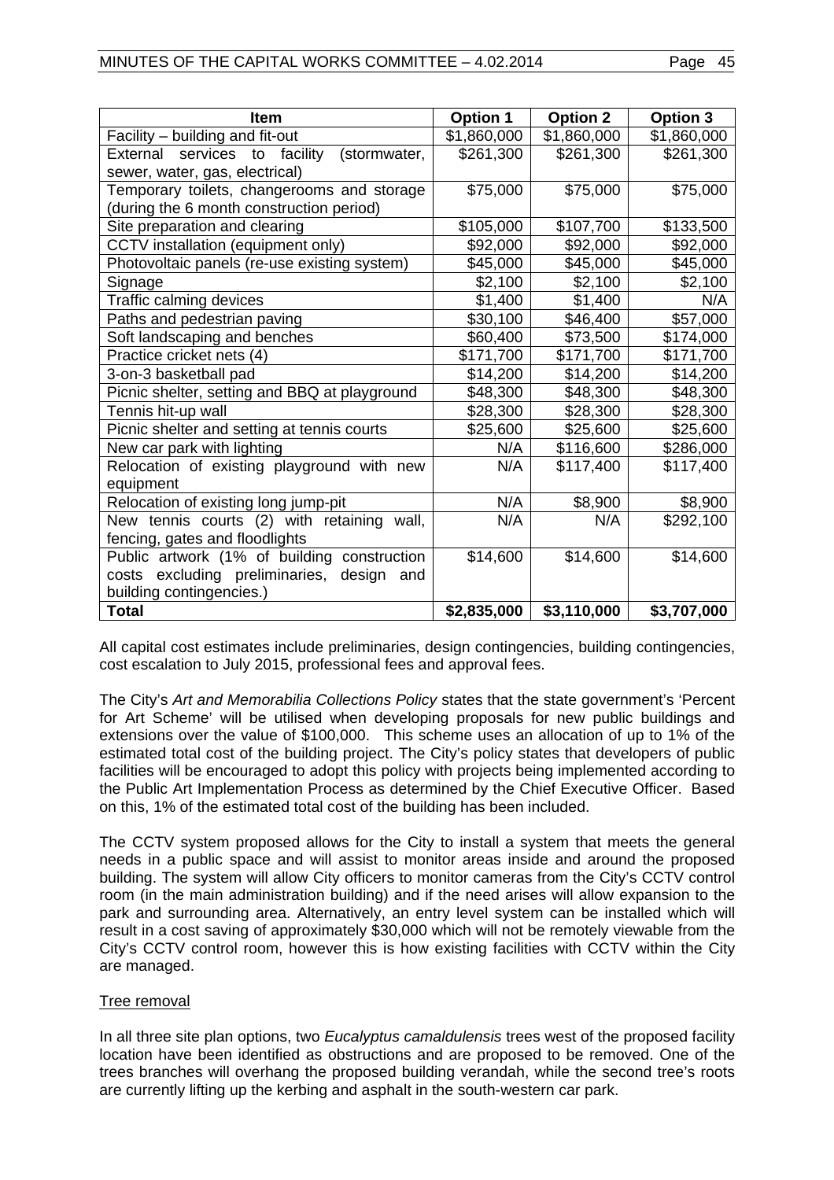| Item | Option 1 | Option 2 | Option 3 |
|---|---|---|---|
| Facility – building and fit-out | $1,860,000 | $1,860,000 | $1,860,000 |
| External services to facility (stormwater, sewer, water, gas, electrical) | $261,300 | $261,300 | $261,300 |
| Temporary toilets, changerooms and storage (during the 6 month construction period) | $75,000 | $75,000 | $75,000 |
| Site preparation and clearing | $105,000 | $107,700 | $133,500 |
| CCTV installation (equipment only) | $92,000 | $92,000 | $92,000 |
| Photovoltaic panels (re-use existing system) | $45,000 | $45,000 | $45,000 |
| Signage | $2,100 | $2,100 | $2,100 |
| Traffic calming devices | $1,400 | $1,400 | N/A |
| Paths and pedestrian paving | $30,100 | $46,400 | $57,000 |
| Soft landscaping and benches | $60,400 | $73,500 | $174,000 |
| Practice cricket nets (4) | $171,700 | $171,700 | $171,700 |
| 3-on-3 basketball pad | $14,200 | $14,200 | $14,200 |
| Picnic shelter, setting and BBQ at playground | $48,300 | $48,300 | $48,300 |
| Tennis hit-up wall | $28,300 | $28,300 | $28,300 |
| Picnic shelter and setting at tennis courts | $25,600 | $25,600 | $25,600 |
| New car park with lighting | N/A | $116,600 | $286,000 |
| Relocation of existing playground with new equipment | N/A | $117,400 | $117,400 |
| Relocation of existing long jump-pit | N/A | $8,900 | $8,900 |
| New tennis courts (2) with retaining wall, fencing, gates and floodlights | N/A | N/A | $292,100 |
| Public artwork (1% of building construction costs excluding preliminaries, design and building contingencies.) | $14,600 | $14,600 | $14,600 |
| **Total** | **$2,835,000** | **$3,110,000** | **$3,707,000** |

All capital cost estimates include preliminaries, design contingencies, building contingencies, cost escalation to July 2015, professional fees and approval fees.

The City's *Art and Memorabilia Collections Policy* states that the state government's 'Percent for Art Scheme' will be utilised when developing proposals for new public buildings and extensions over the value of $100,000. This scheme uses an allocation of up to 1% of the estimated total cost of the building project. The City's policy states that developers of public facilities will be encouraged to adopt this policy with projects being implemented according to the Public Art Implementation Process as determined by the Chief Executive Officer. Based on this, 1% of the estimated total cost of the building has been included.

The CCTV system proposed allows for the City to install a system that meets the general needs in a public space and will assist to monitor areas inside and around the proposed building. The system will allow City officers to monitor cameras from the City's CCTV control room (in the main administration building) and if the need arises will allow expansion to the park and surrounding area. Alternatively, an entry level system can be installed which will result in a cost saving of approximately $30,000 which will not be remotely viewable from the City's CCTV control room, however this is how existing facilities with CCTV within the City are managed.

Tree removal

In all three site plan options, two *Eucalyptus camaldulensis* trees west of the proposed facility location have been identified as obstructions and are proposed to be removed. One of the trees branches will overhang the proposed building verandah, while the second tree's roots are currently lifting up the kerbing and asphalt in the south-western car park.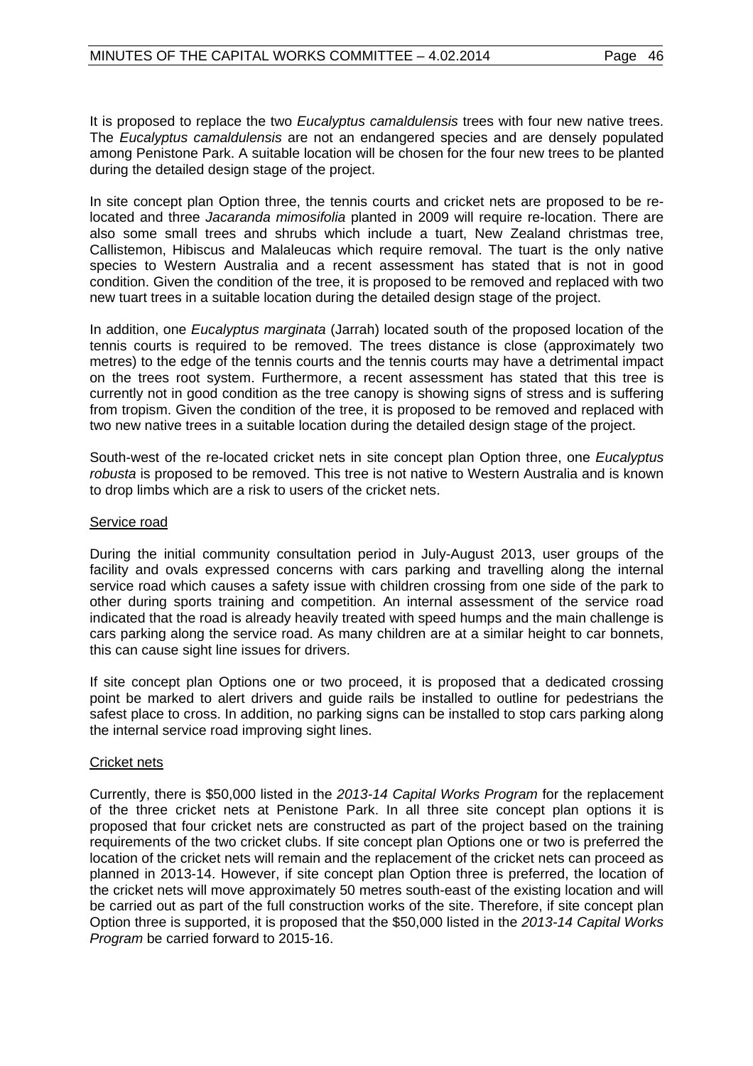It is proposed to replace the two *Eucalyptus camaldulensis* trees with four new native trees. The *Eucalyptus camaldulensis* are not an endangered species and are densely populated among Penistone Park. A suitable location will be chosen for the four new trees to be planted during the detailed design stage of the project.

In site concept plan Option three, the tennis courts and cricket nets are proposed to be re-located and three *Jacaranda mimosifolia* planted in 2009 will require re-location. There are also some small trees and shrubs which include a tuart, New Zealand christmas tree, Callistemon, Hibiscus and Malaleucas which require removal. The tuart is the only native species to Western Australia and a recent assessment has stated that is not in good condition. Given the condition of the tree, it is proposed to be removed and replaced with two new tuart trees in a suitable location during the detailed design stage of the project.

In addition, one *Eucalyptus marginata* (Jarrah) located south of the proposed location of the tennis courts is required to be removed. The trees distance is close (approximately two metres) to the edge of the tennis courts and the tennis courts may have a detrimental impact on the trees root system. Furthermore, a recent assessment has stated that this tree is currently not in good condition as the tree canopy is showing signs of stress and is suffering from tropism. Given the condition of the tree, it is proposed to be removed and replaced with two new native trees in a suitable location during the detailed design stage of the project.

South-west of the re-located cricket nets in site concept plan Option three, one *Eucalyptus robusta* is proposed to be removed. This tree is not native to Western Australia and is known to drop limbs which are a risk to users of the cricket nets.

Service road

During the initial community consultation period in July-August 2013, user groups of the facility and ovals expressed concerns with cars parking and travelling along the internal service road which causes a safety issue with children crossing from one side of the park to other during sports training and competition. An internal assessment of the service road indicated that the road is already heavily treated with speed humps and the main challenge is cars parking along the service road. As many children are at a similar height to car bonnets, this can cause sight line issues for drivers.

If site concept plan Options one or two proceed, it is proposed that a dedicated crossing point be marked to alert drivers and guide rails be installed to outline for pedestrians the safest place to cross. In addition, no parking signs can be installed to stop cars parking along the internal service road improving sight lines.

Cricket nets

Currently, there is $50,000 listed in the *2013-14 Capital Works Program* for the replacement of the three cricket nets at Penistone Park. In all three site concept plan options it is proposed that four cricket nets are constructed as part of the project based on the training requirements of the two cricket clubs. If site concept plan Options one or two is preferred the location of the cricket nets will remain and the replacement of the cricket nets can proceed as planned in 2013-14. However, if site concept plan Option three is preferred, the location of the cricket nets will move approximately 50 metres south-east of the existing location and will be carried out as part of the full construction works of the site. Therefore, if site concept plan Option three is supported, it is proposed that the $50,000 listed in the *2013-14 Capital Works Program* be carried forward to 2015-16.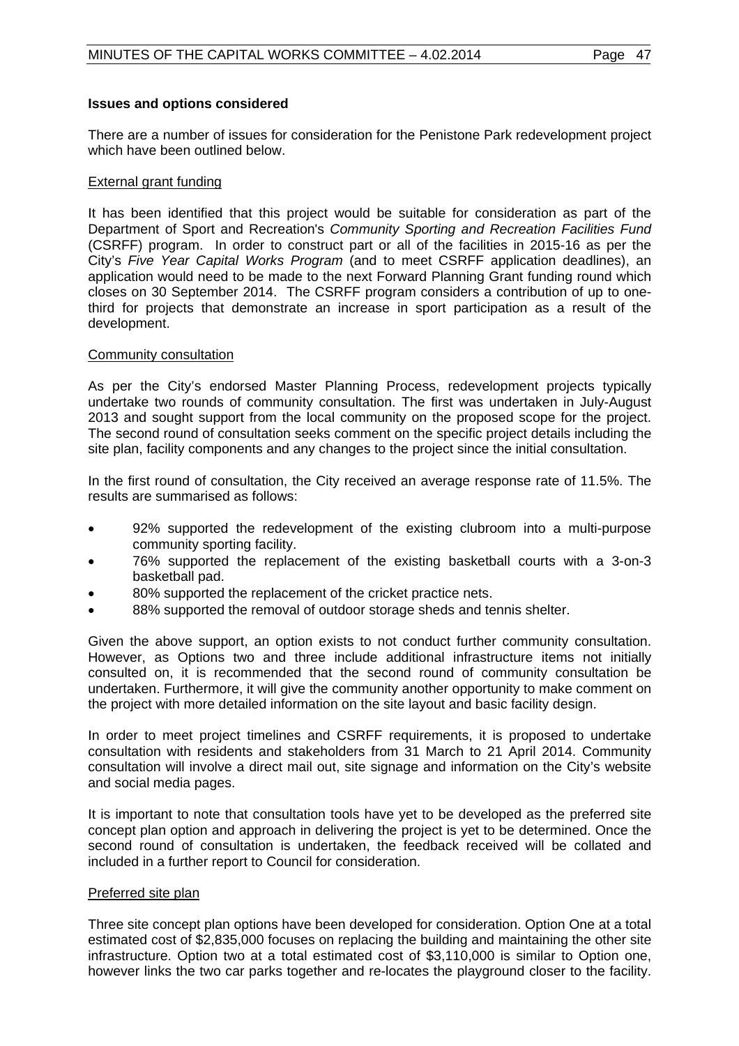**Issues and options considered**

There are a number of issues for consideration for the Penistone Park redevelopment project which have been outlined below.

External grant funding

It has been identified that this project would be suitable for consideration as part of the Department of Sport and Recreation's *Community Sporting and Recreation Facilities Fund* (CSRFF) program. In order to construct part or all of the facilities in 2015-16 as per the City's *Five Year Capital Works Program* (and to meet CSRFF application deadlines), an application would need to be made to the next Forward Planning Grant funding round which closes on 30 September 2014. The CSRFF program considers a contribution of up to one-third for projects that demonstrate an increase in sport participation as a result of the development.

Community consultation

As per the City's endorsed Master Planning Process, redevelopment projects typically undertake two rounds of community consultation. The first was undertaken in July-August 2013 and sought support from the local community on the proposed scope for the project. The second round of consultation seeks comment on the specific project details including the site plan, facility components and any changes to the project since the initial consultation.

In the first round of consultation, the City received an average response rate of 11.5%. The results are summarised as follows:

- 92% supported the redevelopment of the existing clubroom into a multi-purpose community sporting facility.
- 76% supported the replacement of the existing basketball courts with a 3-on-3 basketball pad.
- 80% supported the replacement of the cricket practice nets.
- 88% supported the removal of outdoor storage sheds and tennis shelter.

Given the above support, an option exists to not conduct further community consultation. However, as Options two and three include additional infrastructure items not initially consulted on, it is recommended that the second round of community consultation be undertaken. Furthermore, it will give the community another opportunity to make comment on the project with more detailed information on the site layout and basic facility design.

In order to meet project timelines and CSRFF requirements, it is proposed to undertake consultation with residents and stakeholders from 31 March to 21 April 2014. Community consultation will involve a direct mail out, site signage and information on the City's website and social media pages.

It is important to note that consultation tools have yet to be developed as the preferred site concept plan option and approach in delivering the project is yet to be determined. Once the second round of consultation is undertaken, the feedback received will be collated and included in a further report to Council for consideration.

Preferred site plan

Three site concept plan options have been developed for consideration. Option One at a total estimated cost of $2,835,000 focuses on replacing the building and maintaining the other site infrastructure. Option two at a total estimated cost of $3,110,000 is similar to Option one, however links the two car parks together and re-locates the playground closer to the facility.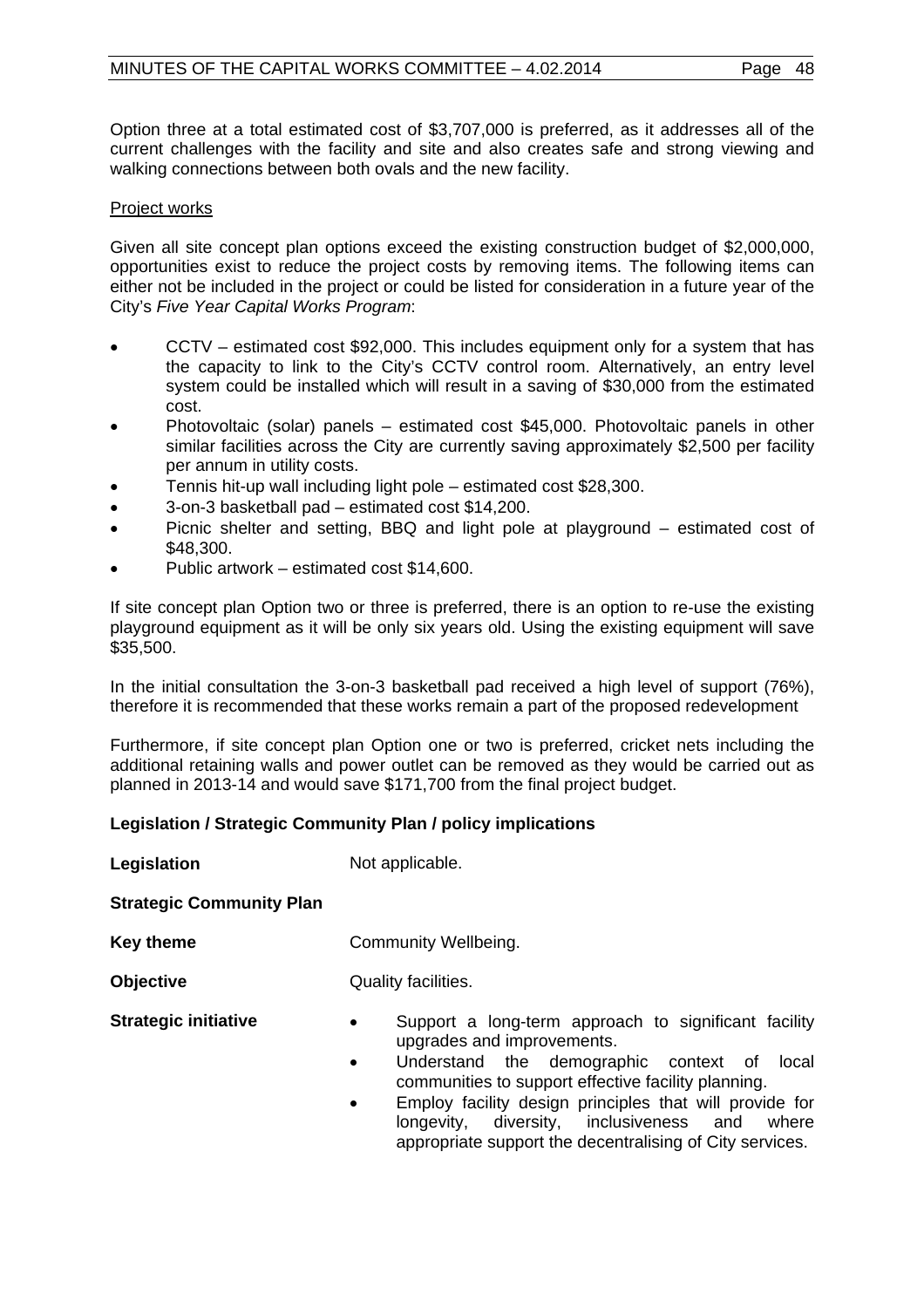Option three at a total estimated cost of $3,707,000 is preferred, as it addresses all of the current challenges with the facility and site and also creates safe and strong viewing and walking connections between both ovals and the new facility.

Project works

Given all site concept plan options exceed the existing construction budget of $2,000,000, opportunities exist to reduce the project costs by removing items. The following items can either not be included in the project or could be listed for consideration in a future year of the City's *Five Year Capital Works Program*:

- CCTV – estimated cost $92,000. This includes equipment only for a system that has the capacity to link to the City's CCTV control room. Alternatively, an entry level system could be installed which will result in a saving of $30,000 from the estimated cost.
- Photovoltaic (solar) panels – estimated cost $45,000. Photovoltaic panels in other similar facilities across the City are currently saving approximately $2,500 per facility per annum in utility costs.
- Tennis hit-up wall including light pole – estimated cost $28,300.
- 3-on-3 basketball pad – estimated cost $14,200.
- Picnic shelter and setting, BBQ and light pole at playground – estimated cost of $48,300.
- Public artwork – estimated cost $14,600.

If site concept plan Option two or three is preferred, there is an option to re-use the existing playground equipment as it will be only six years old. Using the existing equipment will save $35,500.

In the initial consultation the 3-on-3 basketball pad received a high level of support (76%), therefore it is recommended that these works remain a part of the proposed redevelopment

Furthermore, if site concept plan Option one or two is preferred, cricket nets including the additional retaining walls and power outlet can be removed as they would be carried out as planned in 2013-14 and would save $171,700 from the final project budget.

**Legislation / Strategic Community Plan / policy implications**

**Legislation** Not applicable.

**Strategic Community Plan**

**Key theme** Community Wellbeing.

**Objective** Quality facilities.

**Strategic initiative**

- Support a long-term approach to significant facility upgrades and improvements.
- Understand the demographic context of local communities to support effective facility planning.
- Employ facility design principles that will provide for longevity, diversity, inclusiveness and where appropriate support the decentralising of City services.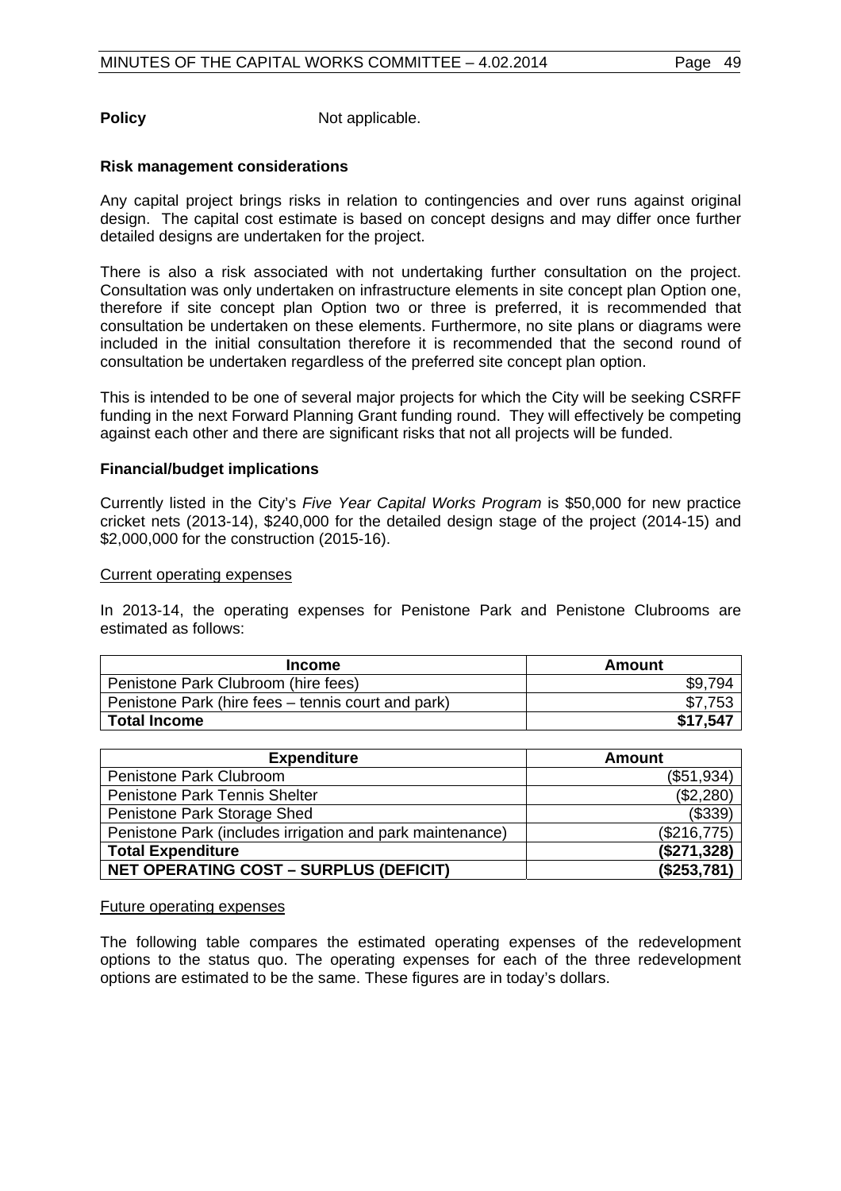**Policy** Not applicable.

**Risk management considerations**

Any capital project brings risks in relation to contingencies and over runs against original design. The capital cost estimate is based on concept designs and may differ once further detailed designs are undertaken for the project.

There is also a risk associated with not undertaking further consultation on the project. Consultation was only undertaken on infrastructure elements in site concept plan Option one, therefore if site concept plan Option two or three is preferred, it is recommended that consultation be undertaken on these elements. Furthermore, no site plans or diagrams were included in the initial consultation therefore it is recommended that the second round of consultation be undertaken regardless of the preferred site concept plan option.

This is intended to be one of several major projects for which the City will be seeking CSRFF funding in the next Forward Planning Grant funding round. They will effectively be competing against each other and there are significant risks that not all projects will be funded.

**Financial/budget implications**

Currently listed in the City's *Five Year Capital Works Program* is $50,000 for new practice cricket nets (2013-14), $240,000 for the detailed design stage of the project (2014-15) and $2,000,000 for the construction (2015-16).

Current operating expenses

In 2013-14, the operating expenses for Penistone Park and Penistone Clubrooms are estimated as follows:

| Income | Amount |
|---|---|
| Penistone Park Clubroom (hire fees) | $9,794 |
| Penistone Park (hire fees – tennis court and park) | $7,753 |
| **Total Income** | **$17,547** |

| Expenditure | Amount |
|---|---|
| Penistone Park Clubroom | ($51,934) |
| Penistone Park Tennis Shelter | ($2,280) |
| Penistone Park Storage Shed | ($339) |
| Penistone Park (includes irrigation and park maintenance) | ($216,775) |
| **Total Expenditure** | **($271,328)** |
| **NET OPERATING COST – SURPLUS (DEFICIT)** | **($253,781)** |

Future operating expenses

The following table compares the estimated operating expenses of the redevelopment options to the status quo. The operating expenses for each of the three redevelopment options are estimated to be the same. These figures are in today's dollars.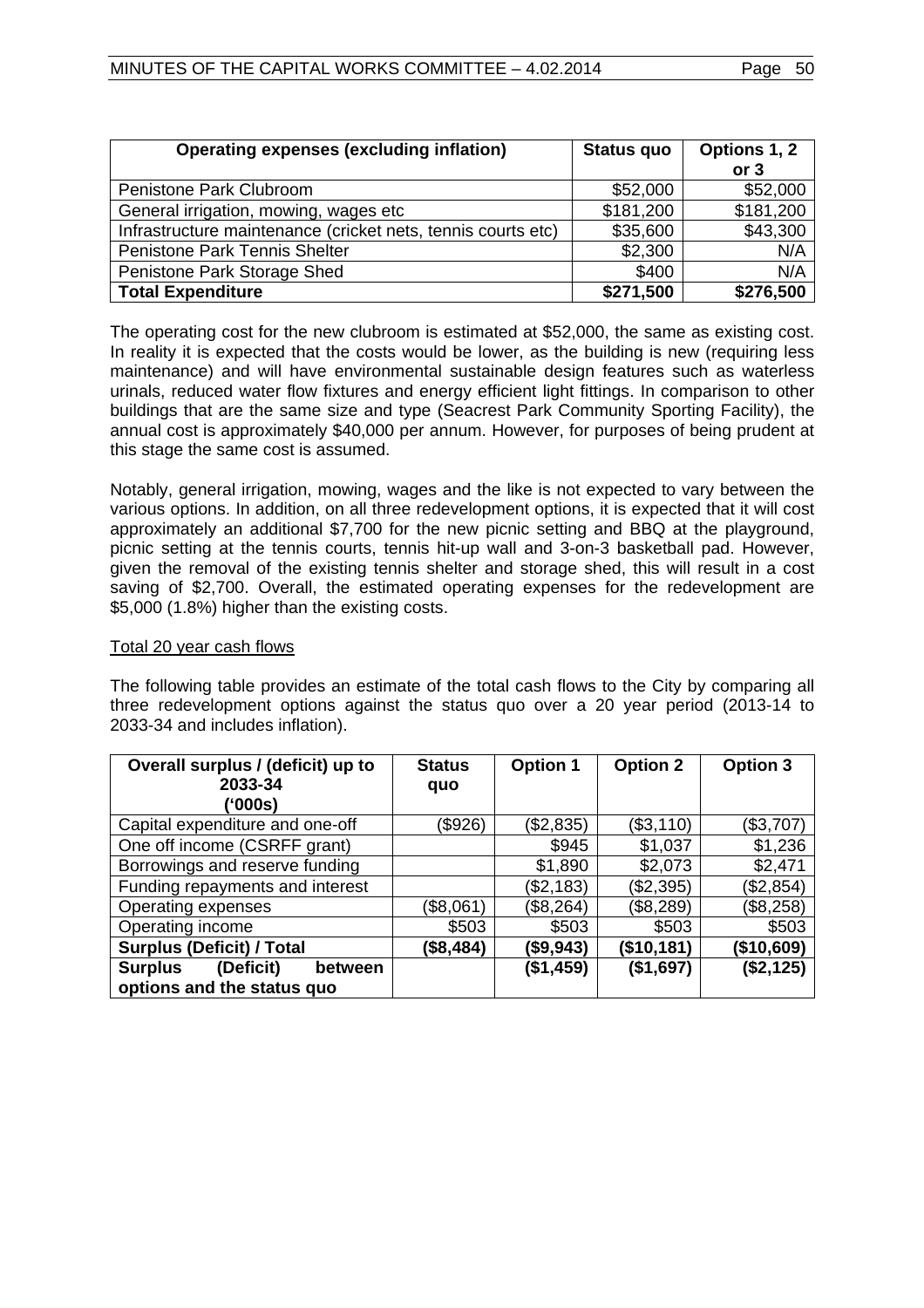| Operating expenses (excluding inflation) | Status quo | Options 1, 2 or 3 |
|---|---|---|
| Penistone Park Clubroom | $52,000 | $52,000 |
| General irrigation, mowing, wages etc | $181,200 | $181,200 |
| Infrastructure maintenance (cricket nets, tennis courts etc) | $35,600 | $43,300 |
| Penistone Park Tennis Shelter | $2,300 | N/A |
| Penistone Park Storage Shed | $400 | N/A |
| **Total Expenditure** | **$271,500** | **$276,500** |

The operating cost for the new clubroom is estimated at $52,000, the same as existing cost. In reality it is expected that the costs would be lower, as the building is new (requiring less maintenance) and will have environmental sustainable design features such as waterless urinals, reduced water flow fixtures and energy efficient light fittings. In comparison to other buildings that are the same size and type (Seacrest Park Community Sporting Facility), the annual cost is approximately $40,000 per annum. However, for purposes of being prudent at this stage the same cost is assumed.

Notably, general irrigation, mowing, wages and the like is not expected to vary between the various options. In addition, on all three redevelopment options, it is expected that it will cost approximately an additional $7,700 for the new picnic setting and BBQ at the playground, picnic setting at the tennis courts, tennis hit-up wall and 3-on-3 basketball pad. However, given the removal of the existing tennis shelter and storage shed, this will result in a cost saving of $2,700. Overall, the estimated operating expenses for the redevelopment are $5,000 (1.8%) higher than the existing costs.

Total 20 year cash flows

The following table provides an estimate of the total cash flows to the City by comparing all three redevelopment options against the status quo over a 20 year period (2013-14 to 2033-34 and includes inflation).

| Overall surplus / (deficit) up to 2033-34 ('000s) | Status quo | Option 1 | Option 2 | Option 3 |
|---|---|---|---|---|
| Capital expenditure and one-off | ($926) | ($2,835) | ($3,110) | ($3,707) |
| One off income (CSRFF grant) | | $945 | $1,037 | $1,236 |
| Borrowings and reserve funding | | $1,890 | $2,073 | $2,471 |
| Funding repayments and interest | | ($2,183) | ($2,395) | ($2,854) |
| Operating expenses | ($8,061) | ($8,264) | ($8,289) | ($8,258) |
| Operating income | $503 | $503 | $503 | $503 |
| **Surplus (Deficit) / Total** | **($8,484)** | **($9,943)** | **($10,181)** | **($10,609)** |
| **Surplus (Deficit) between options and the status quo** | | **($1,459)** | **($1,697)** | **($2,125)** |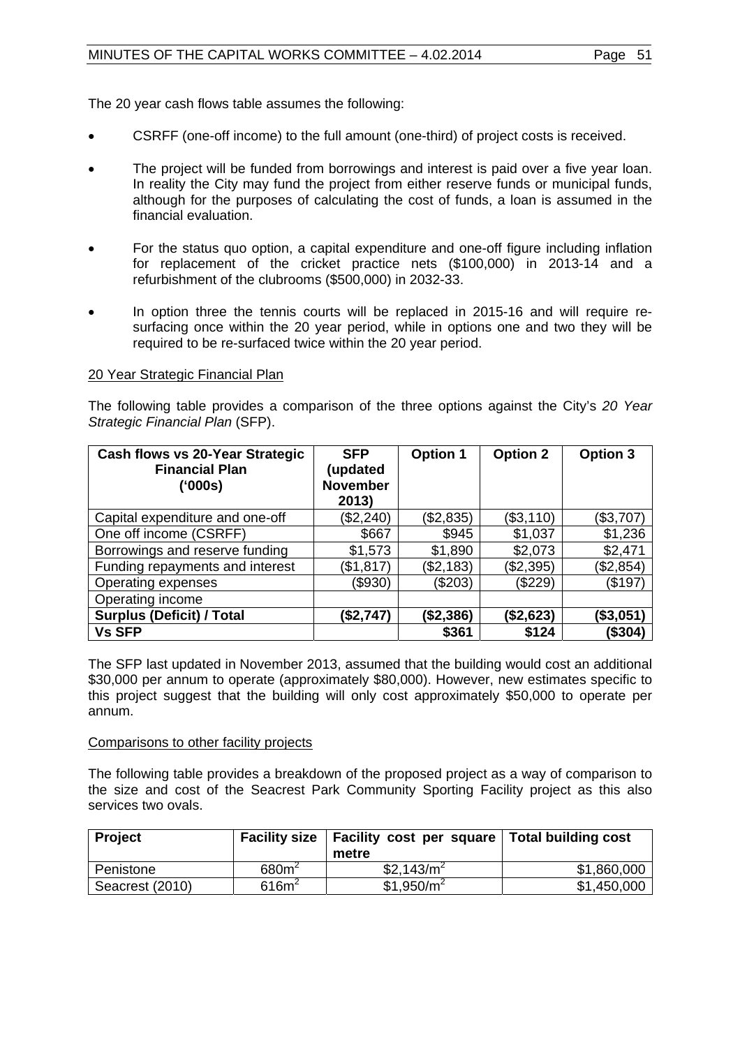The 20 year cash flows table assumes the following:

- CSRFF (one-off income) to the full amount (one-third) of project costs is received.
- The project will be funded from borrowings and interest is paid over a five year loan. In reality the City may fund the project from either reserve funds or municipal funds, although for the purposes of calculating the cost of funds, a loan is assumed in the financial evaluation.
- For the status quo option, a capital expenditure and one-off figure including inflation for replacement of the cricket practice nets ($100,000) in 2013-14 and a refurbishment of the clubrooms ($500,000) in 2032-33.
- In option three the tennis courts will be replaced in 2015-16 and will require re-surfacing once within the 20 year period, while in options one and two they will be required to be re-surfaced twice within the 20 year period.

20 Year Strategic Financial Plan

The following table provides a comparison of the three options against the City's *20 Year Strategic Financial Plan* (SFP).

| Cash flows vs 20-Year Strategic Financial Plan ('000s) | SFP (updated November 2013) | Option 1 | Option 2 | Option 3 |
|---|---|---|---|---|
| Capital expenditure and one-off | ($2,240) | ($2,835) | ($3,110) | ($3,707) |
| One off income (CSRFF) | $667 | $945 | $1,037 | $1,236 |
| Borrowings and reserve funding | $1,573 | $1,890 | $2,073 | $2,471 |
| Funding repayments and interest | ($1,817) | ($2,183) | ($2,395) | ($2,854) |
| Operating expenses | ($930) | ($203) | ($229) | ($197) |
| Operating income | | | | |
| **Surplus (Deficit) / Total** | **($2,747)** | **($2,386)** | **($2,623)** | **($3,051)** |
| **Vs SFP** | | **$361** | **$124** | **($304)** |

The SFP last updated in November 2013, assumed that the building would cost an additional $30,000 per annum to operate (approximately $80,000). However, new estimates specific to this project suggest that the building will only cost approximately $50,000 to operate per annum.

Comparisons to other facility projects

The following table provides a breakdown of the proposed project as a way of comparison to the size and cost of the Seacrest Park Community Sporting Facility project as this also services two ovals.

| Project | Facility size | Facility cost per square metre | Total building cost |
|---|---|---|---|
| Penistone | 680m$^2$ | $2,143/m$^2$ | $1,860,000 |
| Seacrest (2010) | 616m$^2$ | $1,950/m$^2$ | $1,450,000 |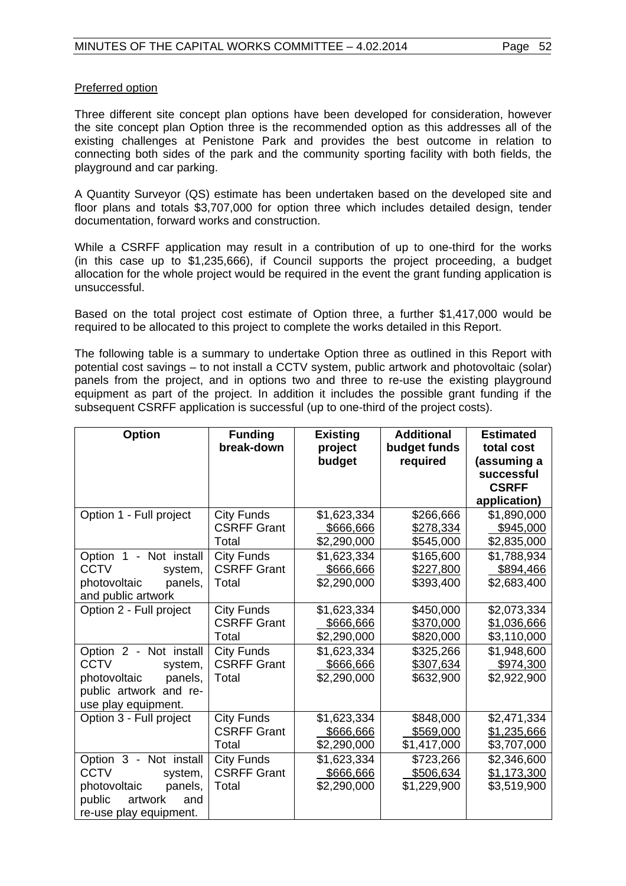Preferred option

Three different site concept plan options have been developed for consideration, however the site concept plan Option three is the recommended option as this addresses all of the existing challenges at Penistone Park and provides the best outcome in relation to connecting both sides of the park and the community sporting facility with both fields, the playground and car parking.

A Quantity Surveyor (QS) estimate has been undertaken based on the developed site and floor plans and totals $3,707,000 for option three which includes detailed design, tender documentation, forward works and construction.

While a CSRFF application may result in a contribution of up to one-third for the works (in this case up to $1,235,666), if Council supports the project proceeding, a budget allocation for the whole project would be required in the event the grant funding application is unsuccessful.

Based on the total project cost estimate of Option three, a further $1,417,000 would be required to be allocated to this project to complete the works detailed in this Report.

The following table is a summary to undertake Option three as outlined in this Report with potential cost savings – to not install a CCTV system, public artwork and photovoltaic (solar) panels from the project, and in options two and three to re-use the existing playground equipment as part of the project. In addition it includes the possible grant funding if the subsequent CSRFF application is successful (up to one-third of the project costs).

| Option | Funding break-down | Existing project budget | Additional budget funds required | Estimated total cost (assuming a successful CSRFF application) |
|---|---|---|---|---|
| Option 1 - Full project | City Funds<br>CSRFF Grant<br>Total | $1,623,334<br>$666,666<br>$2,290,000 | $266,666<br>$278,334<br>$545,000 | $1,890,000<br>$945,000<br>$2,835,000 |
| Option 1 - Not install CCTV system, photovoltaic panels, and public artwork | City Funds<br>CSRFF Grant<br>Total | $1,623,334<br>$666,666<br>$2,290,000 | $165,600<br>$227,800<br>$393,400 | $1,788,934<br>$894,466<br>$2,683,400 |
| Option 2 - Full project | City Funds<br>CSRFF Grant<br>Total | $1,623,334<br>$666,666<br>$2,290,000 | $450,000<br>$370,000<br>$820,000 | $2,073,334<br>$1,036,666<br>$3,110,000 |
| Option 2 - Not install CCTV system, photovoltaic panels, public artwork and re-use play equipment. | City Funds<br>CSRFF Grant<br>Total | $1,623,334<br>$666,666<br>$2,290,000 | $325,266<br>$307,634<br>$632,900 | $1,948,600<br>$974,300<br>$2,922,900 |
| Option 3 - Full project | City Funds<br>CSRFF Grant<br>Total | $1,623,334<br>$666,666<br>$2,290,000 | $848,000<br>$569,000<br>$1,417,000 | $2,471,334<br>$1,235,666<br>$3,707,000 |
| Option 3 - Not install CCTV system, photovoltaic panels, public artwork and re-use play equipment. | City Funds<br>CSRFF Grant<br>Total | $1,623,334<br>$666,666<br>$2,290,000 | $723,266<br>$506,634<br>$1,229,900 | $2,346,600<br>$1,173,300<br>$3,519,900 |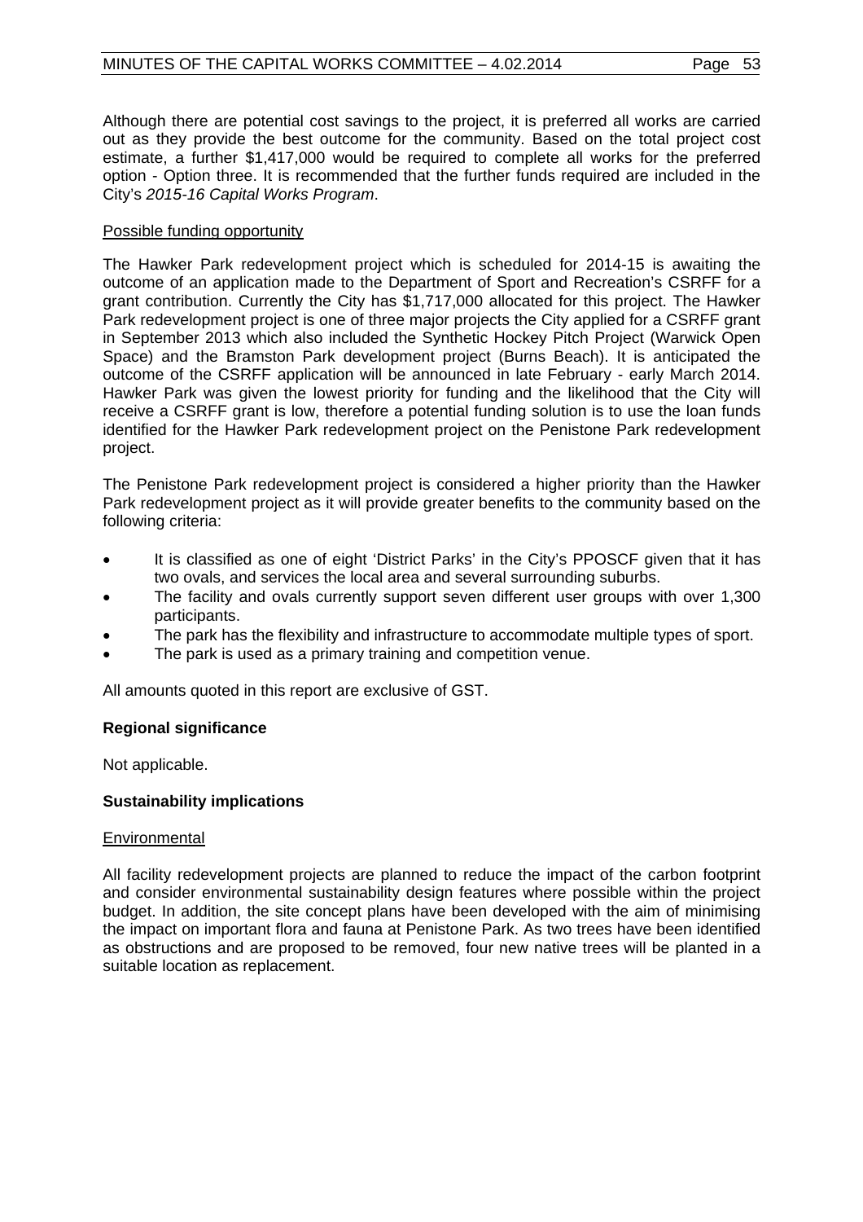Although there are potential cost savings to the project, it is preferred all works are carried out as they provide the best outcome for the community. Based on the total project cost estimate, a further $1,417,000 would be required to complete all works for the preferred option - Option three. It is recommended that the further funds required are included in the City's *2015-16 Capital Works Program*.

Possible funding opportunity

The Hawker Park redevelopment project which is scheduled for 2014-15 is awaiting the outcome of an application made to the Department of Sport and Recreation's CSRFF for a grant contribution. Currently the City has $1,717,000 allocated for this project. The Hawker Park redevelopment project is one of three major projects the City applied for a CSRFF grant in September 2013 which also included the Synthetic Hockey Pitch Project (Warwick Open Space) and the Bramston Park development project (Burns Beach). It is anticipated the outcome of the CSRFF application will be announced in late February - early March 2014. Hawker Park was given the lowest priority for funding and the likelihood that the City will receive a CSRFF grant is low, therefore a potential funding solution is to use the loan funds identified for the Hawker Park redevelopment project on the Penistone Park redevelopment project.

The Penistone Park redevelopment project is considered a higher priority than the Hawker Park redevelopment project as it will provide greater benefits to the community based on the following criteria:

- It is classified as one of eight 'District Parks' in the City's PPOSCF given that it has two ovals, and services the local area and several surrounding suburbs.
- The facility and ovals currently support seven different user groups with over 1,300 participants.
- The park has the flexibility and infrastructure to accommodate multiple types of sport.
- The park is used as a primary training and competition venue.

All amounts quoted in this report are exclusive of GST.

**Regional significance**

Not applicable.

**Sustainability implications**

Environmental

All facility redevelopment projects are planned to reduce the impact of the carbon footprint and consider environmental sustainability design features where possible within the project budget. In addition, the site concept plans have been developed with the aim of minimising the impact on important flora and fauna at Penistone Park. As two trees have been identified as obstructions and are proposed to be removed, four new native trees will be planted in a suitable location as replacement.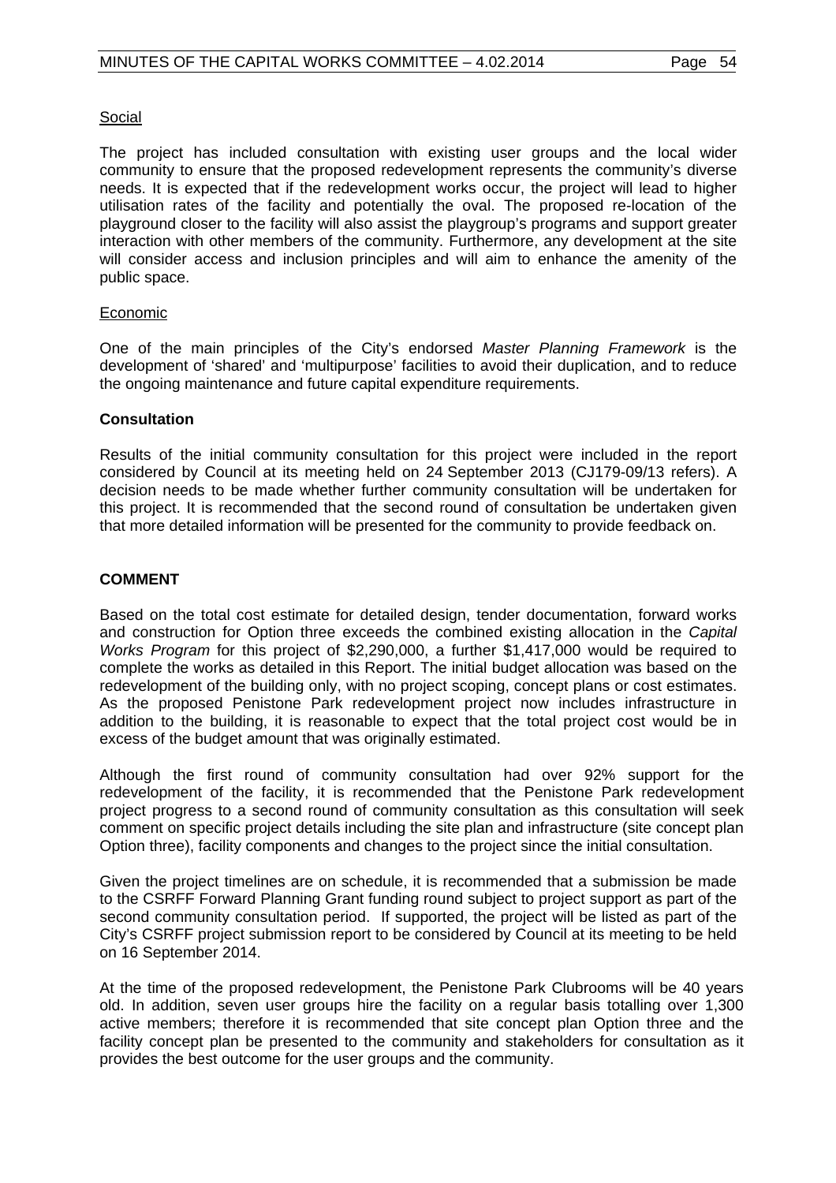Social

The project has included consultation with existing user groups and the local wider community to ensure that the proposed redevelopment represents the community's diverse needs. It is expected that if the redevelopment works occur, the project will lead to higher utilisation rates of the facility and potentially the oval. The proposed re-location of the playground closer to the facility will also assist the playgroup's programs and support greater interaction with other members of the community. Furthermore, any development at the site will consider access and inclusion principles and will aim to enhance the amenity of the public space.

Economic

One of the main principles of the City's endorsed *Master Planning Framework* is the development of 'shared' and 'multipurpose' facilities to avoid their duplication, and to reduce the ongoing maintenance and future capital expenditure requirements.

**Consultation**

Results of the initial community consultation for this project were included in the report considered by Council at its meeting held on 24 September 2013 (CJ179-09/13 refers). A decision needs to be made whether further community consultation will be undertaken for this project. It is recommended that the second round of consultation be undertaken given that more detailed information will be presented for the community to provide feedback on.

**COMMENT**

Based on the total cost estimate for detailed design, tender documentation, forward works and construction for Option three exceeds the combined existing allocation in the *Capital Works Program* for this project of $2,290,000, a further $1,417,000 would be required to complete the works as detailed in this Report. The initial budget allocation was based on the redevelopment of the building only, with no project scoping, concept plans or cost estimates. As the proposed Penistone Park redevelopment project now includes infrastructure in addition to the building, it is reasonable to expect that the total project cost would be in excess of the budget amount that was originally estimated.

Although the first round of community consultation had over 92% support for the redevelopment of the facility, it is recommended that the Penistone Park redevelopment project progress to a second round of community consultation as this consultation will seek comment on specific project details including the site plan and infrastructure (site concept plan Option three), facility components and changes to the project since the initial consultation.

Given the project timelines are on schedule, it is recommended that a submission be made to the CSRFF Forward Planning Grant funding round subject to project support as part of the second community consultation period. If supported, the project will be listed as part of the City's CSRFF project submission report to be considered by Council at its meeting to be held on 16 September 2014.

At the time of the proposed redevelopment, the Penistone Park Clubrooms will be 40 years old. In addition, seven user groups hire the facility on a regular basis totalling over 1,300 active members; therefore it is recommended that site concept plan Option three and the facility concept plan be presented to the community and stakeholders for consultation as it provides the best outcome for the user groups and the community.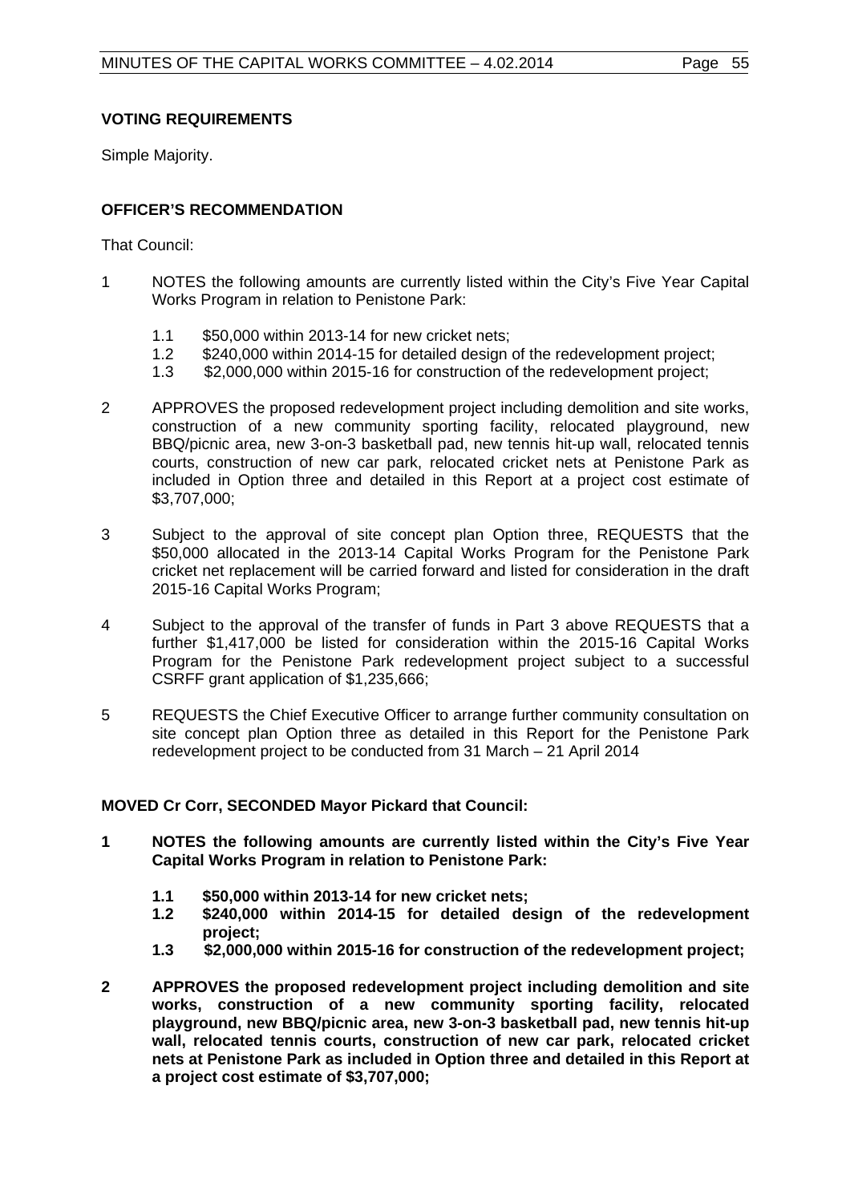**VOTING REQUIREMENTS**

Simple Majority.

**OFFICER'S RECOMMENDATION**

That Council:

1 NOTES the following amounts are currently listed within the City's Five Year Capital Works Program in relation to Penistone Park:

    1.1 $50,000 within 2013-14 for new cricket nets;
    1.2 $240,000 within 2014-15 for detailed design of the redevelopment project;
    1.3 $2,000,000 within 2015-16 for construction of the redevelopment project;

2 APPROVES the proposed redevelopment project including demolition and site works, construction of a new community sporting facility, relocated playground, new BBQ/picnic area, new 3-on-3 basketball pad, new tennis hit-up wall, relocated tennis courts, construction of new car park, relocated cricket nets at Penistone Park as included in Option three and detailed in this Report at a project cost estimate of $3,707,000;

3 Subject to the approval of site concept plan Option three, REQUESTS that the $50,000 allocated in the 2013-14 Capital Works Program for the Penistone Park cricket net replacement will be carried forward and listed for consideration in the draft 2015-16 Capital Works Program;

4 Subject to the approval of the transfer of funds in Part 3 above REQUESTS that a further $1,417,000 be listed for consideration within the 2015-16 Capital Works Program for the Penistone Park redevelopment project subject to a successful CSRFF grant application of $1,235,666;

5 REQUESTS the Chief Executive Officer to arrange further community consultation on site concept plan Option three as detailed in this Report for the Penistone Park redevelopment project to be conducted from 31 March – 21 April 2014

**MOVED Cr Corr, SECONDED Mayor Pickard that Council:**

**1 NOTES the following amounts are currently listed within the City's Five Year Capital Works Program in relation to Penistone Park:**

    **1.1 $50,000 within 2013-14 for new cricket nets;**
    **1.2 $240,000 within 2014-15 for detailed design of the redevelopment project;**
    **1.3 $2,000,000 within 2015-16 for construction of the redevelopment project;**

**2 APPROVES the proposed redevelopment project including demolition and site works, construction of a new community sporting facility, relocated playground, new BBQ/picnic area, new 3-on-3 basketball pad, new tennis hit-up wall, relocated tennis courts, construction of new car park, relocated cricket nets at Penistone Park as included in Option three and detailed in this Report at a project cost estimate of $3,707,000;**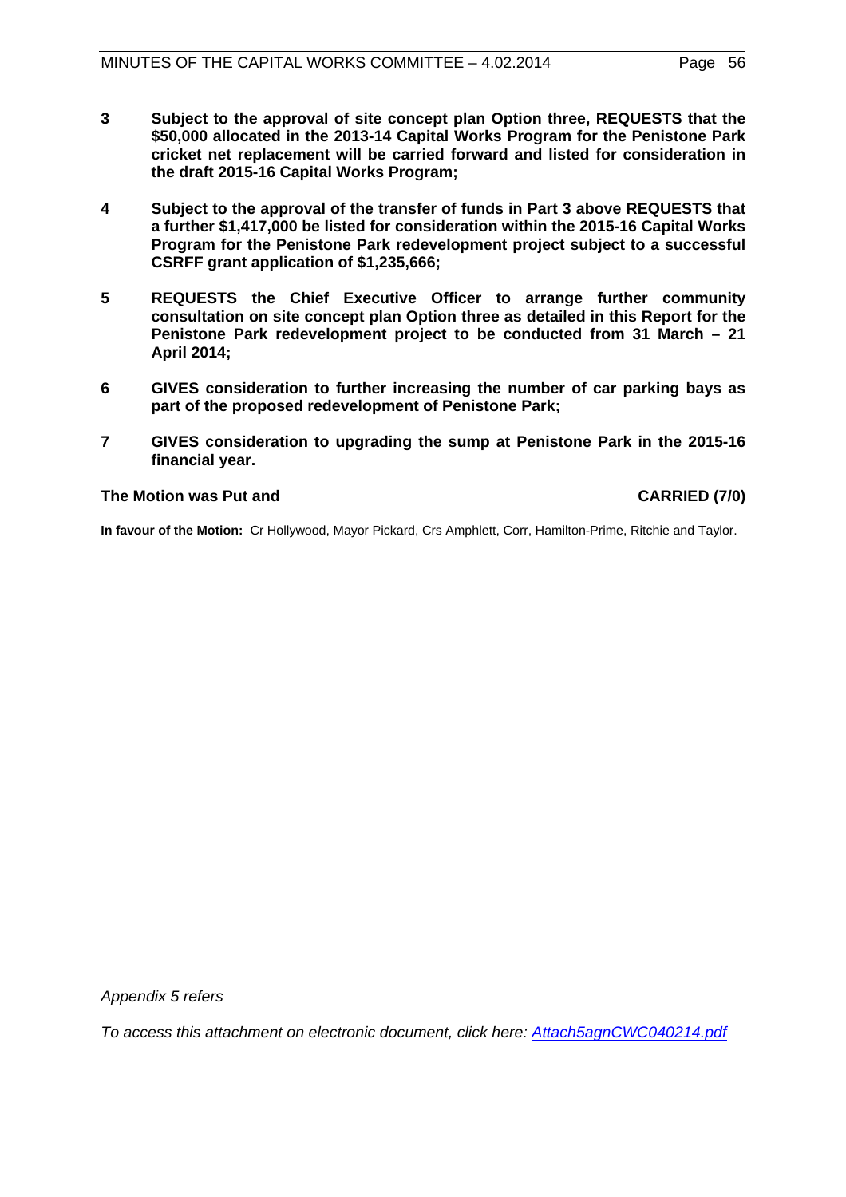**3 Subject to the approval of site concept plan Option three, REQUESTS that the $50,000 allocated in the 2013-14 Capital Works Program for the Penistone Park cricket net replacement will be carried forward and listed for consideration in the draft 2015-16 Capital Works Program;**

**4 Subject to the approval of the transfer of funds in Part 3 above REQUESTS that a further $1,417,000 be listed for consideration within the 2015-16 Capital Works Program for the Penistone Park redevelopment project subject to a successful CSRFF grant application of $1,235,666;**

**5 REQUESTS the Chief Executive Officer to arrange further community consultation on site concept plan Option three as detailed in this Report for the Penistone Park redevelopment project to be conducted from 31 March – 21 April 2014;**

**6 GIVES consideration to further increasing the number of car parking bays as part of the proposed redevelopment of Penistone Park;**

**7 GIVES consideration to upgrading the sump at Penistone Park in the 2015-16 financial year.**

**The Motion was Put and CARRIED (7/0)**

**In favour of the Motion:** Cr Hollywood, Mayor Pickard, Crs Amphlett, Corr, Hamilton-Prime, Ritchie and Taylor.

*Appendix 5 refers*

*To access this attachment on electronic document, click here: [Attach5agnCWC040214.pdf](Attach5agnCWC040214.pdf)*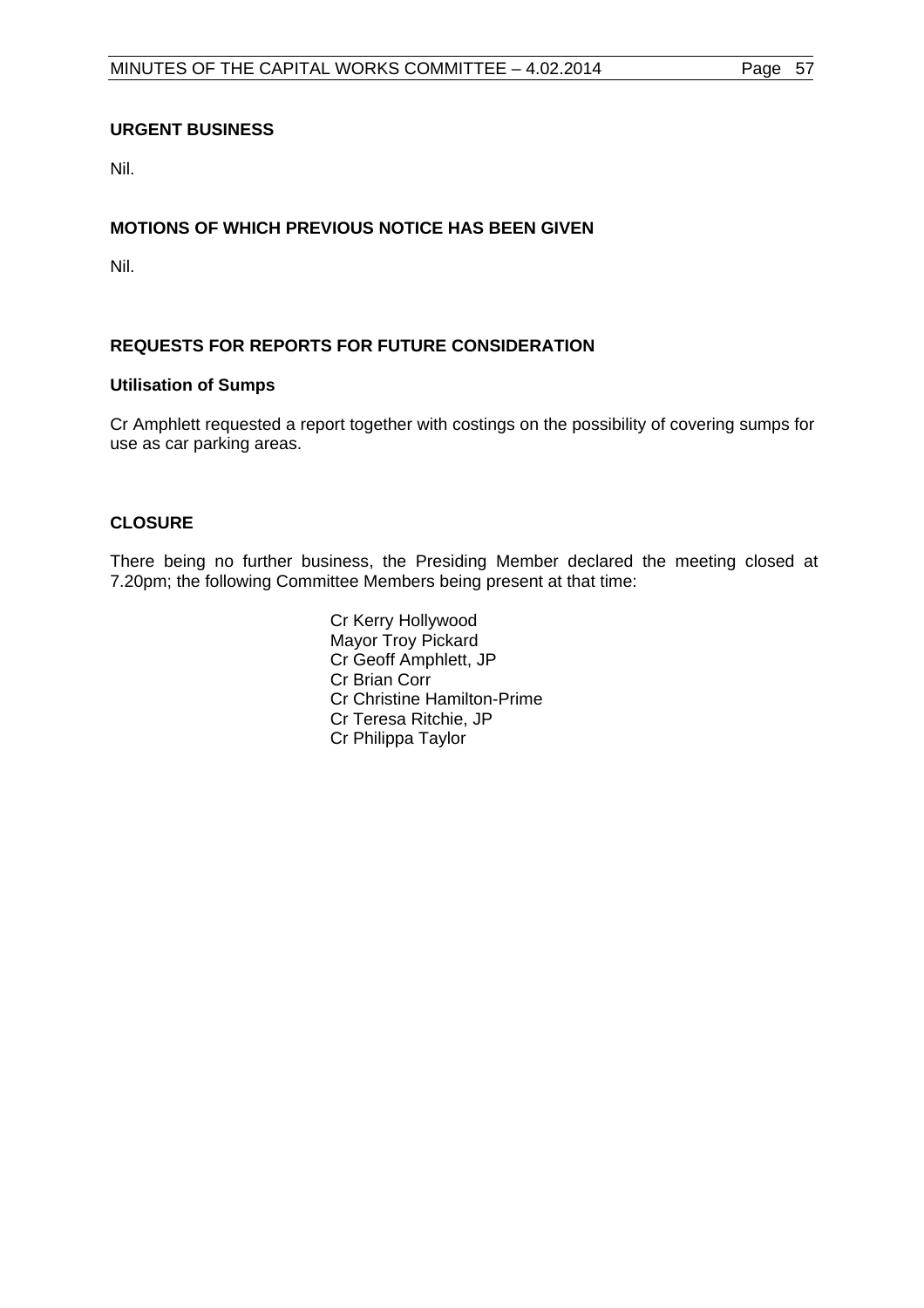## URGENT BUSINESS

Nil.

## MOTIONS OF WHICH PREVIOUS NOTICE HAS BEEN GIVEN

Nil.

## REQUESTS FOR REPORTS FOR FUTURE CONSIDERATION

### Utilisation of Sumps

Cr Amphlett requested a report together with costings on the possibility of covering sumps for use as car parking areas.

## CLOSURE

There being no further business, the Presiding Member declared the meeting closed at 7.20pm; the following Committee Members being present at that time:

Cr Kerry Hollywood
Mayor Troy Pickard
Cr Geoff Amphlett, JP
Cr Brian Corr
Cr Christine Hamilton-Prime
Cr Teresa Ritchie, JP
Cr Philippa Taylor